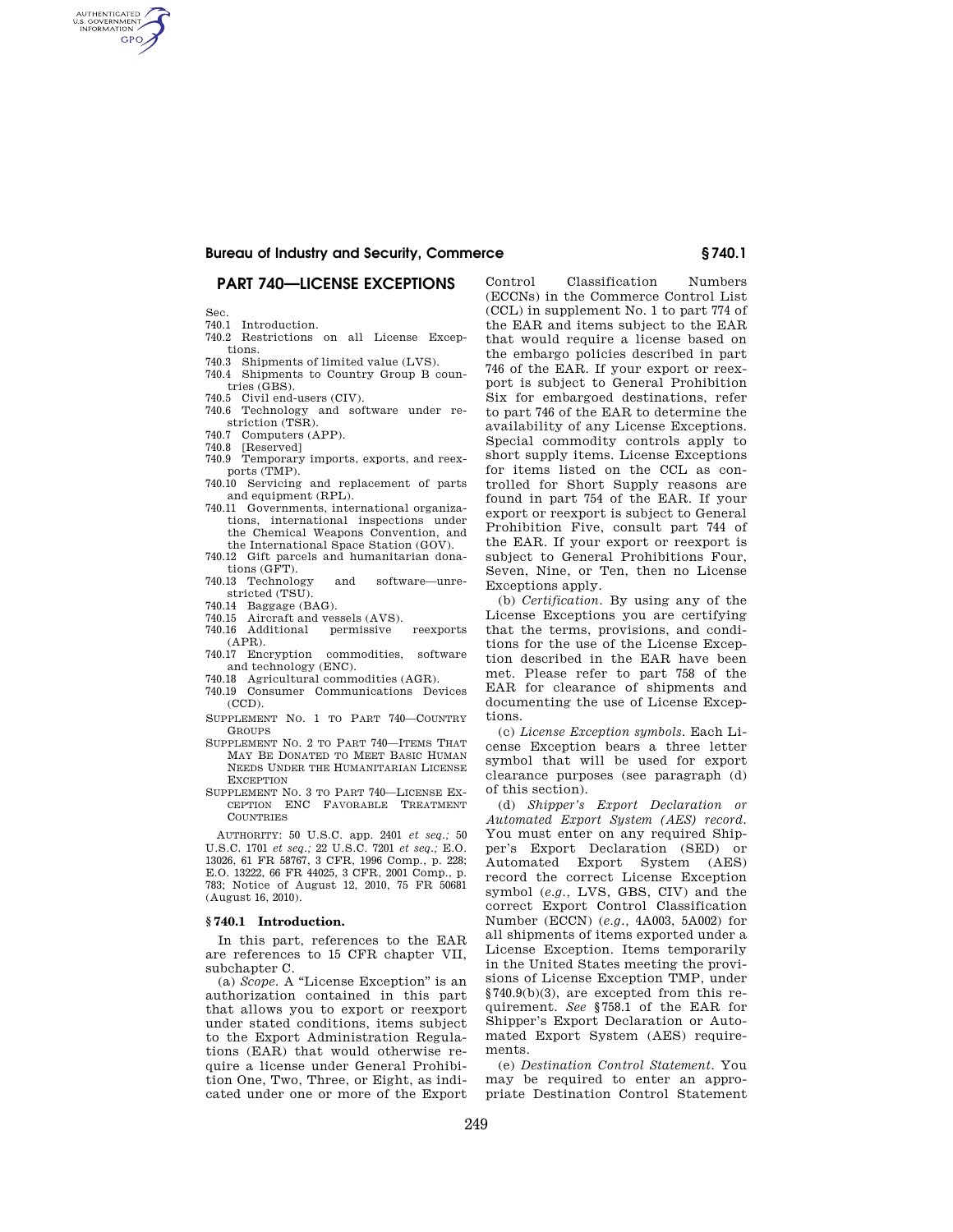# PART 740—LICENSE EXCEPTIONS

Sec.
740.1 Introduction.
740.2 Restrictions on all License Exceptions.
740.3 Shipments of limited value (LVS).
740.4 Shipments to Country Group B countries (GBS).
740.5 Civil end-users (CIV).
740.6 Technology and software under restriction (TSR).
740.7 Computers (APP).
740.8 [Reserved]
740.9 Temporary imports, exports, and reexports (TMP).
740.10 Servicing and replacement of parts and equipment (RPL).
740.11 Governments, international organizations, international inspections under the Chemical Weapons Convention, and the International Space Station (GOV).
740.12 Gift parcels and humanitarian donations (GFT).
740.13 Technology and software—unrestricted (TSU).
740.14 Baggage (BAG).
740.15 Aircraft and vessels (AVS).
740.16 Additional permissive reexports (APR).
740.17 Encryption commodities, software and technology (ENC).
740.18 Agricultural commodities (AGR).
740.19 Consumer Communications Devices (CCD).
SUPPLEMENT NO. 1 TO PART 740—COUNTRY GROUPS
SUPPLEMENT NO. 2 TO PART 740—ITEMS THAT MAY BE DONATED TO MEET BASIC HUMAN NEEDS UNDER THE HUMANITARIAN LICENSE EXCEPTION
SUPPLEMENT NO. 3 TO PART 740—LICENSE EXCEPTION ENC FAVORABLE TREATMENT COUNTRIES

AUTHORITY: 50 U.S.C. app. 2401 *et seq.*; 50 U.S.C. 1701 *et seq.*; 22 U.S.C. 7201 *et seq.*; E.O. 13026, 61 FR 58767, 3 CFR, 1996 Comp., p. 228; E.O. 13222, 66 FR 44025, 3 CFR, 2001 Comp., p. 783; Notice of August 12, 2010, 75 FR 50681 (August 16, 2010).

## § 740.1 Introduction.

In this part, references to the EAR are references to 15 CFR chapter VII, subchapter C.

(a) *Scope.* A "License Exception" is an authorization contained in this part that allows you to export or reexport under stated conditions, items subject to the Export Administration Regulations (EAR) that would otherwise require a license under General Prohibition One, Two, Three, or Eight, as indicated under one or more of the Export Control Classification Numbers (ECCNs) in the Commerce Control List (CCL) in supplement No. 1 to part 774 of the EAR and items subject to the EAR that would require a license based on the embargo policies described in part 746 of the EAR. If your export or reexport is subject to General Prohibition Six for embargoed destinations, refer to part 746 of the EAR to determine the availability of any License Exceptions. Special commodity controls apply to short supply items. License Exceptions for items listed on the CCL as controlled for Short Supply reasons are found in part 754 of the EAR. If your export or reexport is subject to General Prohibition Five, consult part 744 of the EAR. If your export or reexport is subject to General Prohibitions Four, Seven, Nine, or Ten, then no License Exceptions apply.

(b) *Certification.* By using any of the License Exceptions you are certifying that the terms, provisions, and conditions for the use of the License Exception described in the EAR have been met. Please refer to part 758 of the EAR for clearance of shipments and documenting the use of License Exceptions.

(c) *License Exception symbols.* Each License Exception bears a three letter symbol that will be used for export clearance purposes (see paragraph (d) of this section).

(d) *Shipper's Export Declaration or Automated Export System (AES) record.* You must enter on any required Shipper's Export Declaration (SED) or Automated Export System (AES) record the correct License Exception symbol (*e.g.*, LVS, GBS, CIV) and the correct Export Control Classification Number (ECCN) (*e.g.*, 4A003, 5A002) for all shipments of items exported under a License Exception. Items temporarily in the United States meeting the provisions of License Exception TMP, under §740.9(b)(3), are excepted from this requirement. *See* §758.1 of the EAR for Shipper's Export Declaration or Automated Export System (AES) requirements.

(e) *Destination Control Statement.* You may be required to enter an appropriate Destination Control Statement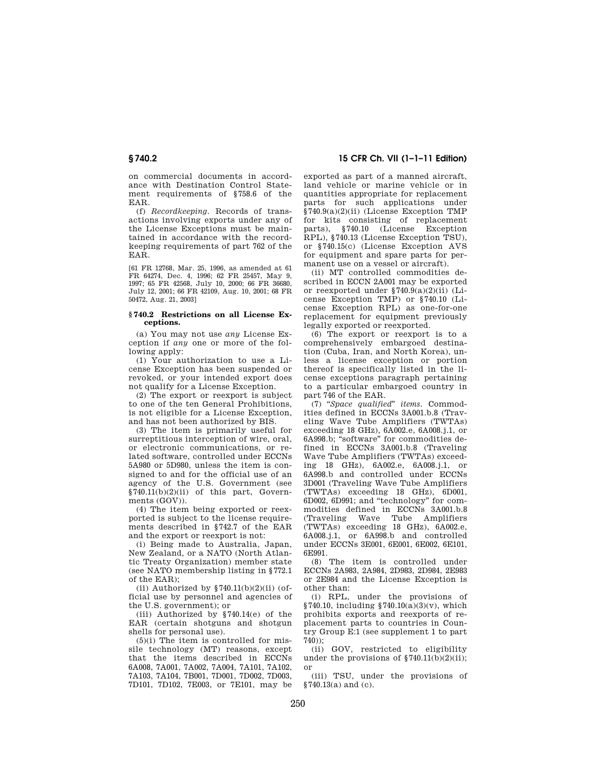on commercial documents in accordance with Destination Control Statement requirements of §758.6 of the EAR.

(f) *Recordkeeping.* Records of transactions involving exports under any of the License Exceptions must be maintained in accordance with the recordkeeping requirements of part 762 of the EAR.

[61 FR 12768, Mar. 25, 1996, as amended at 61 FR 64274, Dec. 4, 1996; 62 FR 25457, May 9, 1997; 65 FR 42568, July 10, 2000; 66 FR 36680, July 12, 2001; 66 FR 42109, Aug. 10, 2001; 68 FR 50472, Aug. 21, 2003]

### §740.2 Restrictions on all License Exceptions.

(a) You may not use *any* License Exception if *any* one or more of the following apply:

(1) Your authorization to use a License Exception has been suspended or revoked, or your intended export does not qualify for a License Exception.

(2) The export or reexport is subject to one of the ten General Prohibitions, is not eligible for a License Exception, and has not been authorized by BIS.

(3) The item is primarily useful for surreptitious interception of wire, oral, or electronic communications, or related software, controlled under ECCNs 5A980 or 5D980, unless the item is consigned to and for the official use of an agency of the U.S. Government (see §740.11(b)(2)(ii) of this part, Governments (GOV)).

(4) The item being exported or reexported is subject to the license requirements described in §742.7 of the EAR and the export or reexport is not:

(i) Being made to Australia, Japan, New Zealand, or a NATO (North Atlantic Treaty Organization) member state (see NATO membership listing in §772.1 of the EAR);

(ii) Authorized by §740.11(b)(2)(ii) (official use by personnel and agencies of the U.S. government); or

(iii) Authorized by §740.14(e) of the EAR (certain shotguns and shotgun shells for personal use).

(5)(i) The item is controlled for missile technology (MT) reasons, except that the items described in ECCNs 6A008, 7A001, 7A002, 7A004, 7A101, 7A102, 7A103, 7A104, 7B001, 7D001, 7D002, 7D003, 7D101, 7D102, 7E003, or 7E101, may be exported as part of a manned aircraft, land vehicle or marine vehicle or in quantities appropriate for replacement parts for such applications under §740.9(a)(2)(ii) (License Exception TMP for kits consisting of replacement parts), §740.10 (License Exception RPL), §740.13 (License Exception TSU), or §740.15(c) (License Exception AVS for equipment and spare parts for permanent use on a vessel or aircraft).

(ii) MT controlled commodities described in ECCN 2A001 may be exported or reexported under §740.9(a)(2)(ii) (License Exception TMP) or §740.10 (License Exception RPL) as one-for-one replacement for equipment previously legally exported or reexported.

(6) The export or reexport is to a comprehensively embargoed destination (Cuba, Iran, and North Korea), unless a license exception or portion thereof is specifically listed in the license exceptions paragraph pertaining to a particular embargoed country in part 746 of the EAR.

(7) "*Space qualified*" *items.* Commodities defined in ECCNs 3A001.b.8 (Traveling Wave Tube Amplifiers (TWTAs) exceeding 18 GHz), 6A002.e, 6A008.j.1, or 6A998.b; "software" for commodities defined in ECCNs 3A001.b.8 (Traveling Wave Tube Amplifiers (TWTAs) exceeding 18 GHz), 6A002.e, 6A008.j.1, or 6A998.b and controlled under ECCNs 3D001 (Traveling Wave Tube Amplifiers (TWTAs) exceeding 18 GHz), 6D001, 6D002, 6D991; and "technology" for commodities defined in ECCNs 3A001.b.8 (Traveling Wave Tube Amplifiers (TWTAs) exceeding 18 GHz), 6A002.e, 6A008.j.1, or 6A998.b and controlled under ECCNs 3E001, 6E001, 6E002, 6E101, 6E991.

(8) The item is controlled under ECCNs 2A983, 2A984, 2D983, 2D984, 2E983 or 2E984 and the License Exception is other than:

(i) RPL, under the provisions of §740.10, including §740.10(a)(3)(v), which prohibits exports and reexports of replacement parts to countries in Country Group E:1 (see supplement 1 to part 740));

(ii) GOV, restricted to eligibility under the provisions of §740.11(b)(2)(ii); or

(iii) TSU, under the provisions of §740.13(a) and (c).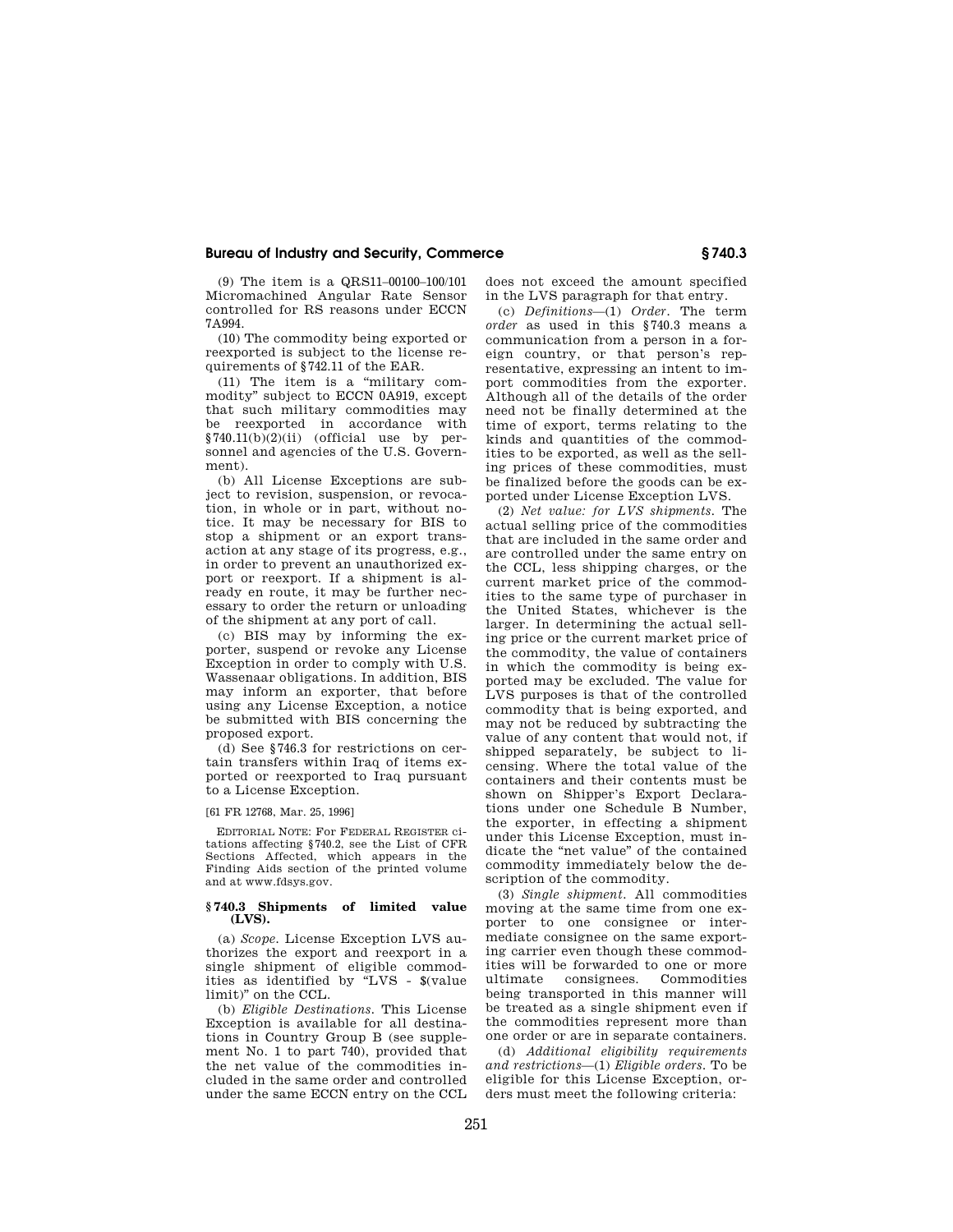(9) The item is a QRS11–00100–100/101 Micromachined Angular Rate Sensor controlled for RS reasons under ECCN 7A994.

(10) The commodity being exported or reexported is subject to the license requirements of §742.11 of the EAR.

(11) The item is a "military commodity" subject to ECCN 0A919, except that such military commodities may be reexported in accordance with §740.11(b)(2)(ii) (official use by personnel and agencies of the U.S. Government).

(b) All License Exceptions are subject to revision, suspension, or revocation, in whole or in part, without notice. It may be necessary for BIS to stop a shipment or an export transaction at any stage of its progress, e.g., in order to prevent an unauthorized export or reexport. If a shipment is already en route, it may be further necessary to order the return or unloading of the shipment at any port of call.

(c) BIS may by informing the exporter, suspend or revoke any License Exception in order to comply with U.S. Wassenaar obligations. In addition, BIS may inform an exporter, that before using any License Exception, a notice be submitted with BIS concerning the proposed export.

(d) See §746.3 for restrictions on certain transfers within Iraq of items exported or reexported to Iraq pursuant to a License Exception.

[61 FR 12768, Mar. 25, 1996]

EDITORIAL NOTE: For FEDERAL REGISTER citations affecting §740.2, see the List of CFR Sections Affected, which appears in the Finding Aids section of the printed volume and at www.fdsys.gov.

## §740.3 Shipments of limited value (LVS).

(a) *Scope.* License Exception LVS authorizes the export and reexport in a single shipment of eligible commodities as identified by "LVS - $(value limit)" on the CCL.

(b) *Eligible Destinations.* This License Exception is available for all destinations in Country Group B (see supplement No. 1 to part 740), provided that the net value of the commodities included in the same order and controlled under the same ECCN entry on the CCL does not exceed the amount specified in the LVS paragraph for that entry.

(c) *Definitions*—(1) *Order.* The term *order* as used in this §740.3 means a communication from a person in a foreign country, or that person's representative, expressing an intent to import commodities from the exporter. Although all of the details of the order need not be finally determined at the time of export, terms relating to the kinds and quantities of the commodities to be exported, as well as the selling prices of these commodities, must be finalized before the goods can be exported under License Exception LVS.

(2) *Net value: for LVS shipments.* The actual selling price of the commodities that are included in the same order and are controlled under the same entry on the CCL, less shipping charges, or the current market price of the commodities to the same type of purchaser in the United States, whichever is the larger. In determining the actual selling price or the current market price of the commodity, the value of containers in which the commodity is being exported may be excluded. The value for LVS purposes is that of the controlled commodity that is being exported, and may not be reduced by subtracting the value of any content that would not, if shipped separately, be subject to licensing. Where the total value of the containers and their contents must be shown on Shipper's Export Declarations under one Schedule B Number, the exporter, in effecting a shipment under this License Exception, must indicate the "net value" of the contained commodity immediately below the description of the commodity.

(3) *Single shipment.* All commodities moving at the same time from one exporter to one consignee or intermediate consignee on the same exporting carrier even though these commodities will be forwarded to one or more ultimate consignees. Commodities being transported in this manner will be treated as a single shipment even if the commodities represent more than one order or are in separate containers.

(d) *Additional eligibility requirements and restrictions*—(1) *Eligible orders.* To be eligible for this License Exception, orders must meet the following criteria: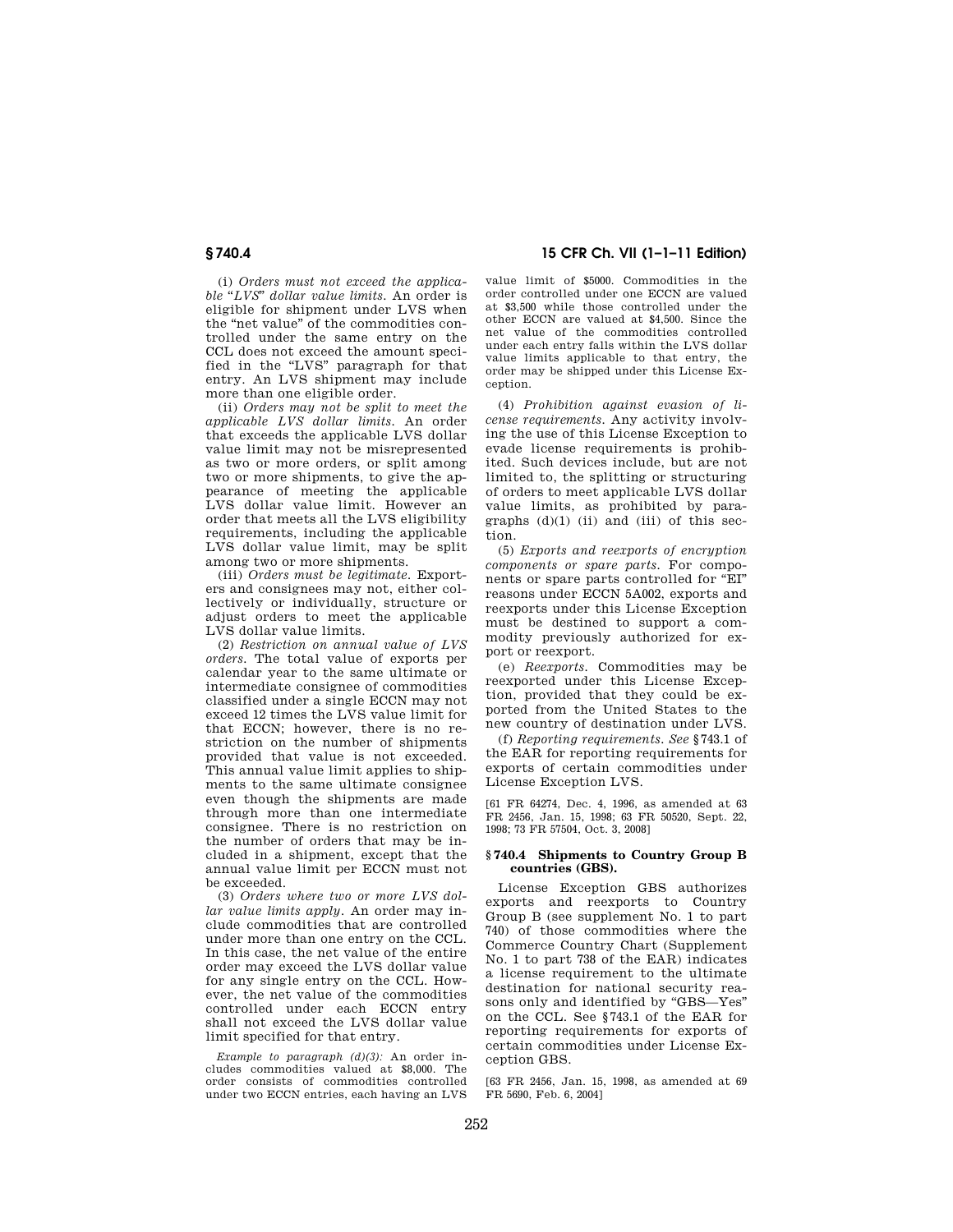(i) *Orders must not exceed the applicable "LVS" dollar value limits.* An order is eligible for shipment under LVS when the "net value" of the commodities controlled under the same entry on the CCL does not exceed the amount specified in the "LVS" paragraph for that entry. An LVS shipment may include more than one eligible order.

(ii) *Orders may not be split to meet the applicable LVS dollar limits.* An order that exceeds the applicable LVS dollar value limit may not be misrepresented as two or more orders, or split among two or more shipments, to give the appearance of meeting the applicable LVS dollar value limit. However an order that meets all the LVS eligibility requirements, including the applicable LVS dollar value limit, may be split among two or more shipments.

(iii) *Orders must be legitimate.* Exporters and consignees may not, either collectively or individually, structure or adjust orders to meet the applicable LVS dollar value limits.

(2) *Restriction on annual value of LVS orders.* The total value of exports per calendar year to the same ultimate or intermediate consignee of commodities classified under a single ECCN may not exceed 12 times the LVS value limit for that ECCN; however, there is no restriction on the number of shipments provided that value is not exceeded. This annual value limit applies to shipments to the same ultimate consignee even though the shipments are made through more than one intermediate consignee. There is no restriction on the number of orders that may be included in a shipment, except that the annual value limit per ECCN must not be exceeded.

(3) *Orders where two or more LVS dollar value limits apply.* An order may include commodities that are controlled under more than one entry on the CCL. In this case, the net value of the entire order may exceed the LVS dollar value for any single entry on the CCL. However, the net value of the commodities controlled under each ECCN entry shall not exceed the LVS dollar value limit specified for that entry.

*Example to paragraph (d)(3):* An order includes commodities valued at $8,000. The order consists of commodities controlled under two ECCN entries, each having an LVS value limit of $5000. Commodities in the order controlled under one ECCN are valued at $3,500 while those controlled under the other ECCN are valued at $4,500. Since the net value of the commodities controlled under each entry falls within the LVS dollar value limits applicable to that entry, the order may be shipped under this License Exception.

(4) *Prohibition against evasion of license requirements.* Any activity involving the use of this License Exception to evade license requirements is prohibited. Such devices include, but are not limited to, the splitting or structuring of orders to meet applicable LVS dollar value limits, as prohibited by paragraphs (d)(1) (ii) and (iii) of this section.

(5) *Exports and reexports of encryption components or spare parts.* For components or spare parts controlled for "EI" reasons under ECCN 5A002, exports and reexports under this License Exception must be destined to support a commodity previously authorized for export or reexport.

(e) *Reexports.* Commodities may be reexported under this License Exception, provided that they could be exported from the United States to the new country of destination under LVS.

(f) *Reporting requirements. See* §743.1 of the EAR for reporting requirements for exports of certain commodities under License Exception LVS.

[61 FR 64274, Dec. 4, 1996, as amended at 63 FR 2456, Jan. 15, 1998; 63 FR 50520, Sept. 22, 1998; 73 FR 57504, Oct. 3, 2008]

## §740.4 Shipments to Country Group B countries (GBS).

License Exception GBS authorizes exports and reexports to Country Group B (see supplement No. 1 to part 740) of those commodities where the Commerce Country Chart (Supplement No. 1 to part 738 of the EAR) indicates a license requirement to the ultimate destination for national security reasons only and identified by "GBS—Yes" on the CCL. See §743.1 of the EAR for reporting requirements for exports of certain commodities under License Exception GBS.

[63 FR 2456, Jan. 15, 1998, as amended at 69 FR 5690, Feb. 6, 2004]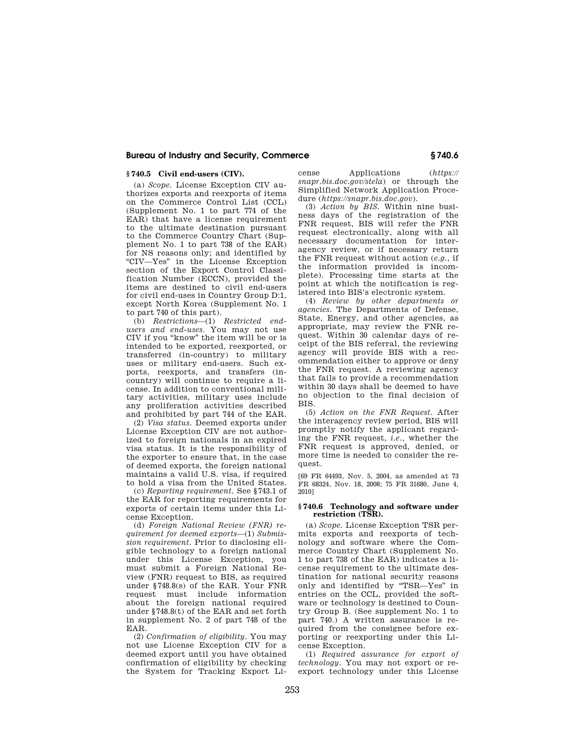### § 740.5 Civil end-users (CIV).

(a) *Scope.* License Exception CIV authorizes exports and reexports of items on the Commerce Control List (CCL) (Supplement No. 1 to part 774 of the EAR) that have a license requirement to the ultimate destination pursuant to the Commerce Country Chart (Supplement No. 1 to part 738 of the EAR) for NS reasons only; and identified by "CIV—Yes" in the License Exception section of the Export Control Classification Number (ECCN), provided the items are destined to civil end-users for civil end-uses in Country Group D:1, except North Korea (Supplement No. 1 to part 740 of this part).

(b) *Restrictions*—(1) *Restricted end-users and end-uses.* You may not use CIV if you "know" the item will be or is intended to be exported, reexported, or transferred (in-country) to military uses or military end-users. Such exports, reexports, and transfers (in-country) will continue to require a license. In addition to conventional military activities, military uses include any proliferation activities described and prohibited by part 744 of the EAR.

(2) *Visa status.* Deemed exports under License Exception CIV are not authorized to foreign nationals in an expired visa status. It is the responsibility of the exporter to ensure that, in the case of deemed exports, the foreign national maintains a valid U.S. visa, if required to hold a visa from the United States.

(c) *Reporting requirement.* See § 743.1 of the EAR for reporting requirements for exports of certain items under this License Exception.

(d) *Foreign National Review (FNR) requirement for deemed exports*—(1) *Submission requirement.* Prior to disclosing eligible technology to a foreign national under this License Exception, you must submit a Foreign National Review (FNR) request to BIS, as required under § 748.8(s) of the EAR. Your FNR request must include information about the foreign national required under § 748.8(t) of the EAR and set forth in supplement No. 2 of part 748 of the EAR.

(2) *Confirmation of eligibility.* You may not use License Exception CIV for a deemed export until you have obtained confirmation of eligibility by checking the System for Tracking Export License Applications (*https://snapr.bis.doc.gov/stela*) or through the Simplified Network Application Procedure (*https://snapr.bis.doc.gov*).

(3) *Action by BIS.* Within nine business days of the registration of the FNR request, BIS will refer the FNR request electronically, along with all necessary documentation for interagency review, or if necessary return the FNR request without action (*e.g.*, if the information provided is incomplete). Processing time starts at the point at which the notification is registered into BIS's electronic system.

(4) *Review by other departments or agencies.* The Departments of Defense, State, Energy, and other agencies, as appropriate, may review the FNR request. Within 30 calendar days of receipt of the BIS referral, the reviewing agency will provide BIS with a recommendation either to approve or deny the FNR request. A reviewing agency that fails to provide a recommendation within 30 days shall be deemed to have no objection to the final decision of BIS.

(5) *Action on the FNR Request.* After the interagency review period, BIS will promptly notify the applicant regarding the FNR request, *i.e.*, whether the FNR request is approved, denied, or more time is needed to consider the request.

[69 FR 64493, Nov. 5, 2004, as amended at 73 FR 68324, Nov. 18, 2008; 75 FR 31680, June 4, 2010]

### § 740.6 Technology and software under restriction (TSR).

(a) *Scope.* License Exception TSR permits exports and reexports of technology and software where the Commerce Country Chart (Supplement No. 1 to part 738 of the EAR) indicates a license requirement to the ultimate destination for national security reasons only and identified by "TSR—Yes" in entries on the CCL, provided the software or technology is destined to Country Group B. (See supplement No. 1 to part 740.) A written assurance is required from the consignee before exporting or reexporting under this License Exception.

(1) *Required assurance for export of technology.* You may not export or reexport technology under this License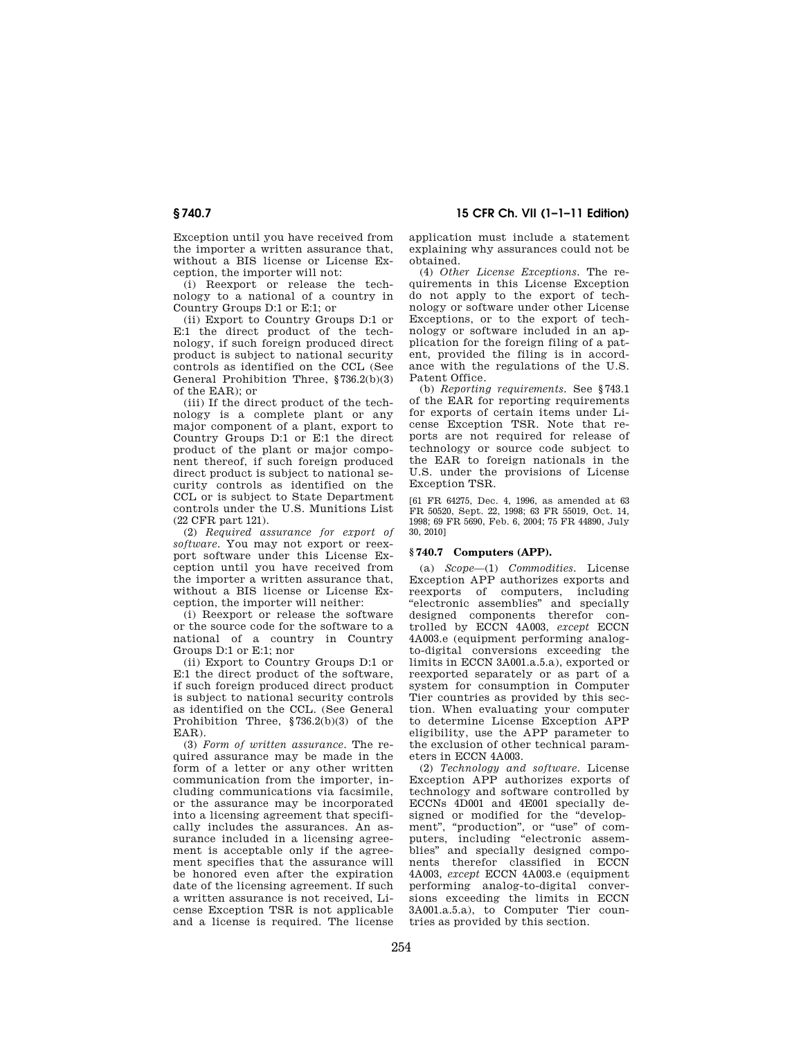Exception until you have received from the importer a written assurance that, without a BIS license or License Exception, the importer will not:

(i) Reexport or release the technology to a national of a country in Country Groups D:1 or E:1; or

(ii) Export to Country Groups D:1 or E:1 the direct product of the technology, if such foreign produced direct product is subject to national security controls as identified on the CCL (See General Prohibition Three, §736.2(b)(3) of the EAR); or

(iii) If the direct product of the technology is a complete plant or any major component of a plant, export to Country Groups D:1 or E:1 the direct product of the plant or major component thereof, if such foreign produced direct product is subject to national security controls as identified on the CCL or is subject to State Department controls under the U.S. Munitions List (22 CFR part 121).

(2) *Required assurance for export of software.* You may not export or reexport software under this License Exception until you have received from the importer a written assurance that, without a BIS license or License Exception, the importer will neither:

(i) Reexport or release the software or the source code for the software to a national of a country in Country Groups D:1 or E:1; nor

(ii) Export to Country Groups D:1 or E:1 the direct product of the software, if such foreign produced direct product is subject to national security controls as identified on the CCL. (See General Prohibition Three, §736.2(b)(3) of the EAR).

(3) *Form of written assurance.* The required assurance may be made in the form of a letter or any other written communication from the importer, including communications via facsimile, or the assurance may be incorporated into a licensing agreement that specifically includes the assurances. An assurance included in a licensing agreement is acceptable only if the agreement specifies that the assurance will be honored even after the expiration date of the licensing agreement. If such a written assurance is not received, License Exception TSR is not applicable and a license is required. The license application must include a statement explaining why assurances could not be obtained.

(4) *Other License Exceptions.* The requirements in this License Exception do not apply to the export of technology or software under other License Exceptions, or to the export of technology or software included in an application for the foreign filing of a patent, provided the filing is in accordance with the regulations of the U.S. Patent Office.

(b) *Reporting requirements.* See §743.1 of the EAR for reporting requirements for exports of certain items under License Exception TSR. Note that reports are not required for release of technology or source code subject to the EAR to foreign nationals in the U.S. under the provisions of License Exception TSR.

[61 FR 64275, Dec. 4, 1996, as amended at 63 FR 50520, Sept. 22, 1998; 63 FR 55019, Oct. 14, 1998; 69 FR 5690, Feb. 6, 2004; 75 FR 44890, July 30, 2010]

## § 740.7 Computers (APP).

(a) *Scope*—(1) *Commodities.* License Exception APP authorizes exports and reexports of computers, including "electronic assemblies" and specially designed components therefor controlled by ECCN 4A003, *except* ECCN 4A003.e (equipment performing analog-to-digital conversions exceeding the limits in ECCN 3A001.a.5.a), exported or reexported separately or as part of a system for consumption in Computer Tier countries as provided by this section. When evaluating your computer to determine License Exception APP eligibility, use the APP parameter to the exclusion of other technical parameters in ECCN 4A003.

(2) *Technology and software.* License Exception APP authorizes exports of technology and software controlled by ECCNs 4D001 and 4E001 specially designed or modified for the "development", "production", or "use" of computers, including "electronic assemblies" and specially designed components therefor classified in ECCN 4A003, *except* ECCN 4A003.e (equipment performing analog-to-digital conversions exceeding the limits in ECCN 3A001.a.5.a), to Computer Tier countries as provided by this section.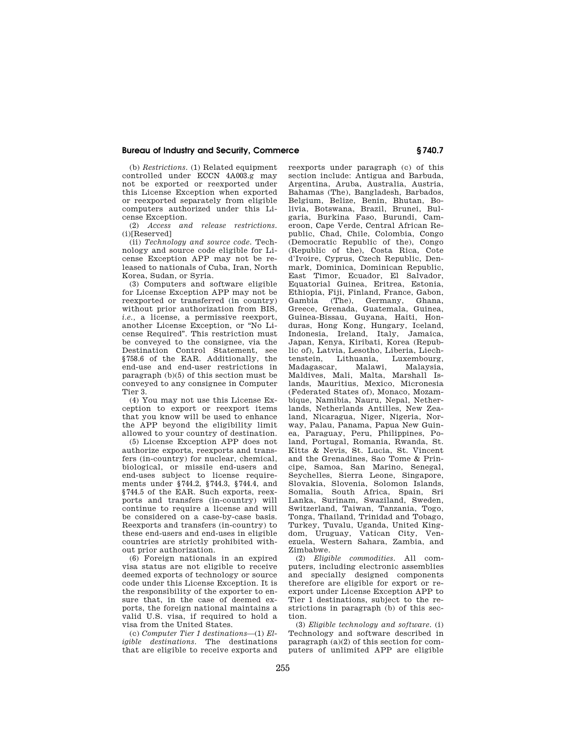(b) *Restrictions*. (1) Related equipment controlled under ECCN 4A003.g may not be exported or reexported under this License Exception when exported or reexported separately from eligible computers authorized under this License Exception.

(2) *Access and release restrictions*. (i)[Reserved]

(ii) *Technology and source code*. Technology and source code eligible for License Exception APP may not be released to nationals of Cuba, Iran, North Korea, Sudan, or Syria.

(3) Computers and software eligible for License Exception APP may not be reexported or transferred (in country) without prior authorization from BIS, *i.e.*, a license, a permissive reexport, another License Exception, or "No License Required". This restriction must be conveyed to the consignee, via the Destination Control Statement, see §758.6 of the EAR. Additionally, the end-use and end-user restrictions in paragraph (b)(5) of this section must be conveyed to any consignee in Computer Tier 3.

(4) You may not use this License Exception to export or reexport items that you know will be used to enhance the APP beyond the eligibility limit allowed to your country of destination.

(5) License Exception APP does not authorize exports, reexports and transfers (in-country) for nuclear, chemical, biological, or missile end-users and end-uses subject to license requirements under §744.2, §744.3, §744.4, and §744.5 of the EAR. Such exports, reexports and transfers (in-country) will continue to require a license and will be considered on a case-by-case basis. Reexports and transfers (in-country) to these end-users and end-uses in eligible countries are strictly prohibited without prior authorization.

(6) Foreign nationals in an expired visa status are not eligible to receive deemed exports of technology or source code under this License Exception. It is the responsibility of the exporter to ensure that, in the case of deemed exports, the foreign national maintains a valid U.S. visa, if required to hold a visa from the United States.

(c) *Computer Tier 1 destinations*—(1) *Eligible destinations*. The destinations that are eligible to receive exports and reexports under paragraph (c) of this section include: Antigua and Barbuda, Argentina, Aruba, Australia, Austria, Bahamas (The), Bangladesh, Barbados, Belgium, Belize, Benin, Bhutan, Bolivia, Botswana, Brazil, Brunei, Bulgaria, Burkina Faso, Burundi, Cameroon, Cape Verde, Central African Republic, Chad, Chile, Colombia, Congo (Democratic Republic of the), Congo (Republic of the), Costa Rica, Cote d'Ivoire, Cyprus, Czech Republic, Denmark, Dominica, Dominican Republic, East Timor, Ecuador, El Salvador, Equatorial Guinea, Eritrea, Estonia, Ethiopia, Fiji, Finland, France, Gabon, Gambia (The), Germany, Ghana, Greece, Grenada, Guatemala, Guinea, Guinea-Bissau, Guyana, Haiti, Honduras, Hong Kong, Hungary, Iceland, Indonesia, Ireland, Italy, Jamaica, Japan, Kenya, Kiribati, Korea (Republic of), Latvia, Lesotho, Liberia, Liechtenstein, Lithuania, Luxembourg, Madagascar, Malawi, Malaysia, Maldives, Mali, Malta, Marshall Islands, Mauritius, Mexico, Micronesia (Federated States of), Monaco, Mozambique, Namibia, Nauru, Nepal, Netherlands, Netherlands Antilles, New Zealand, Nicaragua, Niger, Nigeria, Norway, Palau, Panama, Papua New Guinea, Paraguay, Peru, Philippines, Poland, Portugal, Romania, Rwanda, St. Kitts & Nevis, St. Lucia, St. Vincent and the Grenadines, Sao Tome & Principe, Samoa, San Marino, Senegal, Seychelles, Sierra Leone, Singapore, Slovakia, Slovenia, Solomon Islands, Somalia, South Africa, Spain, Sri Lanka, Surinam, Swaziland, Sweden, Switzerland, Taiwan, Tanzania, Togo, Tonga, Thailand, Trinidad and Tobago, Turkey, Tuvalu, Uganda, United Kingdom, Uruguay, Vatican City, Venezuela, Western Sahara, Zambia, and Zimbabwe.

(2) *Eligible commodities*. All computers, including electronic assemblies and specially designed components therefore are eligible for export or reexport under License Exception APP to Tier 1 destinations, subject to the restrictions in paragraph (b) of this section.

(3) *Eligible technology and software*. (i) Technology and software described in paragraph (a)(2) of this section for computers of unlimited APP are eligible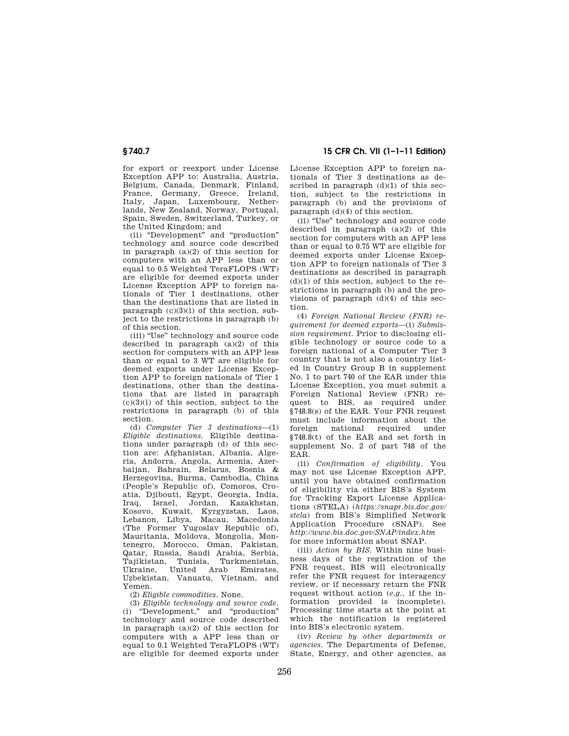for export or reexport under License Exception APP to: Australia, Austria, Belgium, Canada, Denmark, Finland, France, Germany, Greece, Ireland, Italy, Japan, Luxembourg, Netherlands, New Zealand, Norway, Portugal, Spain, Sweden, Switzerland, Turkey, or the United Kingdom; and

(ii) "Development" and "production" technology and source code described in paragraph (a)(2) of this section for computers with an APP less than or equal to 0.5 Weighted TeraFLOPS (WT) are eligible for deemed exports under License Exception APP to foreign nationals of Tier 1 destinations, other than the destinations that are listed in paragraph (c)(3)(i) of this section, subject to the restrictions in paragraph (b) of this section.

(iii) "Use" technology and source code described in paragraph (a)(2) of this section for computers with an APP less than or equal to 3 WT are eligible for deemed exports under License Exception APP to foreign nationals of Tier 1 destinations, other than the destinations that are listed in paragraph (c)(3)(i) of this section, subject to the restrictions in paragraph (b) of this section.

(d) *Computer Tier 3 destinations*—(1) *Eligible destinations.* Eligible destinations under paragraph (d) of this section are: Afghanistan, Albania, Algeria, Andorra, Angola, Armenia, Azerbaijan, Bahrain, Belarus, Bosnia & Herzegovina, Burma, Cambodia, China (People's Republic of), Comoros, Croatia, Djibouti, Egypt, Georgia, India, Iraq, Israel, Jordan, Kazakhstan, Kosovo, Kuwait, Kyrgyzstan, Laos, Lebanon, Libya, Macau, Macedonia (The Former Yugoslav Republic of), Mauritania, Moldova, Mongolia, Montenegro, Morocco, Oman, Pakistan, Qatar, Russia, Saudi Arabia, Serbia, Tajikistan, Tunisia, Turkmenistan, Ukraine, United Arab Emirates, Uzbekistan, Vanuatu, Vietnam, and Yemen.

(2) *Eligible commodities.* None.

(3) *Eligible technology and source code.* (i) "Development," and "production" technology and source code described in paragraph (a)(2) of this section for computers with a APP less than or equal to 0.1 Weighted TeraFLOPS (WT) are eligible for deemed exports under License Exception APP to foreign nationals of Tier 3 destinations as described in paragraph (d)(1) of this section, subject to the restrictions in paragraph (b) and the provisions of paragraph (d)(4) of this section.

(ii) "Use" technology and source code described in paragraph (a)(2) of this section for computers with an APP less than or equal to 0.75 WT are eligible for deemed exports under License Exception APP to foreign nationals of Tier 3 destinations as described in paragraph (d)(1) of this section, subject to the restrictions in paragraph (b) and the provisions of paragraph (d)(4) of this section.

(4) *Foreign National Review (FNR) requirement for deemed exports*—(i) *Submission requirement.* Prior to disclosing eligible technology or source code to a foreign national of a Computer Tier 3 country that is not also a country listed in Country Group B in supplement No. 1 to part 740 of the EAR under this License Exception, you must submit a Foreign National Review (FNR) request to BIS, as required under §748.8(s) of the EAR. Your FNR request must include information about the foreign national required under §748.8(t) of the EAR and set forth in supplement No. 2 of part 748 of the EAR.

(ii) *Confirmation of eligibility.* You may not use License Exception APP, until you have obtained confirmation of eligibility via either BIS's System for Tracking Export License Applications (STELA) (*https://snapr.bis.doc.gov/stela*) from BIS's Simplified Network Application Procedure (SNAP). See *http://www.bis.doc.gov/SNAP/index.htm* for more information about SNAP.

(iii) *Action by BIS.* Within nine business days of the registration of the FNR request, BIS will electronically refer the FNR request for interagency review, or if necessary return the FNR request without action (*e.g.,* if the information provided is incomplete). Processing time starts at the point at which the notification is registered into BIS's electronic system.

(iv) *Review by other departments or agencies.* The Departments of Defense, State, Energy, and other agencies, as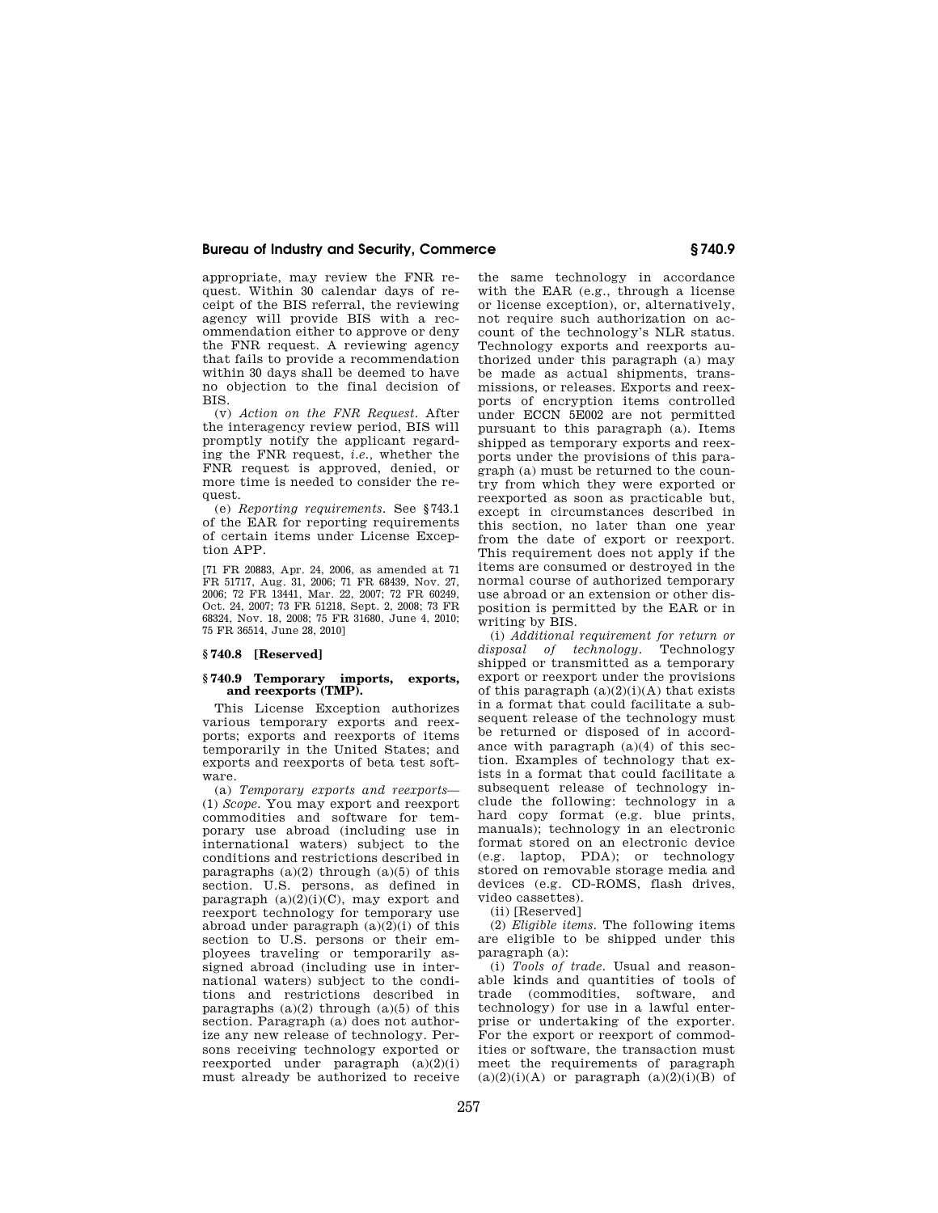appropriate, may review the FNR request. Within 30 calendar days of receipt of the BIS referral, the reviewing agency will provide BIS with a recommendation either to approve or deny the FNR request. A reviewing agency that fails to provide a recommendation within 30 days shall be deemed to have no objection to the final decision of BIS.

(v) *Action on the FNR Request.* After the interagency review period, BIS will promptly notify the applicant regarding the FNR request, *i.e.*, whether the FNR request is approved, denied, or more time is needed to consider the request.

(e) *Reporting requirements.* See §743.1 of the EAR for reporting requirements of certain items under License Exception APP.

[71 FR 20883, Apr. 24, 2006, as amended at 71 FR 51717, Aug. 31, 2006; 71 FR 68439, Nov. 27, 2006; 72 FR 13441, Mar. 22, 2007; 72 FR 60249, Oct. 24, 2007; 73 FR 51218, Sept. 2, 2008; 73 FR 68324, Nov. 18, 2008; 75 FR 31680, June 4, 2010; 75 FR 36514, June 28, 2010]

## § 740.8 [Reserved]

## § 740.9 Temporary imports, exports, and reexports (TMP).

This License Exception authorizes various temporary exports and reexports; exports and reexports of items temporarily in the United States; and exports and reexports of beta test software.

(a) *Temporary exports and reexports*—(1) *Scope.* You may export and reexport commodities and software for temporary use abroad (including use in international waters) subject to the conditions and restrictions described in paragraphs (a)(2) through (a)(5) of this section. U.S. persons, as defined in paragraph (a)(2)(i)(C), may export and reexport technology for temporary use abroad under paragraph (a)(2)(i) of this section to U.S. persons or their employees traveling or temporarily assigned abroad (including use in international waters) subject to the conditions and restrictions described in paragraphs (a)(2) through (a)(5) of this section. Paragraph (a) does not authorize any new release of technology. Persons receiving technology exported or reexported under paragraph (a)(2)(i) must already be authorized to receive the same technology in accordance with the EAR (e.g., through a license or license exception), or, alternatively, not require such authorization on account of the technology's NLR status. Technology exports and reexports authorized under this paragraph (a) may be made as actual shipments, transmissions, or releases. Exports and reexports of encryption items controlled under ECCN 5E002 are not permitted pursuant to this paragraph (a). Items shipped as temporary exports and reexports under the provisions of this paragraph (a) must be returned to the country from which they were exported or reexported as soon as practicable but, except in circumstances described in this section, no later than one year from the date of export or reexport. This requirement does not apply if the items are consumed or destroyed in the normal course of authorized temporary use abroad or an extension or other disposition is permitted by the EAR or in writing by BIS.

(i) *Additional requirement for return or disposal of technology.* Technology shipped or transmitted as a temporary export or reexport under the provisions of this paragraph (a)(2)(i)(A) that exists in a format that could facilitate a subsequent release of the technology must be returned or disposed of in accordance with paragraph (a)(4) of this section. Examples of technology that exists in a format that could facilitate a subsequent release of technology include the following: technology in a hard copy format (e.g. blue prints, manuals); technology in an electronic format stored on an electronic device (e.g. laptop, PDA); or technology stored on removable storage media and devices (e.g. CD-ROMS, flash drives, video cassettes).

(ii) [Reserved]

(2) *Eligible items.* The following items are eligible to be shipped under this paragraph (a):

(i) *Tools of trade.* Usual and reasonable kinds and quantities of tools of trade (commodities, software, and technology) for use in a lawful enterprise or undertaking of the exporter. For the export or reexport of commodities or software, the transaction must meet the requirements of paragraph (a)(2)(i)(A) or paragraph (a)(2)(i)(B) of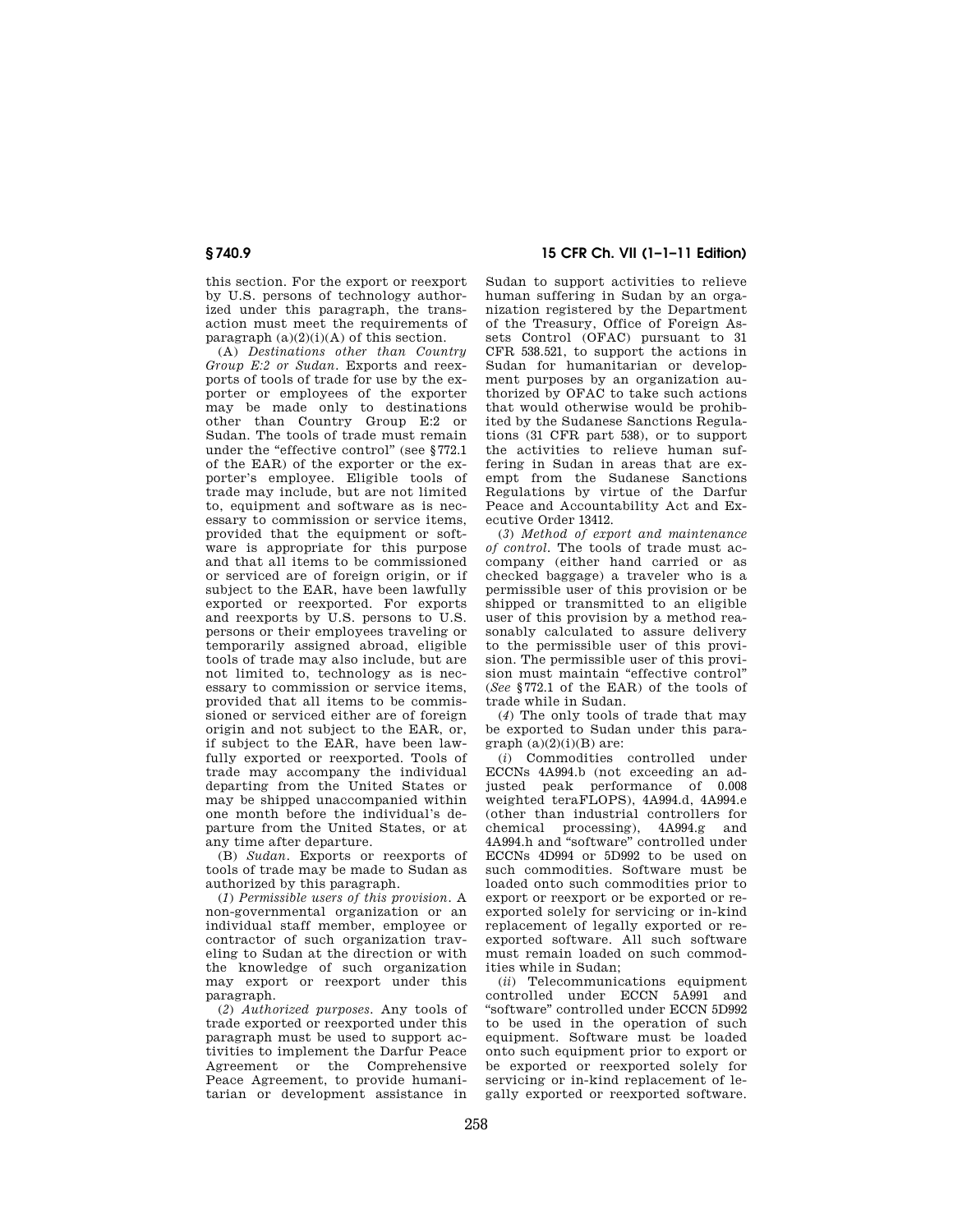this section. For the export or reexport by U.S. persons of technology authorized under this paragraph, the transaction must meet the requirements of paragraph (a)(2)(i)(A) of this section.

(A) *Destinations other than Country Group E:2 or Sudan.* Exports and reexports of tools of trade for use by the exporter or employees of the exporter may be made only to destinations other than Country Group E:2 or Sudan. The tools of trade must remain under the "effective control" (see §772.1 of the EAR) of the exporter or the exporter's employee. Eligible tools of trade may include, but are not limited to, equipment and software as is necessary to commission or service items, provided that the equipment or software is appropriate for this purpose and that all items to be commissioned or serviced are of foreign origin, or if subject to the EAR, have been lawfully exported or reexported. For exports and reexports by U.S. persons to U.S. persons or their employees traveling or temporarily assigned abroad, eligible tools of trade may also include, but are not limited to, technology as is necessary to commission or service items, provided that all items to be commissioned or serviced either are of foreign origin and not subject to the EAR, or, if subject to the EAR, have been lawfully exported or reexported. Tools of trade may accompany the individual departing from the United States or may be shipped unaccompanied within one month before the individual's departure from the United States, or at any time after departure.

(B) *Sudan.* Exports or reexports of tools of trade may be made to Sudan as authorized by this paragraph.

(*1*) *Permissible users of this provision.* A non-governmental organization or an individual staff member, employee or contractor of such organization traveling to Sudan at the direction or with the knowledge of such organization may export or reexport under this paragraph.

(*2*) *Authorized purposes.* Any tools of trade exported or reexported under this paragraph must be used to support activities to implement the Darfur Peace Agreement or the Comprehensive Peace Agreement, to provide humanitarian or development assistance in Sudan to support activities to relieve human suffering in Sudan by an organization registered by the Department of the Treasury, Office of Foreign Assets Control (OFAC) pursuant to 31 CFR 538.521, to support the actions in Sudan for humanitarian or development purposes by an organization authorized by OFAC to take such actions that would otherwise would be prohibited by the Sudanese Sanctions Regulations (31 CFR part 538), or to support the activities to relieve human suffering in Sudan in areas that are exempt from the Sudanese Sanctions Regulations by virtue of the Darfur Peace and Accountability Act and Executive Order 13412.

(*3*) *Method of export and maintenance of control.* The tools of trade must accompany (either hand carried or as checked baggage) a traveler who is a permissible user of this provision or be shipped or transmitted to an eligible user of this provision by a method reasonably calculated to assure delivery to the permissible user of this provision. The permissible user of this provision must maintain "effective control" (*See* §772.1 of the EAR) of the tools of trade while in Sudan.

(*4*) The only tools of trade that may be exported to Sudan under this paragraph (a)(2)(i)(B) are:

(*i*) Commodities controlled under ECCNs 4A994.b (not exceeding an adjusted peak performance of 0.008 weighted teraFLOPS), 4A994.d, 4A994.e (other than industrial controllers for chemical processing), 4A994.g and 4A994.h and "software" controlled under ECCNs 4D994 or 5D992 to be used on such commodities. Software must be loaded onto such commodities prior to export or reexport or be exported or reexported solely for servicing or in-kind replacement of legally exported or reexported software. All such software must remain loaded on such commodities while in Sudan;

(*ii*) Telecommunications equipment controlled under ECCN 5A991 and "software" controlled under ECCN 5D992 to be used in the operation of such equipment. Software must be loaded onto such equipment prior to export or be exported or reexported solely for servicing or in-kind replacement of legally exported or reexported software.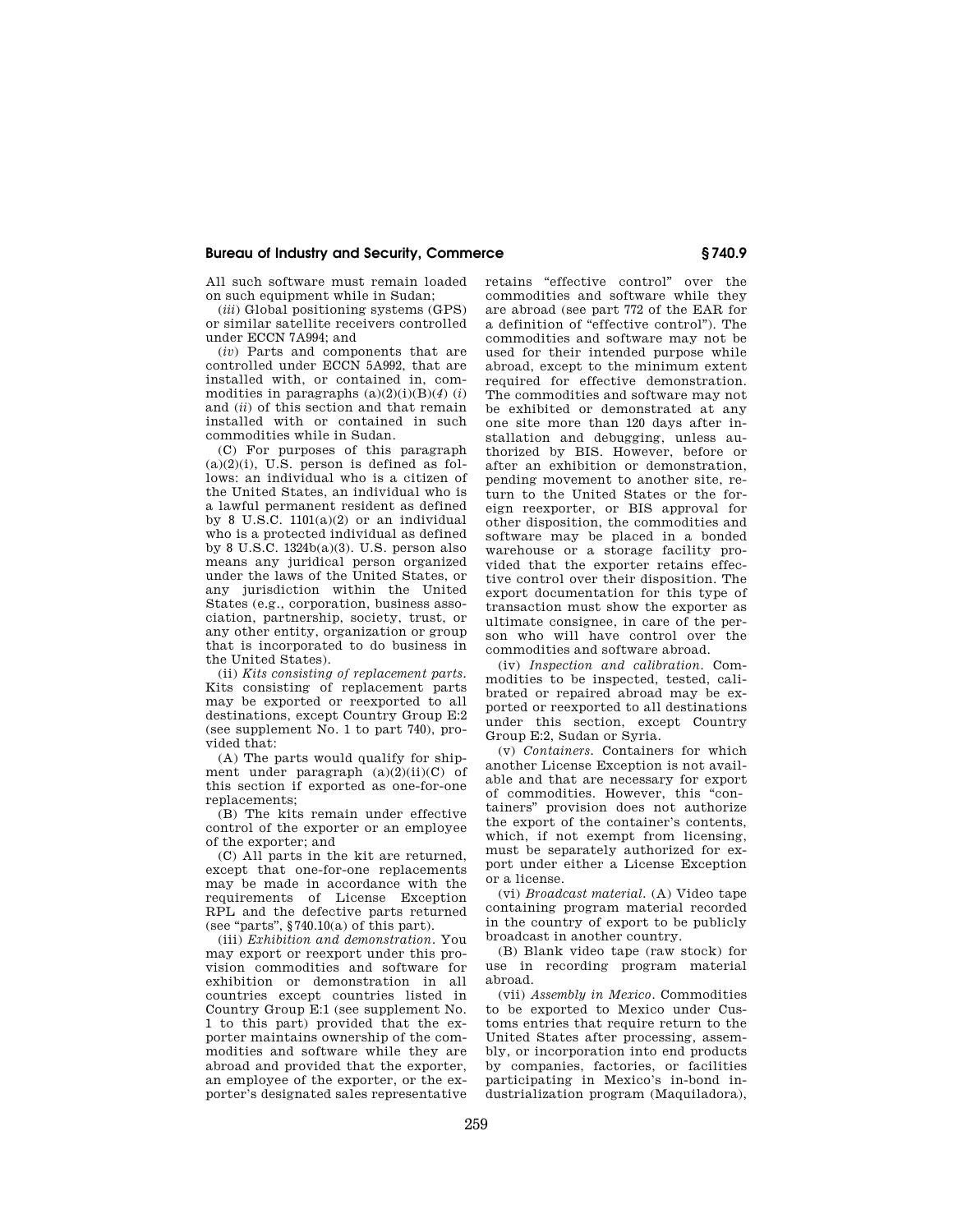All such software must remain loaded on such equipment while in Sudan;

(*iii*) Global positioning systems (GPS) or similar satellite receivers controlled under ECCN 7A994; and

(*iv*) Parts and components that are controlled under ECCN 5A992, that are installed with, or contained in, commodities in paragraphs (a)(2)(i)(B)(*4*) (*i*) and (*ii*) of this section and that remain installed with or contained in such commodities while in Sudan.

(C) For purposes of this paragraph (a)(2)(i), U.S. person is defined as follows: an individual who is a citizen of the United States, an individual who is a lawful permanent resident as defined by 8 U.S.C. 1101(a)(2) or an individual who is a protected individual as defined by 8 U.S.C. 1324b(a)(3). U.S. person also means any juridical person organized under the laws of the United States, or any jurisdiction within the United States (e.g., corporation, business association, partnership, society, trust, or any other entity, organization or group that is incorporated to do business in the United States).

(ii) *Kits consisting of replacement parts.* Kits consisting of replacement parts may be exported or reexported to all destinations, except Country Group E:2 (see supplement No. 1 to part 740), provided that:

(A) The parts would qualify for shipment under paragraph (a)(2)(ii)(C) of this section if exported as one-for-one replacements;

(B) The kits remain under effective control of the exporter or an employee of the exporter; and

(C) All parts in the kit are returned, except that one-for-one replacements may be made in accordance with the requirements of License Exception RPL and the defective parts returned (see "parts", §740.10(a) of this part).

(iii) *Exhibition and demonstration.* You may export or reexport under this provision commodities and software for exhibition or demonstration in all countries except countries listed in Country Group E:1 (see supplement No. 1 to this part) provided that the exporter maintains ownership of the commodities and software while they are abroad and provided that the exporter, an employee of the exporter, or the exporter's designated sales representative retains "effective control" over the commodities and software while they are abroad (see part 772 of the EAR for a definition of "effective control"). The commodities and software may not be used for their intended purpose while abroad, except to the minimum extent required for effective demonstration. The commodities and software may not be exhibited or demonstrated at any one site more than 120 days after installation and debugging, unless authorized by BIS. However, before or after an exhibition or demonstration, pending movement to another site, return to the United States or the foreign reexporter, or BIS approval for other disposition, the commodities and software may be placed in a bonded warehouse or a storage facility provided that the exporter retains effective control over their disposition. The export documentation for this type of transaction must show the exporter as ultimate consignee, in care of the person who will have control over the commodities and software abroad.

(iv) *Inspection and calibration.* Commodities to be inspected, tested, calibrated or repaired abroad may be exported or reexported to all destinations under this section, except Country Group E:2, Sudan or Syria.

(v) *Containers.* Containers for which another License Exception is not available and that are necessary for export of commodities. However, this "containers" provision does not authorize the export of the container's contents, which, if not exempt from licensing, must be separately authorized for export under either a License Exception or a license.

(vi) *Broadcast material.* (A) Video tape containing program material recorded in the country of export to be publicly broadcast in another country.

(B) Blank video tape (raw stock) for use in recording program material abroad.

(vii) *Assembly in Mexico.* Commodities to be exported to Mexico under Customs entries that require return to the United States after processing, assembly, or incorporation into end products by companies, factories, or facilities participating in Mexico's in-bond industrialization program (Maquiladora),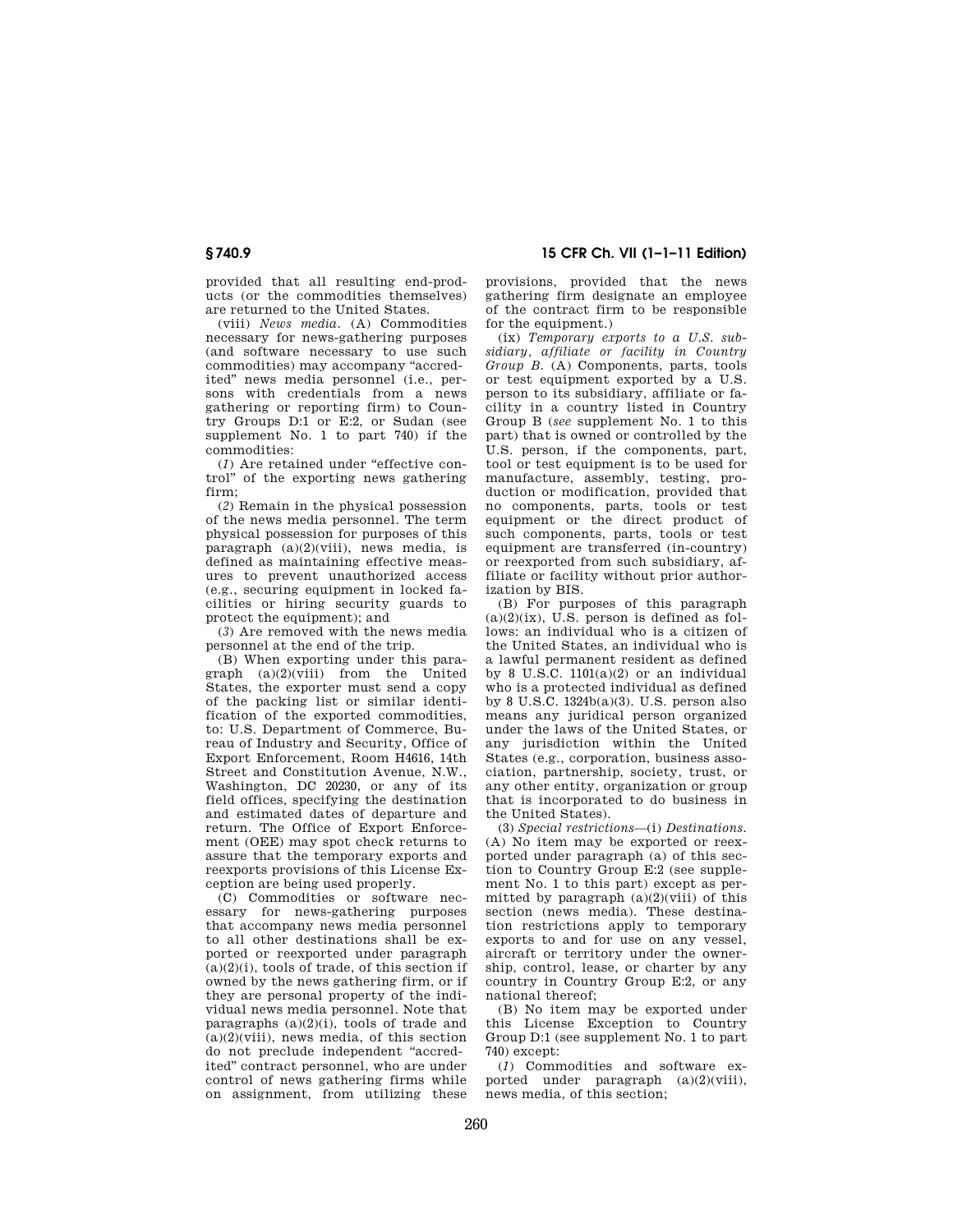provided that all resulting end-products (or the commodities themselves) are returned to the United States.

(viii) *News media.* (A) Commodities necessary for news-gathering purposes (and software necessary to use such commodities) may accompany "accredited" news media personnel (i.e., persons with credentials from a news gathering or reporting firm) to Country Groups D:1 or E:2, or Sudan (see supplement No. 1 to part 740) if the commodities:

(*1*) Are retained under "effective control" of the exporting news gathering firm;

(*2*) Remain in the physical possession of the news media personnel. The term physical possession for purposes of this paragraph (a)(2)(viii), news media, is defined as maintaining effective measures to prevent unauthorized access (e.g., securing equipment in locked facilities or hiring security guards to protect the equipment); and

(*3*) Are removed with the news media personnel at the end of the trip.

(B) When exporting under this paragraph (a)(2)(viii) from the United States, the exporter must send a copy of the packing list or similar identification of the exported commodities, to: U.S. Department of Commerce, Bureau of Industry and Security, Office of Export Enforcement, Room H4616, 14th Street and Constitution Avenue, N.W., Washington, DC 20230, or any of its field offices, specifying the destination and estimated dates of departure and return. The Office of Export Enforcement (OEE) may spot check returns to assure that the temporary exports and reexports provisions of this License Exception are being used properly.

(C) Commodities or software necessary for news-gathering purposes that accompany news media personnel to all other destinations shall be exported or reexported under paragraph (a)(2)(i), tools of trade, of this section if owned by the news gathering firm, or if they are personal property of the individual news media personnel. Note that paragraphs (a)(2)(i), tools of trade and (a)(2)(viii), news media, of this section do not preclude independent "accredited" contract personnel, who are under control of news gathering firms while on assignment, from utilizing these provisions, provided that the news gathering firm designate an employee of the contract firm to be responsible for the equipment.)

(ix) *Temporary exports to a U.S. subsidiary, affiliate or facility in Country Group B.* (A) Components, parts, tools or test equipment exported by a U.S. person to its subsidiary, affiliate or facility in a country listed in Country Group B (*see* supplement No. 1 to this part) that is owned or controlled by the U.S. person, if the components, part, tool or test equipment is to be used for manufacture, assembly, testing, production or modification, provided that no components, parts, tools or test equipment or the direct product of such components, parts, tools or test equipment are transferred (in-country) or reexported from such subsidiary, affiliate or facility without prior authorization by BIS.

(B) For purposes of this paragraph (a)(2)(ix), U.S. person is defined as follows: an individual who is a citizen of the United States, an individual who is a lawful permanent resident as defined by 8 U.S.C. 1101(a)(2) or an individual who is a protected individual as defined by 8 U.S.C. 1324b(a)(3). U.S. person also means any juridical person organized under the laws of the United States, or any jurisdiction within the United States (e.g., corporation, business association, partnership, society, trust, or any other entity, organization or group that is incorporated to do business in the United States).

(3) *Special restrictions*—(i) *Destinations.* (A) No item may be exported or reexported under paragraph (a) of this section to Country Group E:2 (see supplement No. 1 to this part) except as permitted by paragraph (a)(2)(viii) of this section (news media). These destination restrictions apply to temporary exports to and for use on any vessel, aircraft or territory under the ownership, control, lease, or charter by any country in Country Group E:2, or any national thereof;

(B) No item may be exported under this License Exception to Country Group D:1 (see supplement No. 1 to part 740) except:

(*1*) Commodities and software exported under paragraph (a)(2)(viii), news media, of this section;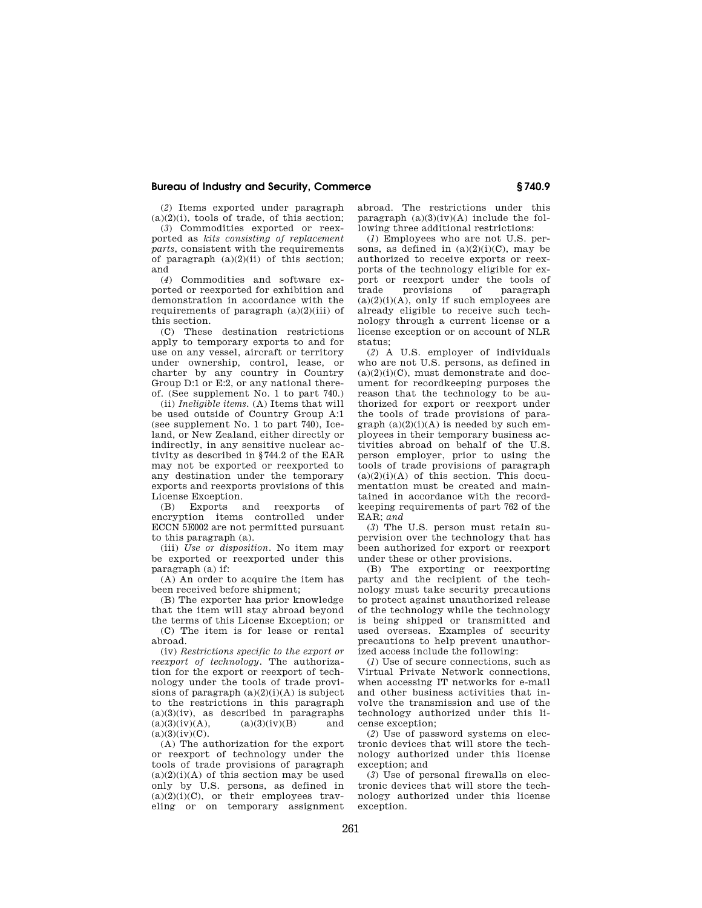(*2*) Items exported under paragraph (a)(2)(i), tools of trade, of this section;

(*3*) Commodities exported or reexported as *kits consisting of replacement parts*, consistent with the requirements of paragraph (a)(2)(ii) of this section; and

(*4*) Commodities and software exported or reexported for exhibition and demonstration in accordance with the requirements of paragraph (a)(2)(iii) of this section.

(C) These destination restrictions apply to temporary exports to and for use on any vessel, aircraft or territory under ownership, control, lease, or charter by any country in Country Group D:1 or E:2, or any national thereof. (See supplement No. 1 to part 740.)

(ii) *Ineligible items.* (A) Items that will be used outside of Country Group A:1 (see supplement No. 1 to part 740), Iceland, or New Zealand, either directly or indirectly, in any sensitive nuclear activity as described in §744.2 of the EAR may not be exported or reexported to any destination under the temporary exports and reexports provisions of this License Exception.

(B) Exports and reexports of encryption items controlled under ECCN 5E002 are not permitted pursuant to this paragraph (a).

(iii) *Use or disposition.* No item may be exported or reexported under this paragraph (a) if:

(A) An order to acquire the item has been received before shipment;

(B) The exporter has prior knowledge that the item will stay abroad beyond the terms of this License Exception; or

(C) The item is for lease or rental abroad.

(iv) *Restrictions specific to the export or reexport of technology.* The authorization for the export or reexport of technology under the tools of trade provisions of paragraph (a)(2)(i)(A) is subject to the restrictions in this paragraph (a)(3)(iv), as described in paragraphs (a)(3)(iv)(A), (a)(3)(iv)(B) and (a)(3)(iv)(C).

(A) The authorization for the export or reexport of technology under the tools of trade provisions of paragraph (a)(2)(i)(A) of this section may be used only by U.S. persons, as defined in (a)(2)(i)(C), or their employees traveling or on temporary assignment abroad. The restrictions under this paragraph (a)(3)(iv)(A) include the following three additional restrictions:

(*1*) Employees who are not U.S. persons, as defined in (a)(2)(i)(C), may be authorized to receive exports or reexports of the technology eligible for export or reexport under the tools of trade provisions of paragraph (a)(2)(i)(A), only if such employees are already eligible to receive such technology through a current license or a license exception or on account of NLR status;

(*2*) A U.S. employer of individuals who are not U.S. persons, as defined in (a)(2)(i)(C), must demonstrate and document for recordkeeping purposes the reason that the technology to be authorized for export or reexport under the tools of trade provisions of paragraph (a)(2)(i)(A) is needed by such employees in their temporary business activities abroad on behalf of the U.S. person employer, prior to using the tools of trade provisions of paragraph (a)(2)(i)(A) of this section. This documentation must be created and maintained in accordance with the recordkeeping requirements of part 762 of the EAR; *and*

(*3*) The U.S. person must retain supervision over the technology that has been authorized for export or reexport under these or other provisions.

(B) The exporting or reexporting party and the recipient of the technology must take security precautions to protect against unauthorized release of the technology while the technology is being shipped or transmitted and used overseas. Examples of security precautions to help prevent unauthorized access include the following:

(*1*) Use of secure connections, such as Virtual Private Network connections, when accessing IT networks for e-mail and other business activities that involve the transmission and use of the technology authorized under this license exception;

(*2*) Use of password systems on electronic devices that will store the technology authorized under this license exception; and

(*3*) Use of personal firewalls on electronic devices that will store the technology authorized under this license exception.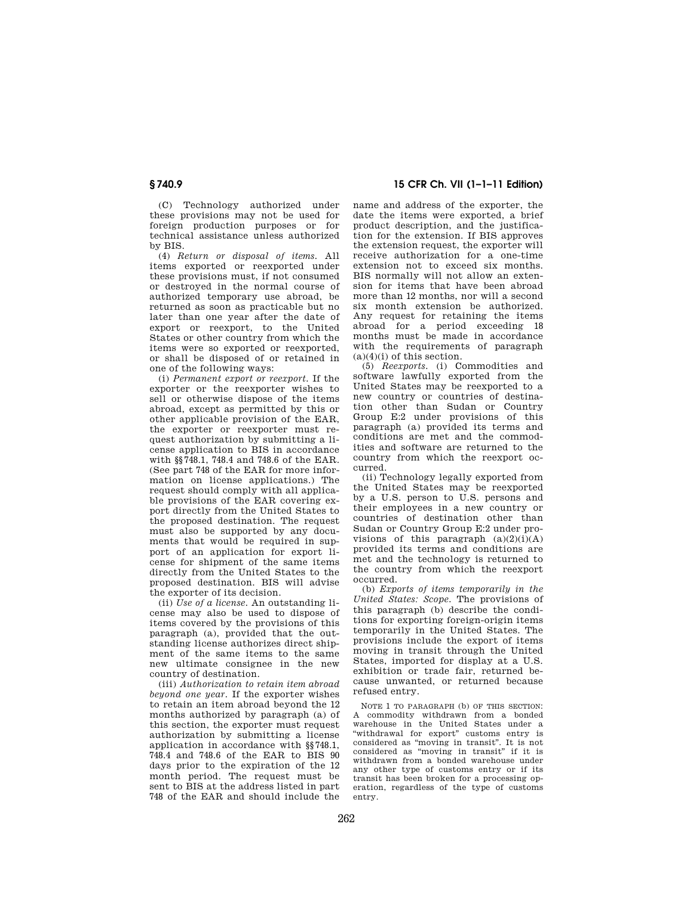(C) Technology authorized under these provisions may not be used for foreign production purposes or for technical assistance unless authorized by BIS.

(4) *Return or disposal of items.* All items exported or reexported under these provisions must, if not consumed or destroyed in the normal course of authorized temporary use abroad, be returned as soon as practicable but no later than one year after the date of export or reexport, to the United States or other country from which the items were so exported or reexported, or shall be disposed of or retained in one of the following ways:

(i) *Permanent export or reexport.* If the exporter or the reexporter wishes to sell or otherwise dispose of the items abroad, except as permitted by this or other applicable provision of the EAR, the exporter or reexporter must request authorization by submitting a license application to BIS in accordance with §§748.1, 748.4 and 748.6 of the EAR. (See part 748 of the EAR for more information on license applications.) The request should comply with all applicable provisions of the EAR covering export directly from the United States to the proposed destination. The request must also be supported by any documents that would be required in support of an application for export license for shipment of the same items directly from the United States to the proposed destination. BIS will advise the exporter of its decision.

(ii) *Use of a license.* An outstanding license may also be used to dispose of items covered by the provisions of this paragraph (a), provided that the outstanding license authorizes direct shipment of the same items to the same new ultimate consignee in the new country of destination.

(iii) *Authorization to retain item abroad beyond one year.* If the exporter wishes to retain an item abroad beyond the 12 months authorized by paragraph (a) of this section, the exporter must request authorization by submitting a license application in accordance with §§748.1, 748.4 and 748.6 of the EAR to BIS 90 days prior to the expiration of the 12 month period. The request must be sent to BIS at the address listed in part 748 of the EAR and should include the name and address of the exporter, the date the items were exported, a brief product description, and the justification for the extension. If BIS approves the extension request, the exporter will receive authorization for a one-time extension not to exceed six months. BIS normally will not allow an extension for items that have been abroad more than 12 months, nor will a second six month extension be authorized. Any request for retaining the items abroad for a period exceeding 18 months must be made in accordance with the requirements of paragraph (a)(4)(i) of this section.

(5) *Reexports.* (i) Commodities and software lawfully exported from the United States may be reexported to a new country or countries of destination other than Sudan or Country Group E:2 under provisions of this paragraph (a) provided its terms and conditions are met and the commodities and software are returned to the country from which the reexport occurred.

(ii) Technology legally exported from the United States may be reexported by a U.S. person to U.S. persons and their employees in a new country or countries of destination other than Sudan or Country Group E:2 under provisions of this paragraph (a)(2)(i)(A) provided its terms and conditions are met and the technology is returned to the country from which the reexport occurred.

(b) *Exports of items temporarily in the United States: Scope.* The provisions of this paragraph (b) describe the conditions for exporting foreign-origin items temporarily in the United States. The provisions include the export of items moving in transit through the United States, imported for display at a U.S. exhibition or trade fair, returned because unwanted, or returned because refused entry.

NOTE 1 TO PARAGRAPH (b) OF THIS SECTION: A commodity withdrawn from a bonded warehouse in the United States under a "withdrawal for export" customs entry is considered as "moving in transit". It is not considered as "moving in transit" if it is withdrawn from a bonded warehouse under any other type of customs entry or if its transit has been broken for a processing operation, regardless of the type of customs entry.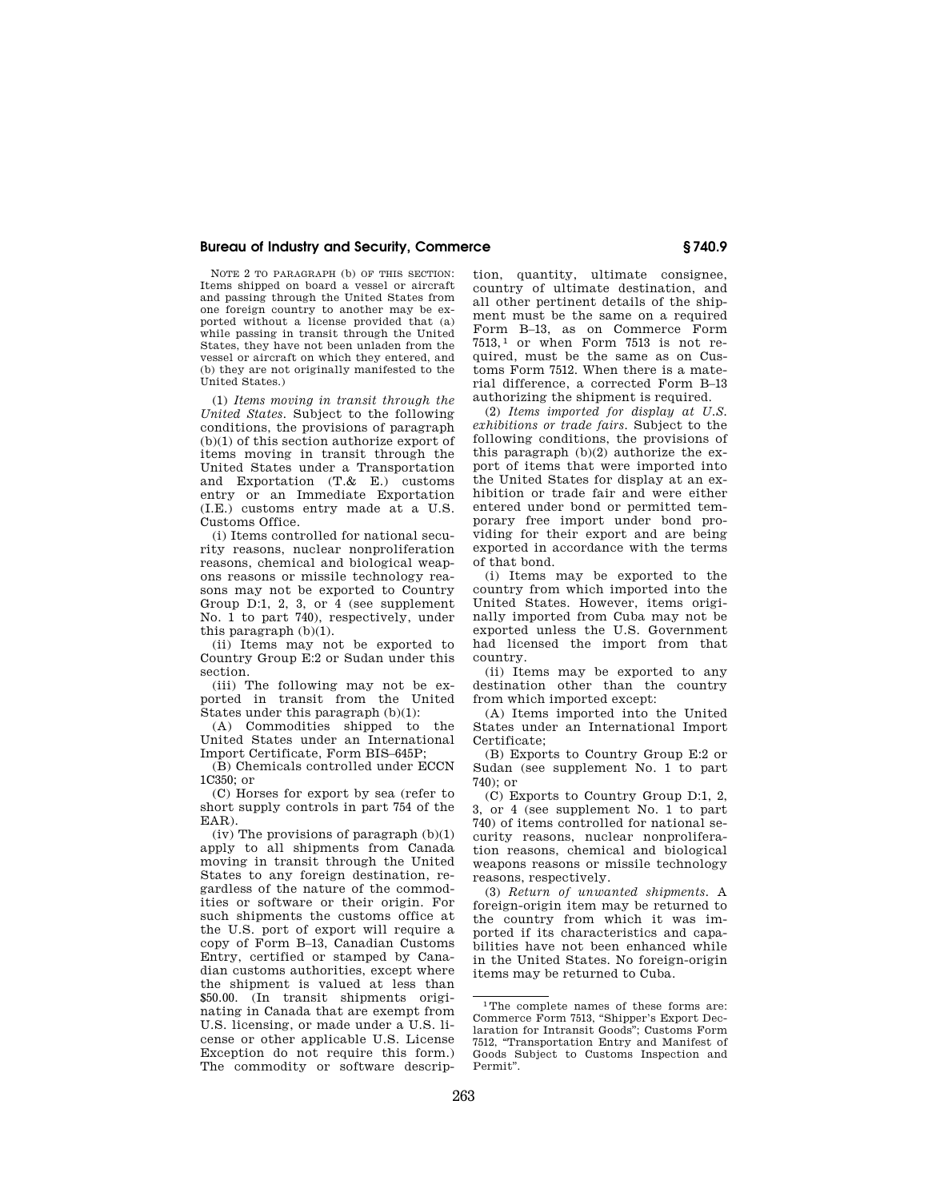NOTE 2 TO PARAGRAPH (b) OF THIS SECTION: Items shipped on board a vessel or aircraft and passing through the United States from one foreign country to another may be exported without a license provided that (a) while passing in transit through the United States, they have not been unladen from the vessel or aircraft on which they entered, and (b) they are not originally manifested to the United States.)

(1) *Items moving in transit through the United States.* Subject to the following conditions, the provisions of paragraph (b)(1) of this section authorize export of items moving in transit through the United States under a Transportation and Exportation (T.& E.) customs entry or an Immediate Exportation (I.E.) customs entry made at a U.S. Customs Office.

(i) Items controlled for national security reasons, nuclear nonproliferation reasons, chemical and biological weapons reasons or missile technology reasons may not be exported to Country Group D:1, 2, 3, or 4 (see supplement No. 1 to part 740), respectively, under this paragraph (b)(1).

(ii) Items may not be exported to Country Group E:2 or Sudan under this section.

(iii) The following may not be exported in transit from the United States under this paragraph (b)(1):

(A) Commodities shipped to the United States under an International Import Certificate, Form BIS–645P;

(B) Chemicals controlled under ECCN 1C350; or

(C) Horses for export by sea (refer to short supply controls in part 754 of the EAR).

(iv) The provisions of paragraph (b)(1) apply to all shipments from Canada moving in transit through the United States to any foreign destination, regardless of the nature of the commodities or software or their origin. For such shipments the customs office at the U.S. port of export will require a copy of Form B–13, Canadian Customs Entry, certified or stamped by Canadian customs authorities, except where the shipment is valued at less than $50.00. (In transit shipments originating in Canada that are exempt from U.S. licensing, or made under a U.S. license or other applicable U.S. License Exception do not require this form.) The commodity or software description, quantity, ultimate consignee, country of ultimate destination, and all other pertinent details of the shipment must be the same on a required Form B–13, as on Commerce Form 7513,[1] or when Form 7513 is not required, must be the same as on Customs Form 7512. When there is a material difference, a corrected Form B–13 authorizing the shipment is required.

(2) *Items imported for display at U.S. exhibitions or trade fairs.* Subject to the following conditions, the provisions of this paragraph (b)(2) authorize the export of items that were imported into the United States for display at an exhibition or trade fair and were either entered under bond or permitted temporary free import under bond providing for their export and are being exported in accordance with the terms of that bond.

(i) Items may be exported to the country from which imported into the United States. However, items originally imported from Cuba may not be exported unless the U.S. Government had licensed the import from that country.

(ii) Items may be exported to any destination other than the country from which imported except:

(A) Items imported into the United States under an International Import Certificate;

(B) Exports to Country Group E:2 or Sudan (see supplement No. 1 to part 740); or

(C) Exports to Country Group D:1, 2, 3, or 4 (see supplement No. 1 to part 740) of items controlled for national security reasons, nuclear nonproliferation reasons, chemical and biological weapons reasons or missile technology reasons, respectively.

(3) *Return of unwanted shipments.* A foreign-origin item may be returned to the country from which it was imported if its characteristics and capabilities have not been enhanced while in the United States. No foreign-origin items may be returned to Cuba.

[1] The complete names of these forms are: Commerce Form 7513, "Shipper's Export Declaration for Intransit Goods"; Customs Form 7512, "Transportation Entry and Manifest of Goods Subject to Customs Inspection and Permit".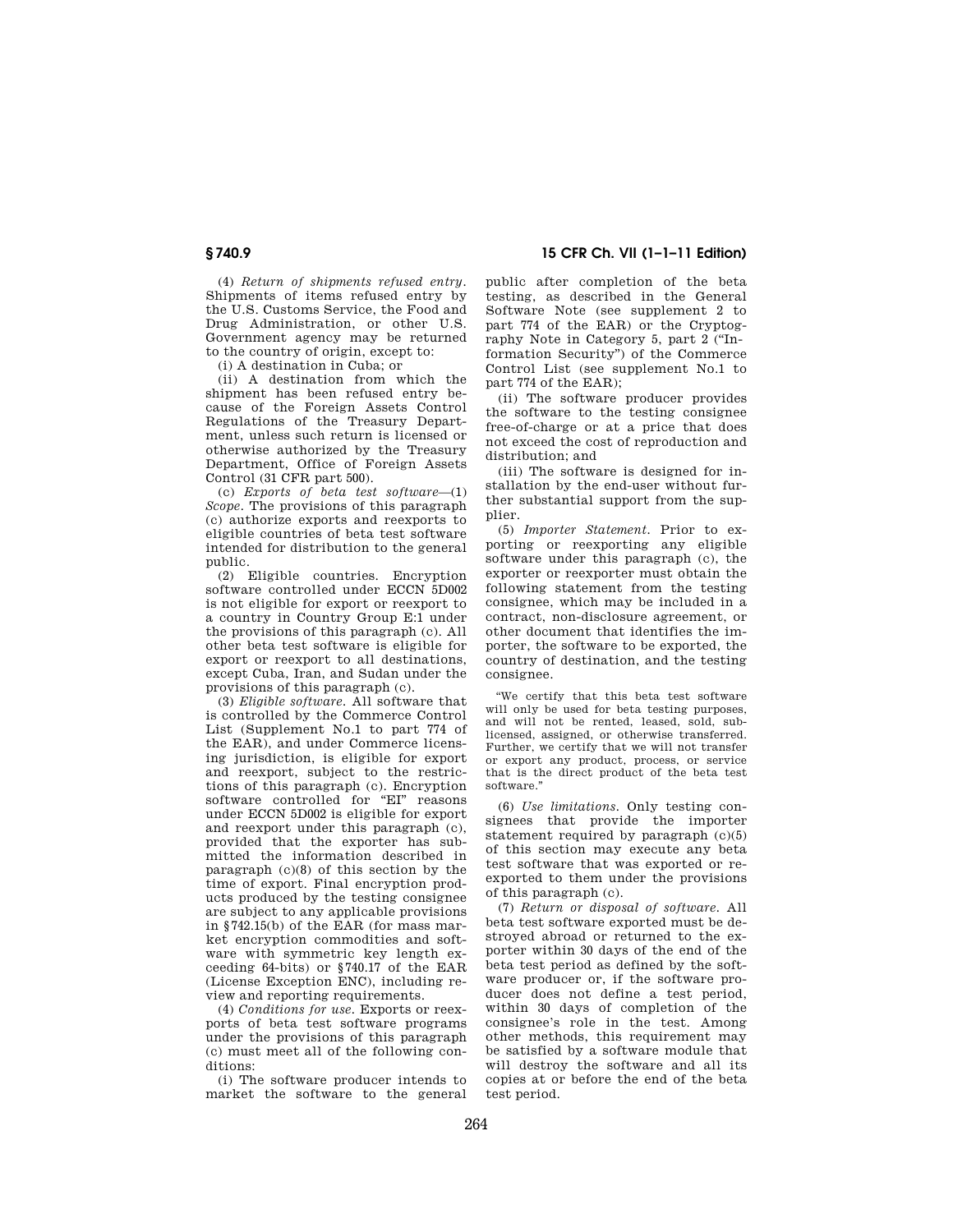(4) *Return of shipments refused entry.* Shipments of items refused entry by the U.S. Customs Service, the Food and Drug Administration, or other U.S. Government agency may be returned to the country of origin, except to:

(i) A destination in Cuba; or

(ii) A destination from which the shipment has been refused entry because of the Foreign Assets Control Regulations of the Treasury Department, unless such return is licensed or otherwise authorized by the Treasury Department, Office of Foreign Assets Control (31 CFR part 500).

(c) *Exports of beta test software*—(1) *Scope.* The provisions of this paragraph (c) authorize exports and reexports to eligible countries of beta test software intended for distribution to the general public.

(2) Eligible countries. Encryption software controlled under ECCN 5D002 is not eligible for export or reexport to a country in Country Group E:1 under the provisions of this paragraph (c). All other beta test software is eligible for export or reexport to all destinations, except Cuba, Iran, and Sudan under the provisions of this paragraph (c).

(3) *Eligible software.* All software that is controlled by the Commerce Control List (Supplement No.1 to part 774 of the EAR), and under Commerce licensing jurisdiction, is eligible for export and reexport, subject to the restrictions of this paragraph (c). Encryption software controlled for "EI" reasons under ECCN 5D002 is eligible for export and reexport under this paragraph (c), provided that the exporter has submitted the information described in paragraph (c)(8) of this section by the time of export. Final encryption products produced by the testing consignee are subject to any applicable provisions in §742.15(b) of the EAR (for mass market encryption commodities and software with symmetric key length exceeding 64-bits) or §740.17 of the EAR (License Exception ENC), including review and reporting requirements.

(4) *Conditions for use.* Exports or reexports of beta test software programs under the provisions of this paragraph (c) must meet all of the following conditions:

(i) The software producer intends to market the software to the general public after completion of the beta testing, as described in the General Software Note (see supplement 2 to part 774 of the EAR) or the Cryptography Note in Category 5, part 2 ("Information Security") of the Commerce Control List (see supplement No.1 to part 774 of the EAR);

(ii) The software producer provides the software to the testing consignee free-of-charge or at a price that does not exceed the cost of reproduction and distribution; and

(iii) The software is designed for installation by the end-user without further substantial support from the supplier.

(5) *Importer Statement.* Prior to exporting or reexporting any eligible software under this paragraph (c), the exporter or reexporter must obtain the following statement from the testing consignee, which may be included in a contract, non-disclosure agreement, or other document that identifies the importer, the software to be exported, the country of destination, and the testing consignee.

> "We certify that this beta test software will only be used for beta testing purposes, and will not be rented, leased, sold, sublicensed, assigned, or otherwise transferred. Further, we certify that we will not transfer or export any product, process, or service that is the direct product of the beta test software."

(6) *Use limitations.* Only testing consignees that provide the importer statement required by paragraph (c)(5) of this section may execute any beta test software that was exported or reexported to them under the provisions of this paragraph (c).

(7) *Return or disposal of software.* All beta test software exported must be destroyed abroad or returned to the exporter within 30 days of the end of the beta test period as defined by the software producer or, if the software producer does not define a test period, within 30 days of completion of the consignee's role in the test. Among other methods, this requirement may be satisfied by a software module that will destroy the software and all its copies at or before the end of the beta test period.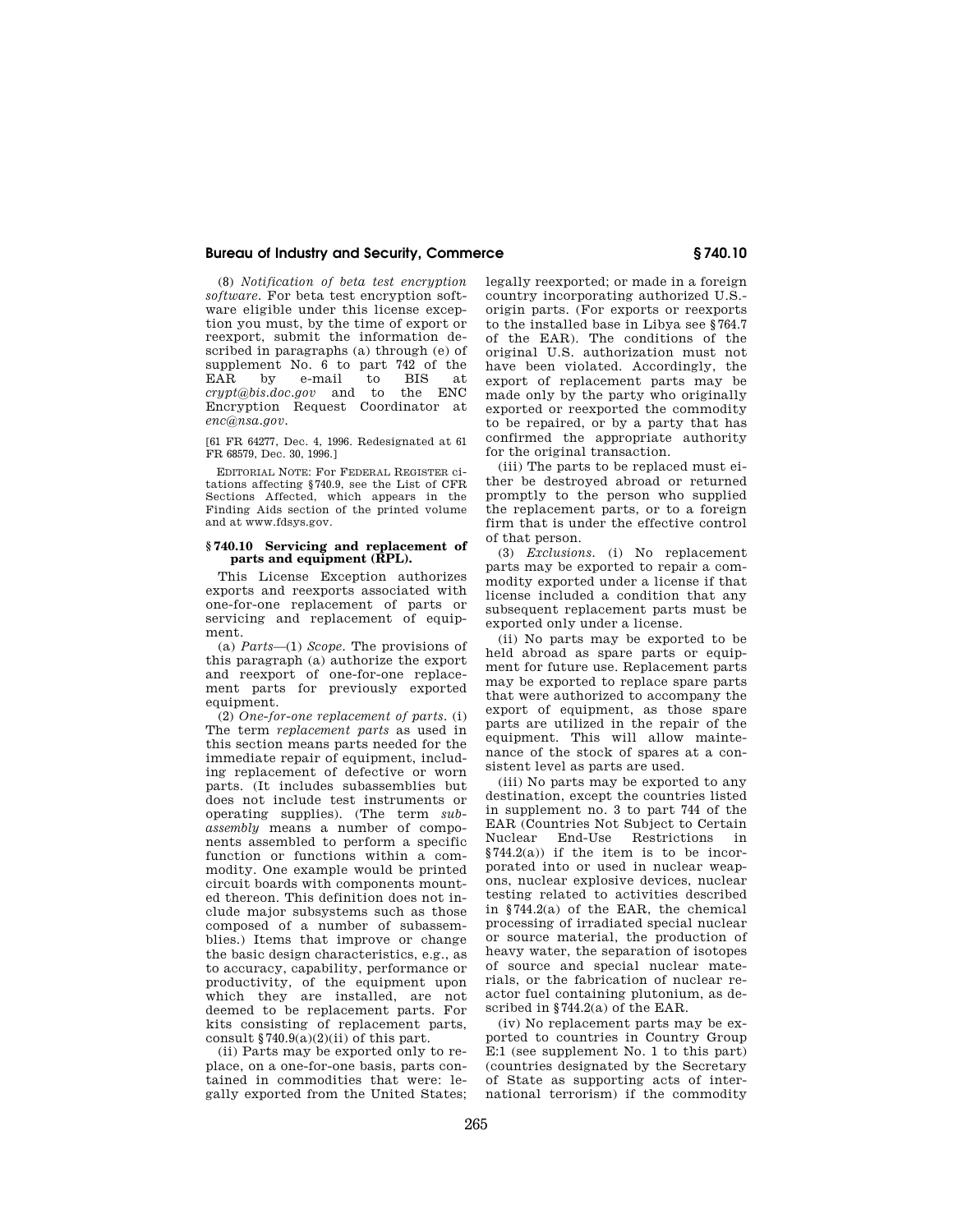(8) *Notification of beta test encryption software.* For beta test encryption software eligible under this license exception you must, by the time of export or reexport, submit the information described in paragraphs (a) through (e) of supplement No. 6 to part 742 of the EAR by e-mail to BIS at *crypt@bis.doc.gov* and to the ENC Encryption Request Coordinator at *enc@nsa.gov*.

[61 FR 64277, Dec. 4, 1996. Redesignated at 61 FR 68579, Dec. 30, 1996.]

EDITORIAL NOTE: For FEDERAL REGISTER citations affecting §740.9, see the List of CFR Sections Affected, which appears in the Finding Aids section of the printed volume and at www.fdsys.gov.

### §740.10 Servicing and replacement of parts and equipment (RPL).

This License Exception authorizes exports and reexports associated with one-for-one replacement of parts or servicing and replacement of equipment.

(a) *Parts*—(1) *Scope.* The provisions of this paragraph (a) authorize the export and reexport of one-for-one replacement parts for previously exported equipment.

(2) *One-for-one replacement of parts.* (i) The term *replacement parts* as used in this section means parts needed for the immediate repair of equipment, including replacement of defective or worn parts. (It includes subassemblies but does not include test instruments or operating supplies). (The term *subassembly* means a number of components assembled to perform a specific function or functions within a commodity. One example would be printed circuit boards with components mounted thereon. This definition does not include major subsystems such as those composed of a number of subassemblies.) Items that improve or change the basic design characteristics, e.g., as to accuracy, capability, performance or productivity, of the equipment upon which they are installed, are not deemed to be replacement parts. For kits consisting of replacement parts, consult §740.9(a)(2)(ii) of this part.

(ii) Parts may be exported only to replace, on a one-for-one basis, parts contained in commodities that were: legally exported from the United States; legally reexported; or made in a foreign country incorporating authorized U.S.-origin parts. (For exports or reexports to the installed base in Libya see §764.7 of the EAR). The conditions of the original U.S. authorization must not have been violated. Accordingly, the export of replacement parts may be made only by the party who originally exported or reexported the commodity to be repaired, or by a party that has confirmed the appropriate authority for the original transaction.

(iii) The parts to be replaced must either be destroyed abroad or returned promptly to the person who supplied the replacement parts, or to a foreign firm that is under the effective control of that person.

(3) *Exclusions.* (i) No replacement parts may be exported to repair a commodity exported under a license if that license included a condition that any subsequent replacement parts must be exported only under a license.

(ii) No parts may be exported to be held abroad as spare parts or equipment for future use. Replacement parts may be exported to replace spare parts that were authorized to accompany the export of equipment, as those spare parts are utilized in the repair of the equipment. This will allow maintenance of the stock of spares at a consistent level as parts are used.

(iii) No parts may be exported to any destination, except the countries listed in supplement no. 3 to part 744 of the EAR (Countries Not Subject to Certain Nuclear End-Use Restrictions in §744.2(a)) if the item is to be incorporated into or used in nuclear weapons, nuclear explosive devices, nuclear testing related to activities described in §744.2(a) of the EAR, the chemical processing of irradiated special nuclear or source material, the production of heavy water, the separation of isotopes of source and special nuclear materials, or the fabrication of nuclear reactor fuel containing plutonium, as described in §744.2(a) of the EAR.

(iv) No replacement parts may be exported to countries in Country Group E:1 (see supplement No. 1 to this part) (countries designated by the Secretary of State as supporting acts of international terrorism) if the commodity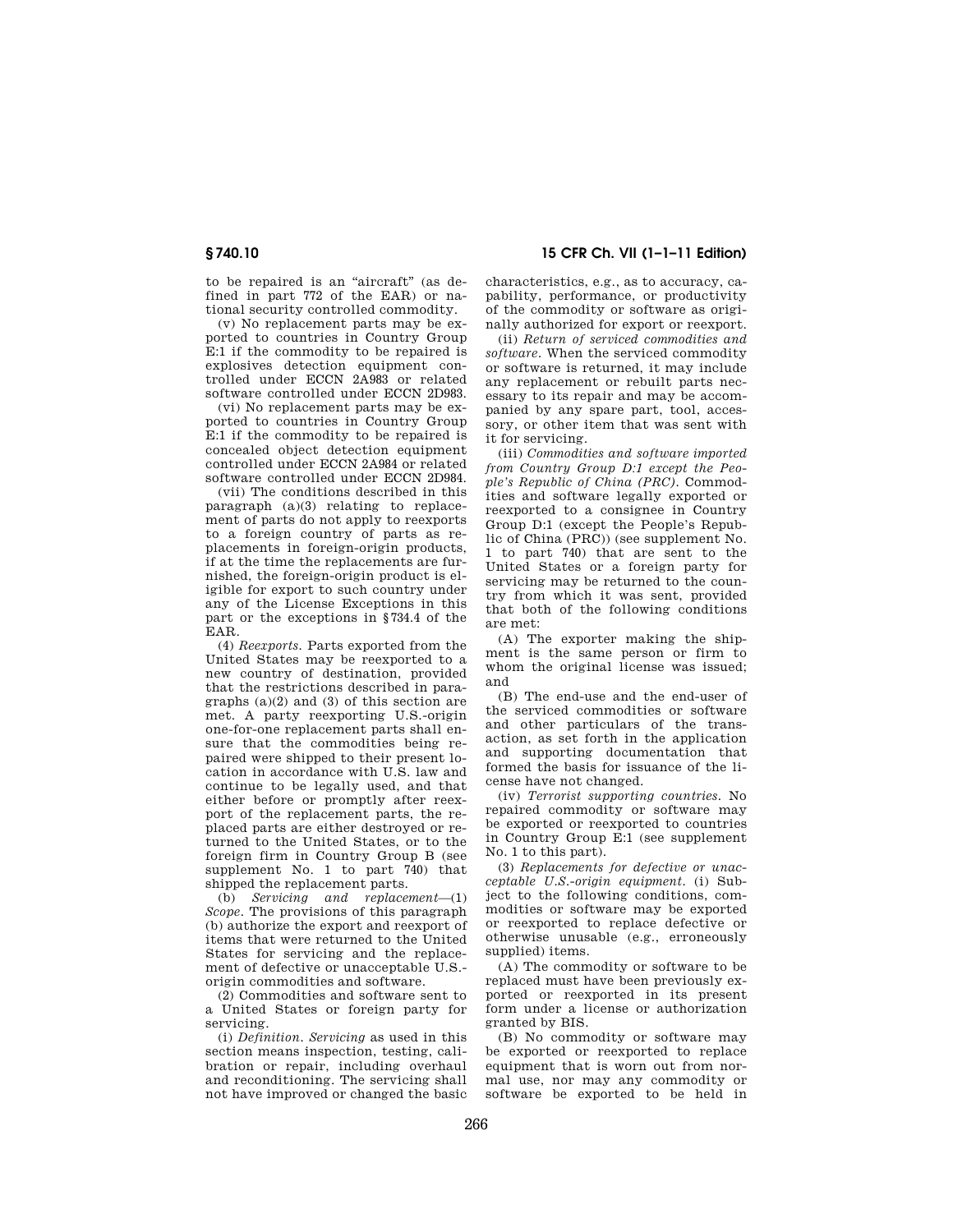to be repaired is an "aircraft" (as defined in part 772 of the EAR) or national security controlled commodity.

(v) No replacement parts may be exported to countries in Country Group E:1 if the commodity to be repaired is explosives detection equipment controlled under ECCN 2A983 or related software controlled under ECCN 2D983.

(vi) No replacement parts may be exported to countries in Country Group E:1 if the commodity to be repaired is concealed object detection equipment controlled under ECCN 2A984 or related software controlled under ECCN 2D984.

(vii) The conditions described in this paragraph (a)(3) relating to replacement of parts do not apply to reexports to a foreign country of parts as replacements in foreign-origin products, if at the time the replacements are furnished, the foreign-origin product is eligible for export to such country under any of the License Exceptions in this part or the exceptions in §734.4 of the EAR.

(4) *Reexports.* Parts exported from the United States may be reexported to a new country of destination, provided that the restrictions described in paragraphs (a)(2) and (3) of this section are met. A party reexporting U.S.-origin one-for-one replacement parts shall ensure that the commodities being repaired were shipped to their present location in accordance with U.S. law and continue to be legally used, and that either before or promptly after reexport of the replacement parts, the replaced parts are either destroyed or returned to the United States, or to the foreign firm in Country Group B (see supplement No. 1 to part 740) that shipped the replacement parts.

(b) *Servicing and replacement*—(1) *Scope.* The provisions of this paragraph (b) authorize the export and reexport of items that were returned to the United States for servicing and the replacement of defective or unacceptable U.S.-origin commodities and software.

(2) Commodities and software sent to a United States or foreign party for servicing.

(i) *Definition. Servicing* as used in this section means inspection, testing, calibration or repair, including overhaul and reconditioning. The servicing shall not have improved or changed the basic characteristics, e.g., as to accuracy, capability, performance, or productivity of the commodity or software as originally authorized for export or reexport.

(ii) *Return of serviced commodities and software.* When the serviced commodity or software is returned, it may include any replacement or rebuilt parts necessary to its repair and may be accompanied by any spare part, tool, accessory, or other item that was sent with it for servicing.

(iii) *Commodities and software imported from Country Group D:1 except the People's Republic of China (PRC).* Commodities and software legally exported or reexported to a consignee in Country Group D:1 (except the People's Republic of China (PRC)) (see supplement No. 1 to part 740) that are sent to the United States or a foreign party for servicing may be returned to the country from which it was sent, provided that both of the following conditions are met:

(A) The exporter making the shipment is the same person or firm to whom the original license was issued; and

(B) The end-use and the end-user of the serviced commodities or software and other particulars of the transaction, as set forth in the application and supporting documentation that formed the basis for issuance of the license have not changed.

(iv) *Terrorist supporting countries.* No repaired commodity or software may be exported or reexported to countries in Country Group E:1 (see supplement No. 1 to this part).

(3) *Replacements for defective or unacceptable U.S.-origin equipment.* (i) Subject to the following conditions, commodities or software may be exported or reexported to replace defective or otherwise unusable (e.g., erroneously supplied) items.

(A) The commodity or software to be replaced must have been previously exported or reexported in its present form under a license or authorization granted by BIS.

(B) No commodity or software may be exported or reexported to replace equipment that is worn out from normal use, nor may any commodity or software be exported to be held in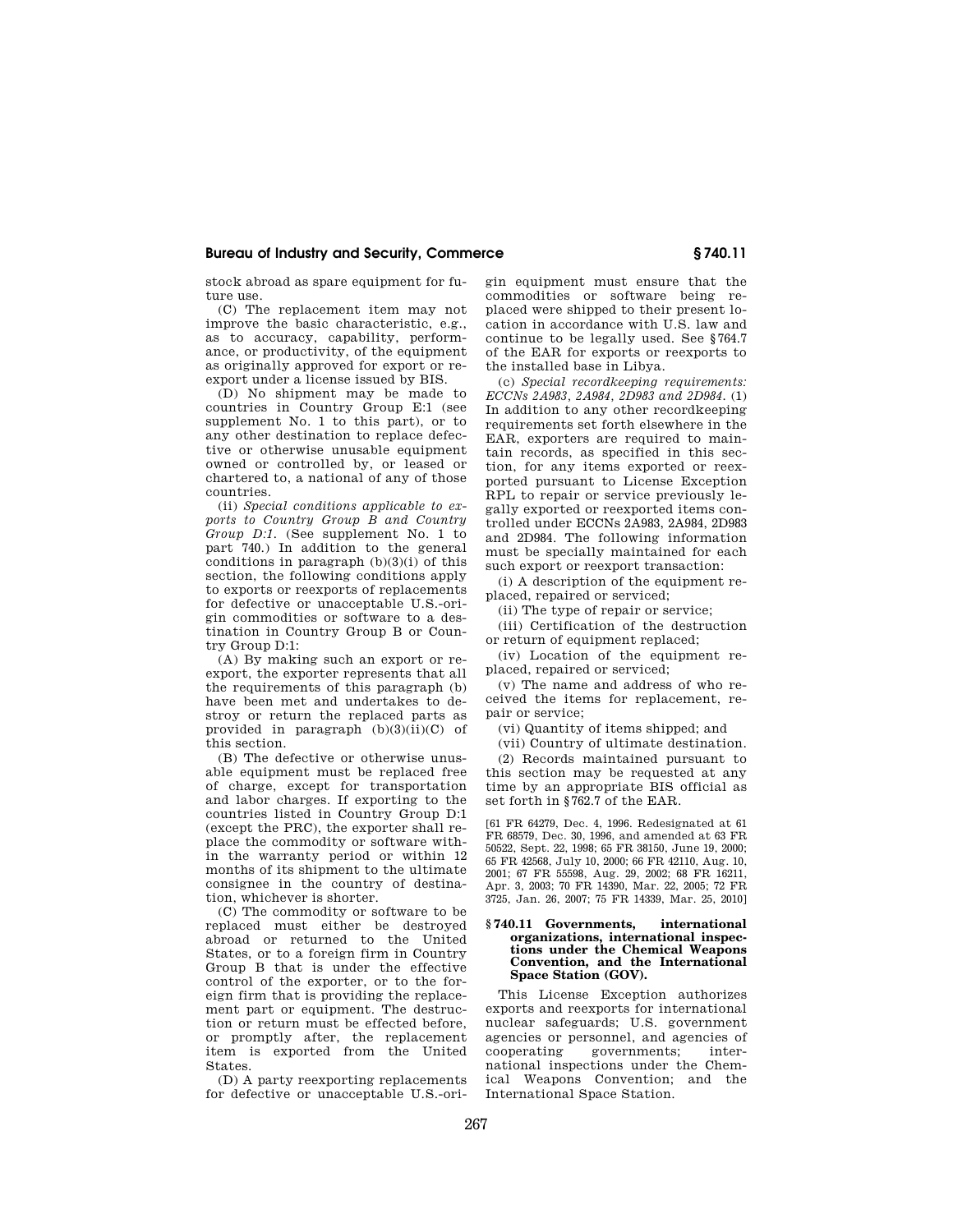stock abroad as spare equipment for future use.

(C) The replacement item may not improve the basic characteristic, e.g., as to accuracy, capability, performance, or productivity, of the equipment as originally approved for export or reexport under a license issued by BIS.

(D) No shipment may be made to countries in Country Group E:1 (see supplement No. 1 to this part), or to any other destination to replace defective or otherwise unusable equipment owned or controlled by, or leased or chartered to, a national of any of those countries.

(ii) *Special conditions applicable to exports to Country Group B and Country Group D:1.* (See supplement No. 1 to part 740.) In addition to the general conditions in paragraph (b)(3)(i) of this section, the following conditions apply to exports or reexports of replacements for defective or unacceptable U.S.-origin commodities or software to a destination in Country Group B or Country Group D:1:

(A) By making such an export or reexport, the exporter represents that all the requirements of this paragraph (b) have been met and undertakes to destroy or return the replaced parts as provided in paragraph (b)(3)(ii)(C) of this section.

(B) The defective or otherwise unusable equipment must be replaced free of charge, except for transportation and labor charges. If exporting to the countries listed in Country Group D:1 (except the PRC), the exporter shall replace the commodity or software within the warranty period or within 12 months of its shipment to the ultimate consignee in the country of destination, whichever is shorter.

(C) The commodity or software to be replaced must either be destroyed abroad or returned to the United States, or to a foreign firm in Country Group B that is under the effective control of the exporter, or to the foreign firm that is providing the replacement part or equipment. The destruction or return must be effected before, or promptly after, the replacement item is exported from the United States.

(D) A party reexporting replacements for defective or unacceptable U.S.-origin equipment must ensure that the commodities or software being replaced were shipped to their present location in accordance with U.S. law and continue to be legally used. See §764.7 of the EAR for exports or reexports to the installed base in Libya.

(c) *Special recordkeeping requirements: ECCNs 2A983, 2A984, 2D983 and 2D984.* (1) In addition to any other recordkeeping requirements set forth elsewhere in the EAR, exporters are required to maintain records, as specified in this section, for any items exported or reexported pursuant to License Exception RPL to repair or service previously legally exported or reexported items controlled under ECCNs 2A983, 2A984, 2D983 and 2D984. The following information must be specially maintained for each such export or reexport transaction:

(i) A description of the equipment replaced, repaired or serviced;

(ii) The type of repair or service;

(iii) Certification of the destruction or return of equipment replaced;

(iv) Location of the equipment replaced, repaired or serviced;

(v) The name and address of who received the items for replacement, repair or service;

(vi) Quantity of items shipped; and

(vii) Country of ultimate destination.

(2) Records maintained pursuant to this section may be requested at any time by an appropriate BIS official as set forth in §762.7 of the EAR.

[61 FR 64279, Dec. 4, 1996. Redesignated at 61 FR 68579, Dec. 30, 1996, and amended at 63 FR 50522, Sept. 22, 1998; 65 FR 38150, June 19, 2000; 65 FR 42568, July 10, 2000; 66 FR 42110, Aug. 10, 2001; 67 FR 55598, Aug. 29, 2002; 68 FR 16211, Apr. 3, 2003; 70 FR 14390, Mar. 22, 2005; 72 FR 3725, Jan. 26, 2007; 75 FR 14339, Mar. 25, 2010]

## §740.11 Governments, international organizations, international inspections under the Chemical Weapons Convention, and the International Space Station (GOV).

This License Exception authorizes exports and reexports for international nuclear safeguards; U.S. government agencies or personnel, and agencies of cooperating governments; international inspections under the Chemical Weapons Convention; and the International Space Station.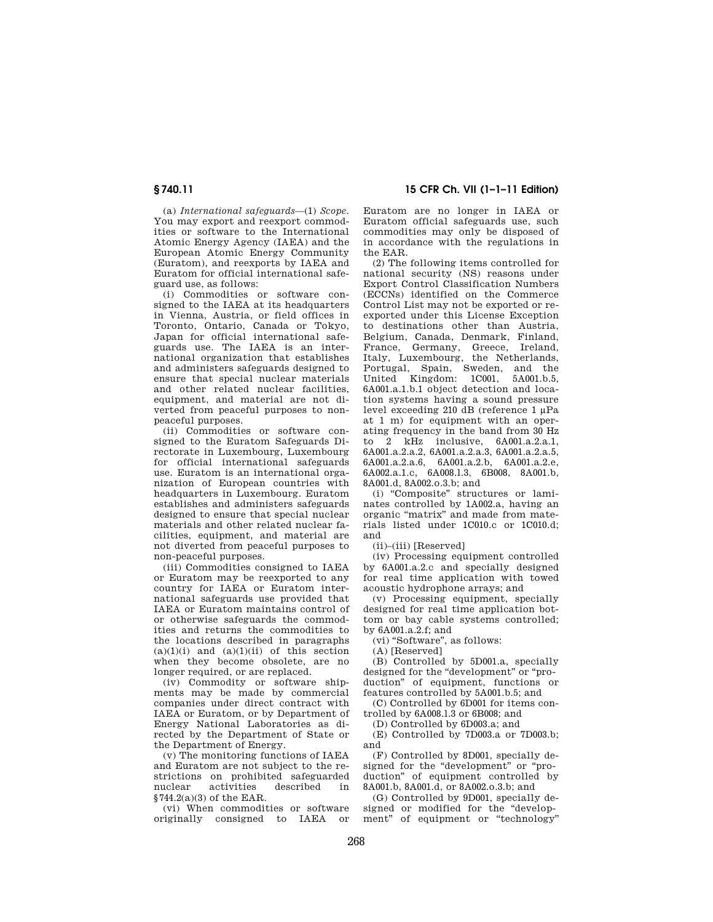(a) *International safeguards*—(1) *Scope*. You may export and reexport commodities or software to the International Atomic Energy Agency (IAEA) and the European Atomic Energy Community (Euratom), and reexports by IAEA and Euratom for official international safeguard use, as follows:

(i) Commodities or software consigned to the IAEA at its headquarters in Vienna, Austria, or field offices in Toronto, Ontario, Canada or Tokyo, Japan for official international safeguards use. The IAEA is an international organization that establishes and administers safeguards designed to ensure that special nuclear materials and other related nuclear facilities, equipment, and material are not diverted from peaceful purposes to non-peaceful purposes.

(ii) Commodities or software consigned to the Euratom Safeguards Directorate in Luxembourg, Luxembourg for official international safeguards use. Euratom is an international organization of European countries with headquarters in Luxembourg. Euratom establishes and administers safeguards designed to ensure that special nuclear materials and other related nuclear facilities, equipment, and material are not diverted from peaceful purposes to non-peaceful purposes.

(iii) Commodities consigned to IAEA or Euratom may be reexported to any country for IAEA or Euratom international safeguards use provided that IAEA or Euratom maintains control of or otherwise safeguards the commodities and returns the commodities to the locations described in paragraphs (a)(1)(i) and (a)(1)(ii) of this section when they become obsolete, are no longer required, or are replaced.

(iv) Commodity or software shipments may be made by commercial companies under direct contract with IAEA or Euratom, or by Department of Energy National Laboratories as directed by the Department of State or the Department of Energy.

(v) The monitoring functions of IAEA and Euratom are not subject to the restrictions on prohibited safeguarded nuclear activities described in §744.2(a)(3) of the EAR.

(vi) When commodities or software originally consigned to IAEA or Euratom are no longer in IAEA or Euratom official safeguards use, such commodities may only be disposed of in accordance with the regulations in the EAR.

(2) The following items controlled for national security (NS) reasons under Export Control Classification Numbers (ECCNs) identified on the Commerce Control List may not be exported or reexported under this License Exception to destinations other than Austria, Belgium, Canada, Denmark, Finland, France, Germany, Greece, Ireland, Italy, Luxembourg, the Netherlands, Portugal, Spain, Sweden, and the United Kingdom: 1C001, 5A001.b.5, 6A001.a.1.b.1 object detection and location systems having a sound pressure level exceeding 210 dB (reference 1 μPa at 1 m) for equipment with an operating frequency in the band from 30 Hz to 2 kHz inclusive, 6A001.a.2.a.1, 6A001.a.2.a.2, 6A001.a.2.a.3, 6A001.a.2.a.5, 6A001.a.2.a.6, 6A001.a.2.b, 6A001.a.2.e, 6A002.a.1.c, 6A008.l.3, 6B008, 8A001.b, 8A001.d, 8A002.o.3.b; and

(i) "Composite" structures or laminates controlled by 1A002.a, having an organic "matrix" and made from materials listed under 1C010.c or 1C010.d; and

(ii)–(iii) [Reserved]

(iv) Processing equipment controlled by 6A001.a.2.c and specially designed for real time application with towed acoustic hydrophone arrays; and

(v) Processing equipment, specially designed for real time application bottom or bay cable systems controlled; by 6A001.a.2.f; and

(vi) "Software", as follows:

(A) [Reserved]

(B) Controlled by 5D001.a, specially designed for the "development" or "production" of equipment, functions or features controlled by 5A001.b.5; and

(C) Controlled by 6D001 for items controlled by 6A008.l.3 or 6B008; and

(D) Controlled by 6D003.a; and

(E) Controlled by 7D003.a or 7D003.b; and

(F) Controlled by 8D001, specially designed for the "development" or "production" of equipment controlled by 8A001.b, 8A001.d, or 8A002.o.3.b; and

(G) Controlled by 9D001, specially designed or modified for the "development" of equipment or "technology"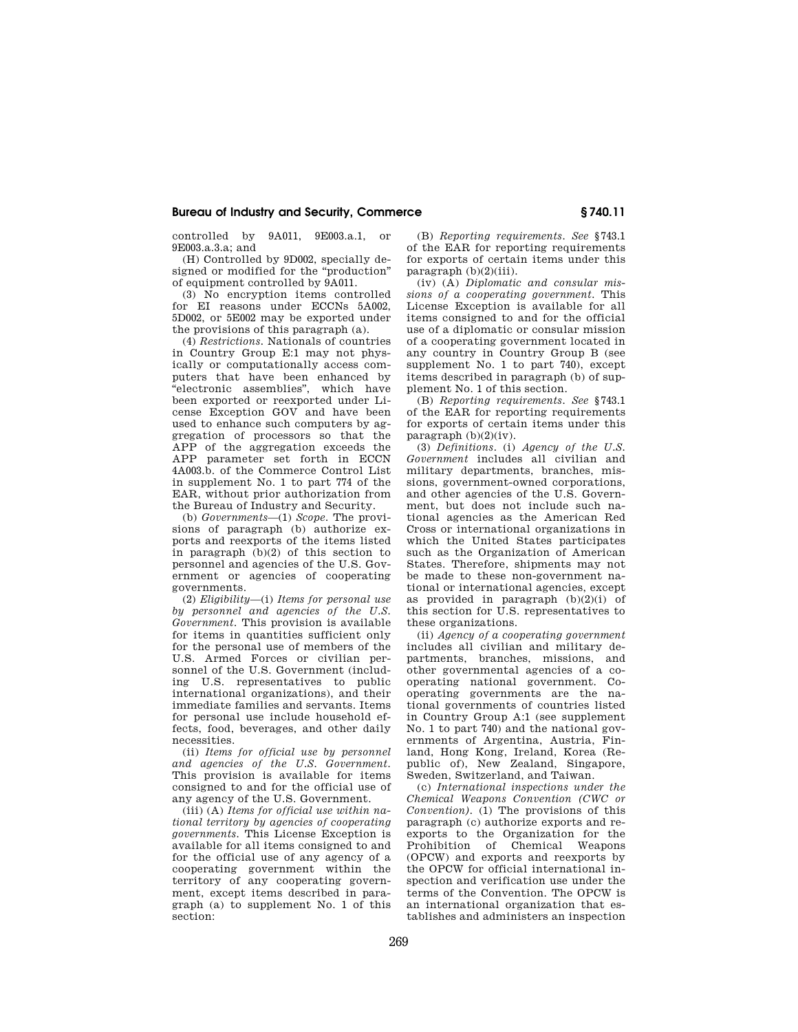controlled by 9A011, 9E003.a.1, or 9E003.a.3.a; and

(H) Controlled by 9D002, specially designed or modified for the "production" of equipment controlled by 9A011.

(3) No encryption items controlled for EI reasons under ECCNs 5A002, 5D002, or 5E002 may be exported under the provisions of this paragraph (a).

(4) *Restrictions.* Nationals of countries in Country Group E:1 may not physically or computationally access computers that have been enhanced by "electronic assemblies", which have been exported or reexported under License Exception GOV and have been used to enhance such computers by aggregation of processors so that the APP of the aggregation exceeds the APP parameter set forth in ECCN 4A003.b. of the Commerce Control List in supplement No. 1 to part 774 of the EAR, without prior authorization from the Bureau of Industry and Security.

(b) *Governments*—(1) *Scope.* The provisions of paragraph (b) authorize exports and reexports of the items listed in paragraph (b)(2) of this section to personnel and agencies of the U.S. Government or agencies of cooperating governments.

(2) *Eligibility*—(i) *Items for personal use by personnel and agencies of the U.S. Government.* This provision is available for items in quantities sufficient only for the personal use of members of the U.S. Armed Forces or civilian personnel of the U.S. Government (including U.S. representatives to public international organizations), and their immediate families and servants. Items for personal use include household effects, food, beverages, and other daily necessities.

(ii) *Items for official use by personnel and agencies of the U.S. Government.* This provision is available for items consigned to and for the official use of any agency of the U.S. Government.

(iii) (A) *Items for official use within national territory by agencies of cooperating governments.* This License Exception is available for all items consigned to and for the official use of any agency of a cooperating government within the territory of any cooperating government, except items described in paragraph (a) to supplement No. 1 of this section:

(B) *Reporting requirements. See* §743.1 of the EAR for reporting requirements for exports of certain items under this paragraph (b)(2)(iii).

(iv) (A) *Diplomatic and consular missions of a cooperating government.* This License Exception is available for all items consigned to and for the official use of a diplomatic or consular mission of a cooperating government located in any country in Country Group B (see supplement No. 1 to part 740), except items described in paragraph (b) of supplement No. 1 of this section.

(B) *Reporting requirements. See* §743.1 of the EAR for reporting requirements for exports of certain items under this paragraph (b)(2)(iv).

(3) *Definitions.* (i) *Agency of the U.S. Government* includes all civilian and military departments, branches, missions, government-owned corporations, and other agencies of the U.S. Government, but does not include such national agencies as the American Red Cross or international organizations in which the United States participates such as the Organization of American States. Therefore, shipments may not be made to these non-government national or international agencies, except as provided in paragraph (b)(2)(i) of this section for U.S. representatives to these organizations.

(ii) *Agency of a cooperating government* includes all civilian and military departments, branches, missions, and other governmental agencies of a cooperating national government. Cooperating governments are the national governments of countries listed in Country Group A:1 (see supplement No. 1 to part 740) and the national governments of Argentina, Austria, Finland, Hong Kong, Ireland, Korea (Republic of), New Zealand, Singapore, Sweden, Switzerland, and Taiwan.

(c) *International inspections under the Chemical Weapons Convention (CWC or Convention).* (1) The provisions of this paragraph (c) authorize exports and reexports to the Organization for the Prohibition of Chemical Weapons (OPCW) and exports and reexports by the OPCW for official international inspection and verification use under the terms of the Convention. The OPCW is an international organization that establishes and administers an inspection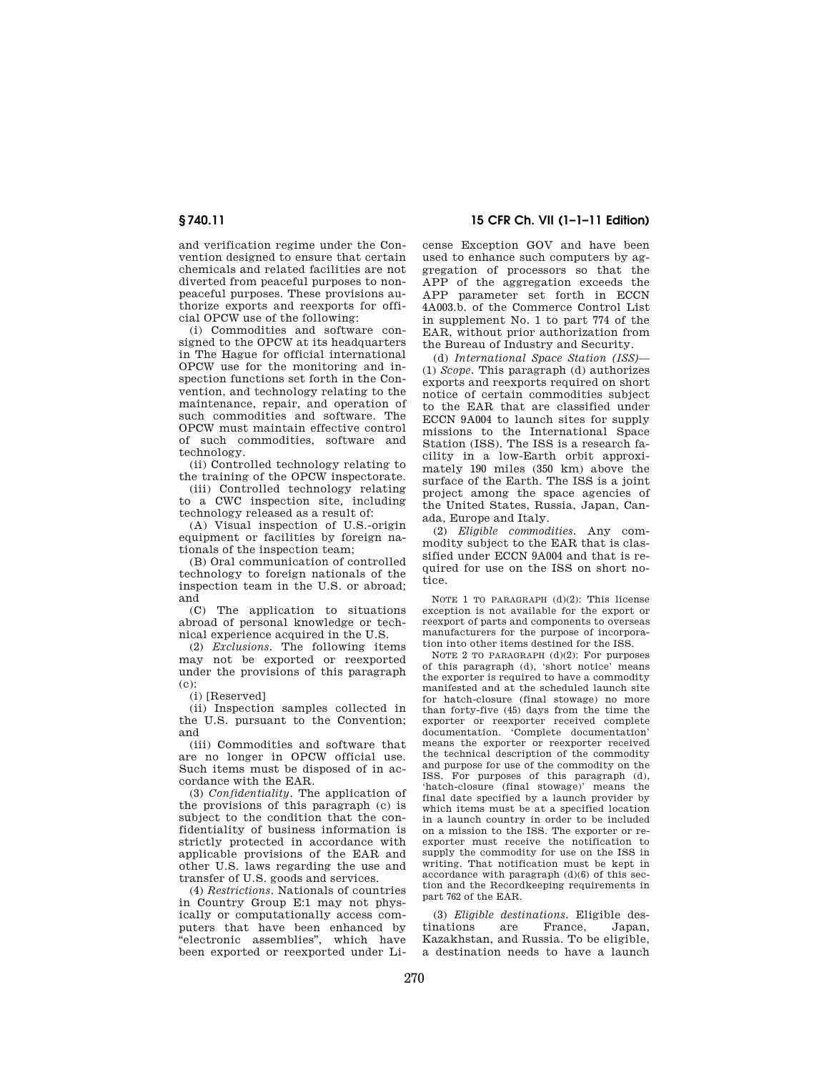and verification regime under the Convention designed to ensure that certain chemicals and related facilities are not diverted from peaceful purposes to nonpeaceful purposes. These provisions authorize exports and reexports for official OPCW use of the following:

(i) Commodities and software consigned to the OPCW at its headquarters in The Hague for official international OPCW use for the monitoring and inspection functions set forth in the Convention, and technology relating to the maintenance, repair, and operation of such commodities and software. The OPCW must maintain effective control of such commodities, software and technology.

(ii) Controlled technology relating to the training of the OPCW inspectorate.

(iii) Controlled technology relating to a CWC inspection site, including technology released as a result of:

(A) Visual inspection of U.S.-origin equipment or facilities by foreign nationals of the inspection team;

(B) Oral communication of controlled technology to foreign nationals of the inspection team in the U.S. or abroad; and

(C) The application to situations abroad of personal knowledge or technical experience acquired in the U.S.

(2) *Exclusions*. The following items may not be exported or reexported under the provisions of this paragraph (c):

(i) [Reserved]

(ii) Inspection samples collected in the U.S. pursuant to the Convention; and

(iii) Commodities and software that are no longer in OPCW official use. Such items must be disposed of in accordance with the EAR.

(3) *Confidentiality*. The application of the provisions of this paragraph (c) is subject to the condition that the confidentiality of business information is strictly protected in accordance with applicable provisions of the EAR and other U.S. laws regarding the use and transfer of U.S. goods and services.

(4) *Restrictions*. Nationals of countries in Country Group E:1 may not physically or computationally access computers that have been enhanced by "electronic assemblies", which have been exported or reexported under License Exception GOV and have been used to enhance such computers by aggregation of processors so that the APP of the aggregation exceeds the APP parameter set forth in ECCN 4A003.b. of the Commerce Control List in supplement No. 1 to part 774 of the EAR, without prior authorization from the Bureau of Industry and Security.

(d) *International Space Station (ISS)*—(1) *Scope*. This paragraph (d) authorizes exports and reexports required on short notice of certain commodities subject to the EAR that are classified under ECCN 9A004 to launch sites for supply missions to the International Space Station (ISS). The ISS is a research facility in a low-Earth orbit approximately 190 miles (350 km) above the surface of the Earth. The ISS is a joint project among the space agencies of the United States, Russia, Japan, Canada, Europe and Italy.

(2) *Eligible commodities*. Any commodity subject to the EAR that is classified under ECCN 9A004 and that is required for use on the ISS on short notice.

NOTE 1 TO PARAGRAPH (d)(2): This license exception is not available for the export or reexport of parts and components to overseas manufacturers for the purpose of incorporation into other items destined for the ISS.

NOTE 2 TO PARAGRAPH (d)(2): For purposes of this paragraph (d), 'short notice' means the exporter is required to have a commodity manifested and at the scheduled launch site for hatch-closure (final stowage) no more than forty-five (45) days from the time the exporter or reexporter received complete documentation. 'Complete documentation' means the exporter or reexporter received the technical description of the commodity and purpose for use of the commodity on the ISS. For purposes of this paragraph (d), 'hatch-closure (final stowage)' means the final date specified by a launch provider by which items must be at a specified location in a launch country in order to be included on a mission to the ISS. The exporter or reexporter must receive the notification to supply the commodity for use on the ISS in writing. That notification must be kept in accordance with paragraph (d)(6) of this section and the Recordkeeping requirements in part 762 of the EAR.

(3) *Eligible destinations*. Eligible destinations are France, Japan, Kazakhstan, and Russia. To be eligible, a destination needs to have a launch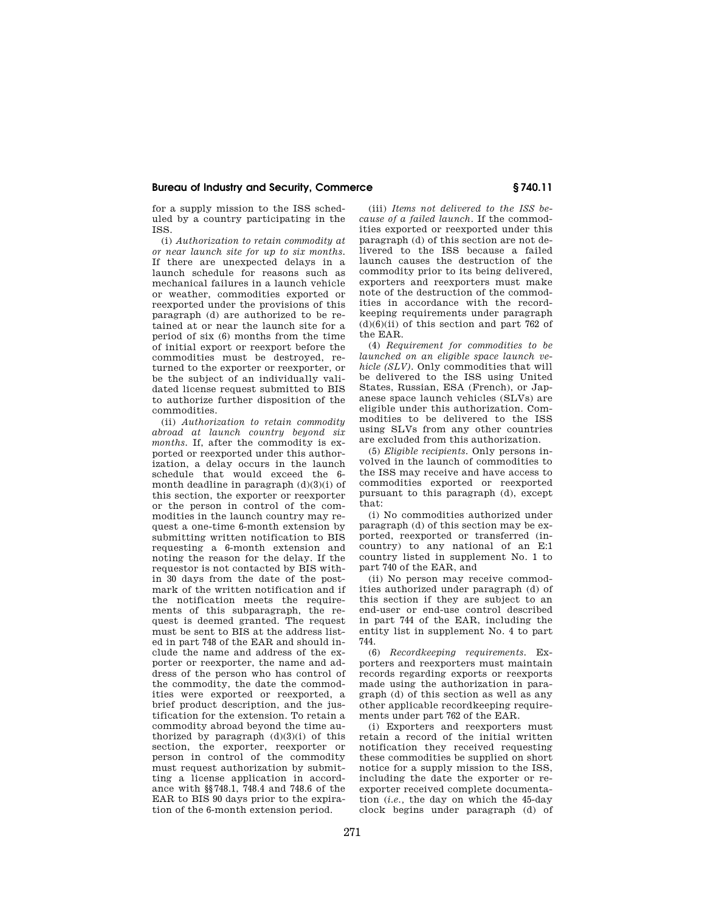for a supply mission to the ISS scheduled by a country participating in the ISS.

(i) *Authorization to retain commodity at or near launch site for up to six months.* If there are unexpected delays in a launch schedule for reasons such as mechanical failures in a launch vehicle or weather, commodities exported or reexported under the provisions of this paragraph (d) are authorized to be retained at or near the launch site for a period of six (6) months from the time of initial export or reexport before the commodities must be destroyed, returned to the exporter or reexporter, or be the subject of an individually validated license request submitted to BIS to authorize further disposition of the commodities.

(ii) *Authorization to retain commodity abroad at launch country beyond six months.* If, after the commodity is exported or reexported under this authorization, a delay occurs in the launch schedule that would exceed the 6-month deadline in paragraph (d)(3)(i) of this section, the exporter or reexporter or the person in control of the commodities in the launch country may request a one-time 6-month extension by submitting written notification to BIS requesting a 6-month extension and noting the reason for the delay. If the requestor is not contacted by BIS within 30 days from the date of the postmark of the written notification and if the notification meets the requirements of this subparagraph, the request is deemed granted. The request must be sent to BIS at the address listed in part 748 of the EAR and should include the name and address of the exporter or reexporter, the name and address of the person who has control of the commodity, the date the commodities were exported or reexported, a brief product description, and the justification for the extension. To retain a commodity abroad beyond the time authorized by paragraph (d)(3)(i) of this section, the exporter, reexporter or person in control of the commodity must request authorization by submitting a license application in accordance with §§748.1, 748.4 and 748.6 of the EAR to BIS 90 days prior to the expiration of the 6-month extension period.

(iii) *Items not delivered to the ISS because of a failed launch.* If the commodities exported or reexported under this paragraph (d) of this section are not delivered to the ISS because a failed launch causes the destruction of the commodity prior to its being delivered, exporters and reexporters must make note of the destruction of the commodities in accordance with the recordkeeping requirements under paragraph (d)(6)(ii) of this section and part 762 of the EAR.

(4) *Requirement for commodities to be launched on an eligible space launch vehicle (SLV).* Only commodities that will be delivered to the ISS using United States, Russian, ESA (French), or Japanese space launch vehicles (SLVs) are eligible under this authorization. Commodities to be delivered to the ISS using SLVs from any other countries are excluded from this authorization.

(5) *Eligible recipients.* Only persons involved in the launch of commodities to the ISS may receive and have access to commodities exported or reexported pursuant to this paragraph (d), except that:

(i) No commodities authorized under paragraph (d) of this section may be exported, reexported or transferred (in-country) to any national of an E:1 country listed in supplement No. 1 to part 740 of the EAR, and

(ii) No person may receive commodities authorized under paragraph (d) of this section if they are subject to an end-user or end-use control described in part 744 of the EAR, including the entity list in supplement No. 4 to part 744.

(6) *Recordkeeping requirements.* Exporters and reexporters must maintain records regarding exports or reexports made using the authorization in paragraph (d) of this section as well as any other applicable recordkeeping requirements under part 762 of the EAR.

(i) Exporters and reexporters must retain a record of the initial written notification they received requesting these commodities be supplied on short notice for a supply mission to the ISS, including the date the exporter or reexporter received complete documentation (*i.e.*, the day on which the 45-day clock begins under paragraph (d) of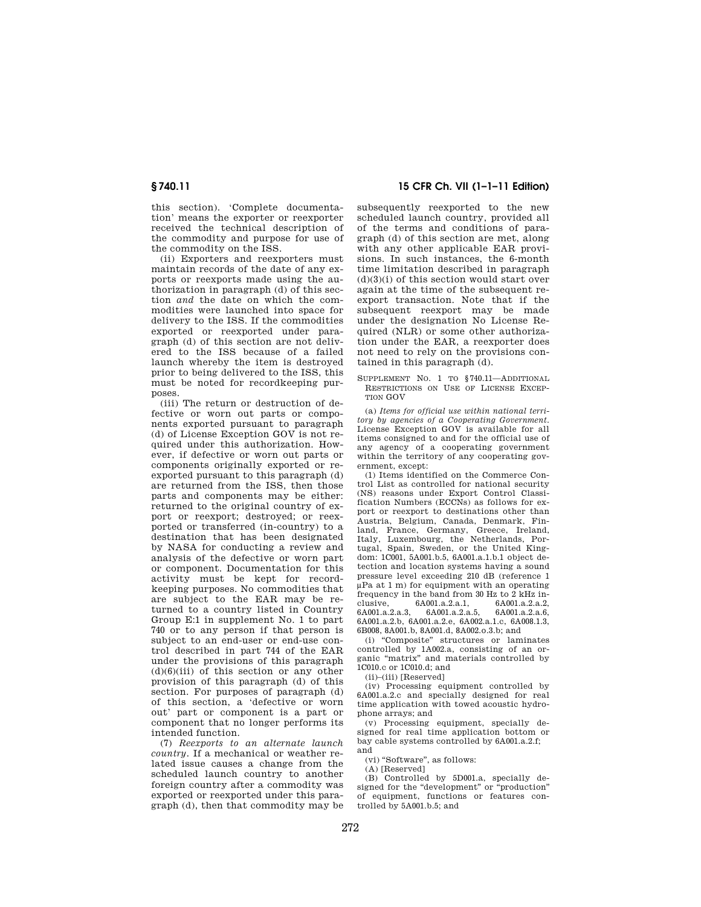this section). 'Complete documentation' means the exporter or reexporter received the technical description of the commodity and purpose for use of the commodity on the ISS.

(ii) Exporters and reexporters must maintain records of the date of any exports or reexports made using the authorization in paragraph (d) of this section *and* the date on which the commodities were launched into space for delivery to the ISS. If the commodities exported or reexported under paragraph (d) of this section are not delivered to the ISS because of a failed launch whereby the item is destroyed prior to being delivered to the ISS, this must be noted for recordkeeping purposes.

(iii) The return or destruction of defective or worn out parts or components exported pursuant to paragraph (d) of License Exception GOV is not required under this authorization. However, if defective or worn out parts or components originally exported or reexported pursuant to this paragraph (d) are returned from the ISS, then those parts and components may be either: returned to the original country of export or reexport; destroyed; or reexported or transferred (in-country) to a destination that has been designated by NASA for conducting a review and analysis of the defective or worn part or component. Documentation for this activity must be kept for recordkeeping purposes. No commodities that are subject to the EAR may be returned to a country listed in Country Group E:1 in supplement No. 1 to part 740 or to any person if that person is subject to an end-user or end-use control described in part 744 of the EAR under the provisions of this paragraph (d)(6)(iii) of this section or any other provision of this paragraph (d) of this section. For purposes of paragraph (d) of this section, a 'defective or worn out' part or component is a part or component that no longer performs its intended function.

(7) *Reexports to an alternate launch country.* If a mechanical or weather related issue causes a change from the scheduled launch country to another foreign country after a commodity was exported or reexported under this paragraph (d), then that commodity may be subsequently reexported to the new scheduled launch country, provided all of the terms and conditions of paragraph (d) of this section are met, along with any other applicable EAR provisions. In such instances, the 6-month time limitation described in paragraph (d)(3)(i) of this section would start over again at the time of the subsequent reexport transaction. Note that if the subsequent reexport may be made under the designation No License Required (NLR) or some other authorization under the EAR, a reexporter does not need to rely on the provisions contained in this paragraph (d).

SUPPLEMENT NO. 1 TO §740.11—ADDITIONAL RESTRICTIONS ON USE OF LICENSE EXCEPTION GOV

(a) *Items for official use within national territory by agencies of a Cooperating Government.* License Exception GOV is available for all items consigned to and for the official use of any agency of a cooperating government within the territory of any cooperating government, except:

(1) Items identified on the Commerce Control List as controlled for national security (NS) reasons under Export Control Classification Numbers (ECCNs) as follows for export or reexport to destinations other than Austria, Belgium, Canada, Denmark, Finland, France, Germany, Greece, Ireland, Italy, Luxembourg, the Netherlands, Portugal, Spain, Sweden, or the United Kingdom: 1C001, 5A001.b.5, 6A001.a.1.b.1 object detection and location systems having a sound pressure level exceeding 210 dB (reference 1 μPa at 1 m) for equipment with an operating frequency in the band from 30 Hz to 2 kHz inclusive, 6A001.a.2.a.1, 6A001.a.2.a.2, 6A001.a.2.a.3, 6A001.a.2.a.5, 6A001.a.2.a.6, 6A001.a.2.b, 6A001.a.2.e, 6A002.a.1.c, 6A008.1.3, 6B008, 8A001.b, 8A001.d, 8A002.o.3.b; and

(i) "Composite" structures or laminates controlled by 1A002.a, consisting of an organic "matrix" and materials controlled by 1C010.c or 1C010.d; and

(ii)–(iii) [Reserved]

(iv) Processing equipment controlled by 6A001.a.2.c and specially designed for real time application with towed acoustic hydrophone arrays; and

(v) Processing equipment, specially designed for real time application bottom or bay cable systems controlled by 6A001.a.2.f; and

(vi) "Software", as follows:

(A) [Reserved]

(B) Controlled by 5D001.a, specially designed for the "development" or "production" of equipment, functions or features controlled by 5A001.b.5; and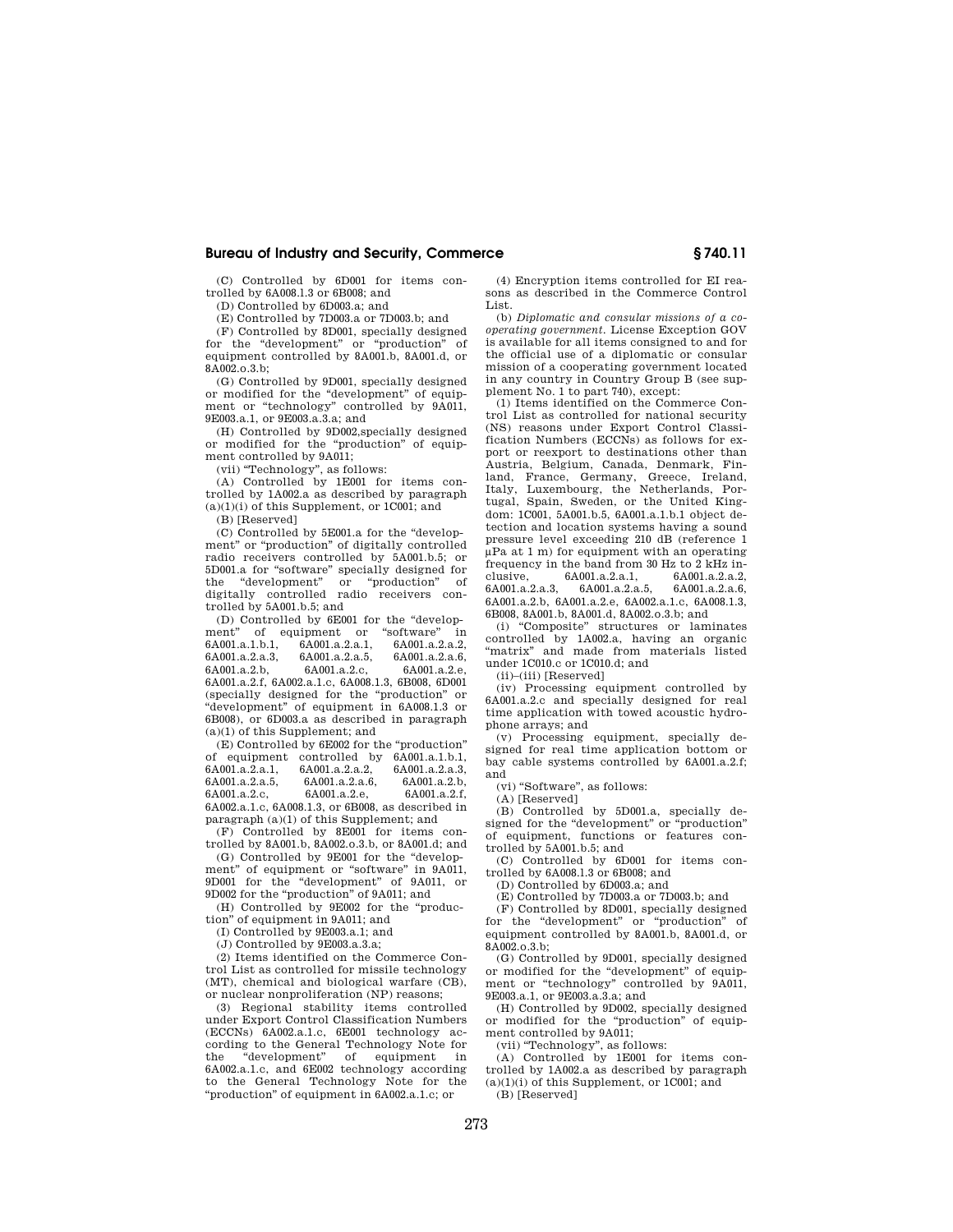(C) Controlled by 6D001 for items controlled by 6A008.l.3 or 6B008; and

(D) Controlled by 6D003.a; and

(E) Controlled by 7D003.a or 7D003.b; and

(F) Controlled by 8D001, specially designed for the "development" or "production" of equipment controlled by 8A001.b, 8A001.d, or 8A002.o.3.b;

(G) Controlled by 9D001, specially designed or modified for the "development" of equipment or "technology" controlled by 9A011, 9E003.a.1, or 9E003.a.3.a; and

(H) Controlled by 9D002,specially designed or modified for the "production" of equipment controlled by 9A011;

(vii) "Technology", as follows:

(A) Controlled by 1E001 for items controlled by 1A002.a as described by paragraph (a)(1)(i) of this Supplement, or 1C001; and

(B) [Reserved]

(C) Controlled by 5E001.a for the "development" or "production" of digitally controlled radio receivers controlled by 5A001.b.5; or 5D001.a for "software" specially designed for the "development" or "production" of digitally controlled radio receivers controlled by 5A001.b.5; and

(D) Controlled by 6E001 for the "development" of equipment or "software" in 6A001.a.1.b.1, 6A001.a.2.a.1, 6A001.a.2.a.2, 6A001.a.2.a.3, 6A001.a.2.a.5, 6A001.a.2.a.6, 6A001.a.2.b, 6A001.a.2.c, 6A001.a.2.e, 6A001.a.2.f, 6A002.a.1.c, 6A008.l.3, 6B008, 6D001 (specially designed for the "production" or "development" of equipment in 6A008.l.3 or 6B008), or 6D003.a as described in paragraph (a)(1) of this Supplement; and

(E) Controlled by 6E002 for the "production" of equipment controlled by 6A001.a.1.b.1, 6A001.a.2.a.1, 6A001.a.2.a.2, 6A001.a.2.a.3, 6A001.a.2.a.5, 6A001.a.2.a.6, 6A001.a.2.b, 6A001.a.2.c, 6A001.a.2.e, 6A001.a.2.f, 6A002.a.1.c, 6A008.l.3, or 6B008, as described in paragraph (a)(1) of this Supplement; and

(F) Controlled by 8E001 for items controlled by 8A001.b, 8A002.o.3.b, or 8A001.d; and

(G) Controlled by 9E001 for the "development" of equipment or "software" in 9A011, 9D001 for the "development" of 9A011, or 9D002 for the "production" of 9A011; and

(H) Controlled by 9E002 for the "production" of equipment in 9A011; and

(I) Controlled by 9E003.a.1; and

(J) Controlled by 9E003.a.3.a;

(2) Items identified on the Commerce Control List as controlled for missile technology (MT), chemical and biological warfare (CB), or nuclear nonproliferation (NP) reasons;

(3) Regional stability items controlled under Export Control Classification Numbers (ECCNs) 6A002.a.1.c, 6E001 technology according to the General Technology Note for the "development" of equipment in 6A002.a.1.c, and 6E002 technology according to the General Technology Note for the "production" of equipment in 6A002.a.1.c; or

(4) Encryption items controlled for EI reasons as described in the Commerce Control List.

(b) *Diplomatic and consular missions of a cooperating government.* License Exception GOV is available for all items consigned to and for the official use of a diplomatic or consular mission of a cooperating government located in any country in Country Group B (see supplement No. 1 to part 740), except:

(1) Items identified on the Commerce Control List as controlled for national security (NS) reasons under Export Control Classification Numbers (ECCNs) as follows for export or reexport to destinations other than Austria, Belgium, Canada, Denmark, Finland, France, Germany, Greece, Ireland, Italy, Luxembourg, the Netherlands, Portugal, Spain, Sweden, or the United Kingdom: 1C001, 5A001.b.5, 6A001.a.1.b.1 object detection and location systems having a sound pressure level exceeding 210 dB (reference 1 μPa at 1 m) for equipment with an operating frequency in the band from 30 Hz to 2 kHz inclusive, 6A001.a.2.a.1, 6A001.a.2.a.2, 6A001.a.2.a.3, 6A001.a.2.a.5, 6A001.a.2.a.6, 6A001.a.2.b, 6A001.a.2.e, 6A002.a.1.c, 6A008.l.3, 6B008, 8A001.b, 8A001.d, 8A002.o.3.b; and

(i) "Composite" structures or laminates controlled by 1A002.a, having an organic "matrix" and made from materials listed under 1C010.c or 1C010.d; and

(ii)–(iii) [Reserved]

(iv) Processing equipment controlled by 6A001.a.2.c and specially designed for real time application with towed acoustic hydrophone arrays; and

(v) Processing equipment, specially designed for real time application bottom or bay cable systems controlled by 6A001.a.2.f; and

(vi) "Software", as follows:

(A) [Reserved]

(B) Controlled by 5D001.a, specially designed for the "development" or "production" of equipment, functions or features controlled by 5A001.b.5; and

(C) Controlled by 6D001 for items controlled by 6A008.l.3 or 6B008; and

(D) Controlled by 6D003.a; and

(E) Controlled by 7D003.a or 7D003.b; and

(F) Controlled by 8D001, specially designed for the "development" or "production" of equipment controlled by 8A001.b, 8A001.d, or 8A002.o.3.b;

(G) Controlled by 9D001, specially designed or modified for the "development" of equipment or "technology" controlled by 9A011, 9E003.a.1, or 9E003.a.3.a; and

(H) Controlled by 9D002, specially designed or modified for the "production" of equipment controlled by 9A011;

(vii) "Technology", as follows:

(A) Controlled by 1E001 for items controlled by 1A002.a as described by paragraph (a)(1)(i) of this Supplement, or 1C001; and

(B) [Reserved]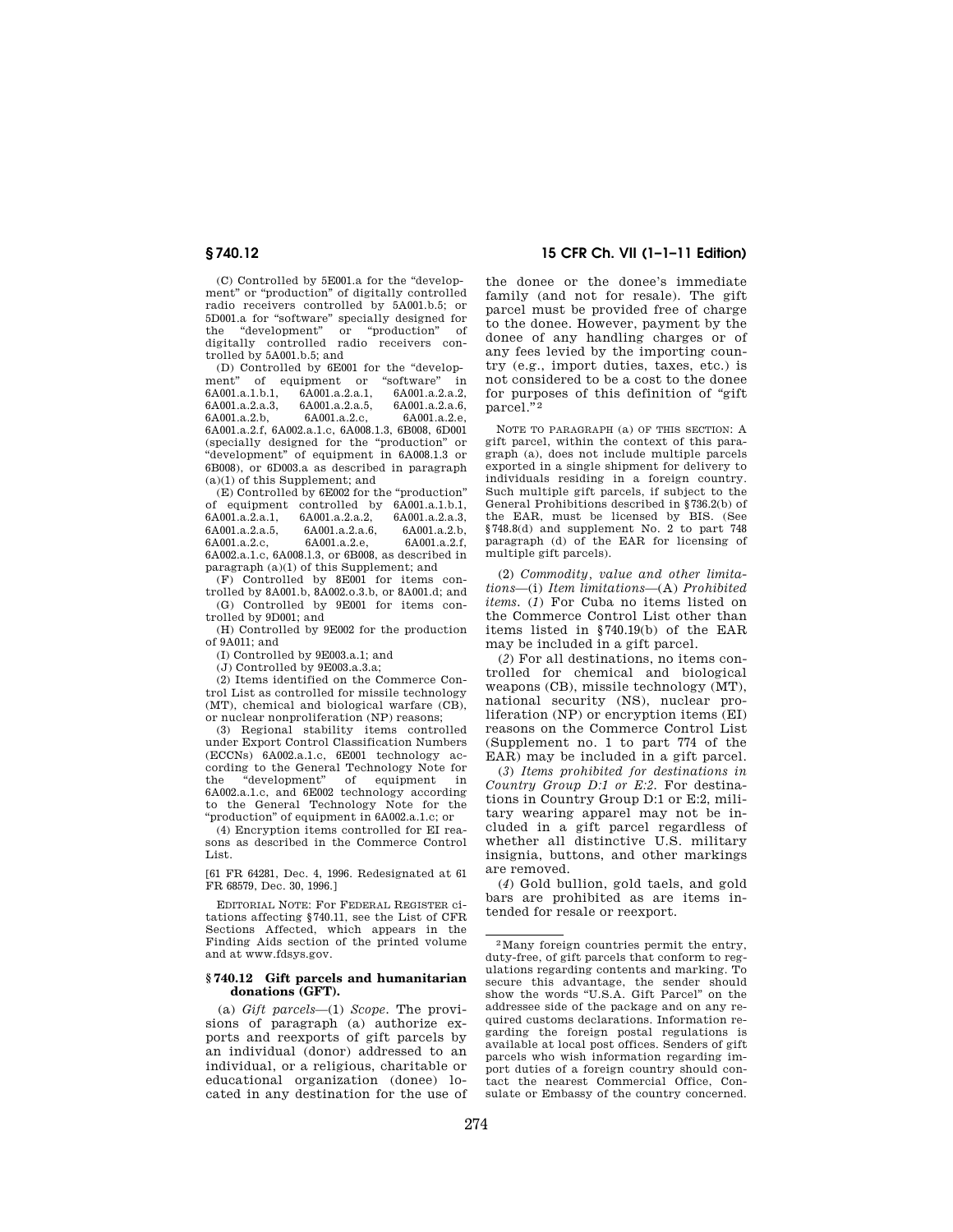(C) Controlled by 5E001.a for the "development" or "production" of digitally controlled radio receivers controlled by 5A001.b.5; or 5D001.a for "software" specially designed for the "development" or "production" of digitally controlled radio receivers controlled by 5A001.b.5; and

(D) Controlled by 6E001 for the "development" of equipment or "software" in 6A001.a.1.b.1, 6A001.a.2.a.1, 6A001.a.2.a.2, 6A001.a.2.a.3, 6A001.a.2.a.5, 6A001.a.2.a.6, 6A001.a.2.b, 6A001.a.2.c, 6A001.a.2.e, 6A001.a.2.f, 6A002.a.1.c, 6A008.1.3, 6B008, 6D001 (specially designed for the "production" or "development" of equipment in 6A008.1.3 or 6B008), or 6D003.a as described in paragraph (a)(1) of this Supplement; and

(E) Controlled by 6E002 for the "production" of equipment controlled by 6A001.a.1.b.1, 6A001.a.2.a.1, 6A001.a.2.a.2, 6A001.a.2.a.3, 6A001.a.2.a.5, 6A001.a.2.a.6, 6A001.a.2.b, 6A001.a.2.c, 6A001.a.2.e, 6A001.a.2.f, 6A002.a.1.c, 6A008.1.3, or 6B008, as described in paragraph (a)(1) of this Supplement; and

(F) Controlled by 8E001 for items controlled by 8A001.b, 8A002.o.3.b, or 8A001.d; and

(G) Controlled by 9E001 for items controlled by 9D001; and

(H) Controlled by 9E002 for the production of 9A011; and

(I) Controlled by 9E003.a.1; and

(J) Controlled by 9E003.a.3.a;

(2) Items identified on the Commerce Control List as controlled for missile technology (MT), chemical and biological warfare (CB), or nuclear nonproliferation (NP) reasons;

(3) Regional stability items controlled under Export Control Classification Numbers (ECCNs) 6A002.a.1.c, 6E001 technology according to the General Technology Note for the "development" of equipment in 6A002.a.1.c, and 6E002 technology according to the General Technology Note for the "production" of equipment in 6A002.a.1.c; or

(4) Encryption items controlled for EI reasons as described in the Commerce Control List.

[61 FR 64281, Dec. 4, 1996. Redesignated at 61 FR 68579, Dec. 30, 1996.]

EDITORIAL NOTE: For FEDERAL REGISTER citations affecting §740.11, see the List of CFR Sections Affected, which appears in the Finding Aids section of the printed volume and at www.fdsys.gov.

### §740.12 Gift parcels and humanitarian donations (GFT).

(a) *Gift parcels*—(1) *Scope.* The provisions of paragraph (a) authorize exports and reexports of gift parcels by an individual (donor) addressed to an individual, or a religious, charitable or educational organization (donee) located in any destination for the use of the donee or the donee's immediate family (and not for resale). The gift parcel must be provided free of charge to the donee. However, payment by the donee of any handling charges or of any fees levied by the importing country (e.g., import duties, taxes, etc.) is not considered to be a cost to the donee for purposes of this definition of "gift parcel."[2]

NOTE TO PARAGRAPH (a) OF THIS SECTION: A gift parcel, within the context of this paragraph (a), does not include multiple parcels exported in a single shipment for delivery to individuals residing in a foreign country. Such multiple gift parcels, if subject to the General Prohibitions described in §736.2(b) of the EAR, must be licensed by BIS. (See §748.8(d) and supplement No. 2 to part 748 paragraph (d) of the EAR for licensing of multiple gift parcels).

(2) *Commodity, value and other limitations*—(i) *Item limitations*—(A) *Prohibited items.* (*1*) For Cuba no items listed on the Commerce Control List other than items listed in §740.19(b) of the EAR may be included in a gift parcel.

(*2*) For all destinations, no items controlled for chemical and biological weapons (CB), missile technology (MT), national security (NS), nuclear proliferation (NP) or encryption items (EI) reasons on the Commerce Control List (Supplement no. 1 to part 774 of the EAR) may be included in a gift parcel.

(*3*) *Items prohibited for destinations in Country Group D:1 or E:2.* For destinations in Country Group D:1 or E:2, military wearing apparel may not be included in a gift parcel regardless of whether all distinctive U.S. military insignia, buttons, and other markings are removed.

(*4*) Gold bullion, gold taels, and gold bars are prohibited as are items intended for resale or reexport.

[2] Many foreign countries permit the entry, duty-free, of gift parcels that conform to regulations regarding contents and marking. To secure this advantage, the sender should show the words "U.S.A. Gift Parcel" on the addressee side of the package and on any required customs declarations. Information regarding the foreign postal regulations is available at local post offices. Senders of gift parcels who wish information regarding import duties of a foreign country should contact the nearest Commercial Office, Consulate or Embassy of the country concerned.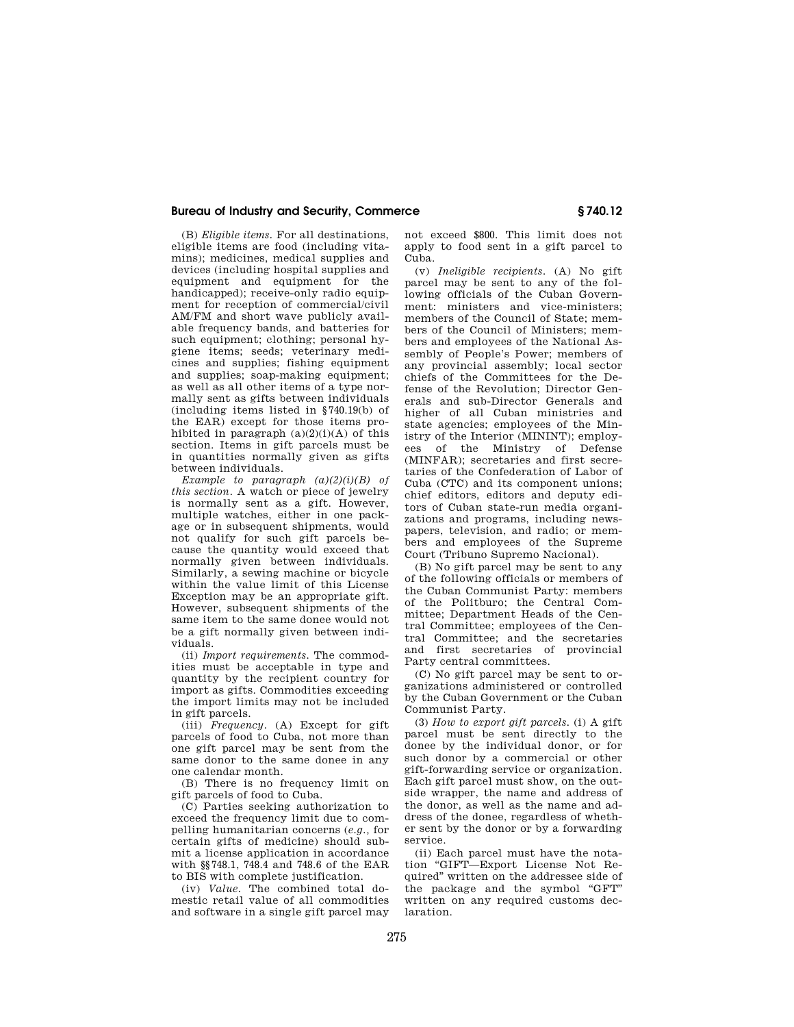(B) *Eligible items.* For all destinations, eligible items are food (including vitamins); medicines, medical supplies and devices (including hospital supplies and equipment and equipment for the handicapped); receive-only radio equipment for reception of commercial/civil AM/FM and short wave publicly available frequency bands, and batteries for such equipment; clothing; personal hygiene items; seeds; veterinary medicines and supplies; fishing equipment and supplies; soap-making equipment; as well as all other items of a type normally sent as gifts between individuals (including items listed in §740.19(b) of the EAR) except for those items prohibited in paragraph (a)(2)(i)(A) of this section. Items in gift parcels must be in quantities normally given as gifts between individuals.

*Example to paragraph (a)(2)(i)(B) of this section.* A watch or piece of jewelry is normally sent as a gift. However, multiple watches, either in one package or in subsequent shipments, would not qualify for such gift parcels because the quantity would exceed that normally given between individuals. Similarly, a sewing machine or bicycle within the value limit of this License Exception may be an appropriate gift. However, subsequent shipments of the same item to the same donee would not be a gift normally given between individuals.

(ii) *Import requirements.* The commodities must be acceptable in type and quantity by the recipient country for import as gifts. Commodities exceeding the import limits may not be included in gift parcels.

(iii) *Frequency.* (A) Except for gift parcels of food to Cuba, not more than one gift parcel may be sent from the same donor to the same donee in any one calendar month.

(B) There is no frequency limit on gift parcels of food to Cuba.

(C) Parties seeking authorization to exceed the frequency limit due to compelling humanitarian concerns (*e.g.*, for certain gifts of medicine) should submit a license application in accordance with §§748.1, 748.4 and 748.6 of the EAR to BIS with complete justification.

(iv) *Value.* The combined total domestic retail value of all commodities and software in a single gift parcel may not exceed $800. This limit does not apply to food sent in a gift parcel to Cuba.

(v) *Ineligible recipients.* (A) No gift parcel may be sent to any of the following officials of the Cuban Government: ministers and vice-ministers; members of the Council of State; members of the Council of Ministers; members and employees of the National Assembly of People's Power; members of any provincial assembly; local sector chiefs of the Committees for the Defense of the Revolution; Director Generals and sub-Director Generals and higher of all Cuban ministries and state agencies; employees of the Ministry of the Interior (MININT); employees of the Ministry of Defense (MINFAR); secretaries and first secretaries of the Confederation of Labor of Cuba (CTC) and its component unions; chief editors, editors and deputy editors of Cuban state-run media organizations and programs, including newspapers, television, and radio; or members and employees of the Supreme Court (Tribuno Supremo Nacional).

(B) No gift parcel may be sent to any of the following officials or members of the Cuban Communist Party: members of the Politburo; the Central Committee; Department Heads of the Central Committee; employees of the Central Committee; and the secretaries and first secretaries of provincial Party central committees.

(C) No gift parcel may be sent to organizations administered or controlled by the Cuban Government or the Cuban Communist Party.

(3) *How to export gift parcels.* (i) A gift parcel must be sent directly to the donee by the individual donor, or for such donor by a commercial or other gift-forwarding service or organization. Each gift parcel must show, on the outside wrapper, the name and address of the donor, as well as the name and address of the donee, regardless of whether sent by the donor or by a forwarding service.

(ii) Each parcel must have the notation "GIFT—Export License Not Required" written on the addressee side of the package and the symbol "GFT" written on any required customs declaration.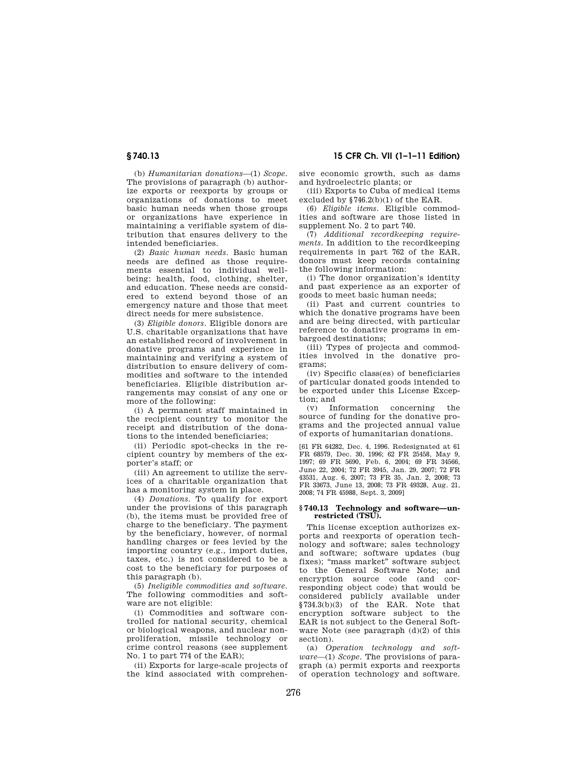(b) *Humanitarian donations*—(1) *Scope.* The provisions of paragraph (b) authorize exports or reexports by groups or organizations of donations to meet basic human needs when those groups or organizations have experience in maintaining a verifiable system of distribution that ensures delivery to the intended beneficiaries.

(2) *Basic human needs.* Basic human needs are defined as those requirements essential to individual well-being: health, food, clothing, shelter, and education. These needs are considered to extend beyond those of an emergency nature and those that meet direct needs for mere subsistence.

(3) *Eligible donors.* Eligible donors are U.S. charitable organizations that have an established record of involvement in donative programs and experience in maintaining and verifying a system of distribution to ensure delivery of commodities and software to the intended beneficiaries. Eligible distribution arrangements may consist of any one or more of the following:

(i) A permanent staff maintained in the recipient country to monitor the receipt and distribution of the donations to the intended beneficiaries;

(ii) Periodic spot-checks in the recipient country by members of the exporter's staff; or

(iii) An agreement to utilize the services of a charitable organization that has a monitoring system in place.

(4) *Donations.* To qualify for export under the provisions of this paragraph (b), the items must be provided free of charge to the beneficiary. The payment by the beneficiary, however, of normal handling charges or fees levied by the importing country (e.g., import duties, taxes, etc.) is not considered to be a cost to the beneficiary for purposes of this paragraph (b).

(5) *Ineligible commodities and software.* The following commodities and software are not eligible:

(i) Commodities and software controlled for national security, chemical or biological weapons, and nuclear nonproliferation, missile technology or crime control reasons (see supplement No. 1 to part 774 of the EAR);

(ii) Exports for large-scale projects of the kind associated with comprehensive economic growth, such as dams and hydroelectric plants; or

(iii) Exports to Cuba of medical items excluded by §746.2(b)(1) of the EAR.

(6) *Eligible items.* Eligible commodities and software are those listed in supplement No. 2 to part 740.

(7) *Additional recordkeeping requirements.* In addition to the recordkeeping requirements in part 762 of the EAR, donors must keep records containing the following information:

(i) The donor organization's identity and past experience as an exporter of goods to meet basic human needs;

(ii) Past and current countries to which the donative programs have been and are being directed, with particular reference to donative programs in embargoed destinations;

(iii) Types of projects and commodities involved in the donative programs;

(iv) Specific class(es) of beneficiaries of particular donated goods intended to be exported under this License Exception; and

(v) Information concerning the source of funding for the donative programs and the projected annual value of exports of humanitarian donations.

[61 FR 64282, Dec. 4, 1996. Redesignated at 61 FR 68579, Dec. 30, 1996; 62 FR 25458, May 9, 1997; 69 FR 5690, Feb. 6, 2004; 69 FR 34566, June 22, 2004; 72 FR 3945, Jan. 29, 2007; 72 FR 43531, Aug. 6, 2007; 73 FR 35, Jan. 2, 2008; 73 FR 33673, June 13, 2008; 73 FR 49328, Aug. 21, 2008; 74 FR 45988, Sept. 3, 2009]

## § 740.13 Technology and software—unrestricted (TSU).

This license exception authorizes exports and reexports of operation technology and software; sales technology and software; software updates (bug fixes); "mass market" software subject to the General Software Note; and encryption source code (and corresponding object code) that would be considered publicly available under §734.3(b)(3) of the EAR. Note that encryption software subject to the EAR is not subject to the General Software Note (see paragraph (d)(2) of this section).

(a) *Operation technology and software*—(1) *Scope.* The provisions of paragraph (a) permit exports and reexports of operation technology and software.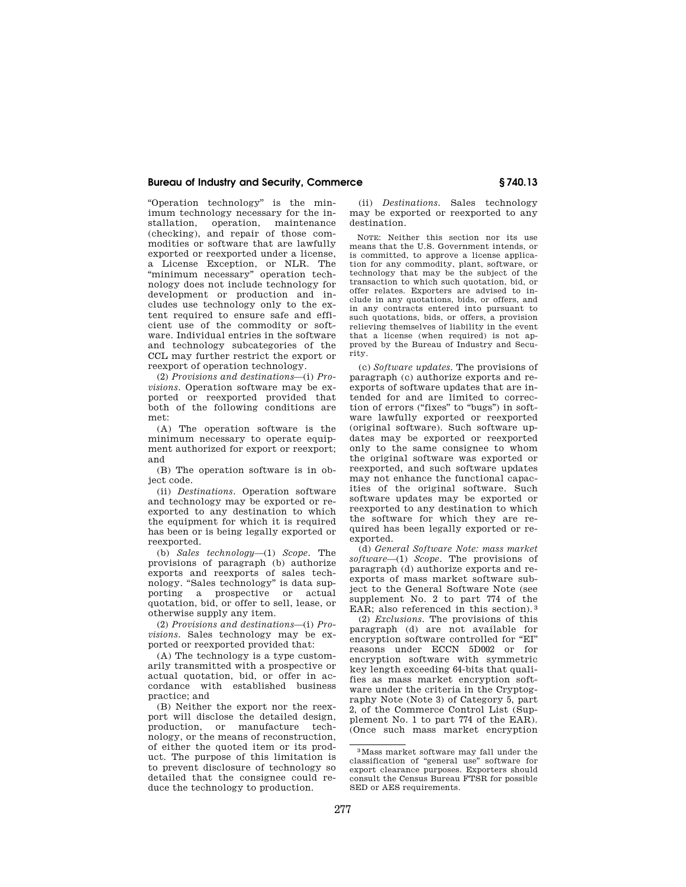"Operation technology" is the minimum technology necessary for the installation, operation, maintenance (checking), and repair of those commodities or software that are lawfully exported or reexported under a license, a License Exception, or NLR. The "minimum necessary" operation technology does not include technology for development or production and includes use technology only to the extent required to ensure safe and efficient use of the commodity or software. Individual entries in the software and technology subcategories of the CCL may further restrict the export or reexport of operation technology.

(2) *Provisions and destinations*—(i) *Provisions*. Operation software may be exported or reexported provided that both of the following conditions are met:

(A) The operation software is the minimum necessary to operate equipment authorized for export or reexport; and

(B) The operation software is in object code.

(ii) *Destinations*. Operation software and technology may be exported or reexported to any destination to which the equipment for which it is required has been or is being legally exported or reexported.

(b) *Sales technology*—(1) *Scope*. The provisions of paragraph (b) authorize exports and reexports of sales technology. "Sales technology" is data supporting a prospective or actual quotation, bid, or offer to sell, lease, or otherwise supply any item.

(2) *Provisions and destinations*—(i) *Provisions*. Sales technology may be exported or reexported provided that:

(A) The technology is a type customarily transmitted with a prospective or actual quotation, bid, or offer in accordance with established business practice; and

(B) Neither the export nor the reexport will disclose the detailed design, production, or manufacture technology, or the means of reconstruction, of either the quoted item or its product. The purpose of this limitation is to prevent disclosure of technology so detailed that the consignee could reduce the technology to production.

(ii) *Destinations*. Sales technology may be exported or reexported to any destination.

NOTE: Neither this section nor its use means that the U.S. Government intends, or is committed, to approve a license application for any commodity, plant, software, or technology that may be the subject of the transaction to which such quotation, bid, or offer relates. Exporters are advised to include in any quotations, bids, or offers, and in any contracts entered into pursuant to such quotations, bids, or offers, a provision relieving themselves of liability in the event that a license (when required) is not approved by the Bureau of Industry and Security.

(c) *Software updates*. The provisions of paragraph (c) authorize exports and reexports of software updates that are intended for and are limited to correction of errors ("fixes" to "bugs") in software lawfully exported or reexported (original software). Such software updates may be exported or reexported only to the same consignee to whom the original software was exported or reexported, and such software updates may not enhance the functional capacities of the original software. Such software updates may be exported or reexported to any destination to which the software for which they are required has been legally exported or reexported.

(d) *General Software Note: mass market software*—(1) *Scope*. The provisions of paragraph (d) authorize exports and reexports of mass market software subject to the General Software Note (see supplement No. 2 to part 774 of the EAR; also referenced in this section).[3]

(2) *Exclusions*. The provisions of this paragraph (d) are not available for encryption software controlled for "EI" reasons under ECCN 5D002 or for encryption software with symmetric key length exceeding 64-bits that qualifies as mass market encryption software under the criteria in the Cryptography Note (Note 3) of Category 5, part 2, of the Commerce Control List (Supplement No. 1 to part 774 of the EAR). (Once such mass market encryption

[3] Mass market software may fall under the classification of "general use" software for export clearance purposes. Exporters should consult the Census Bureau FTSR for possible SED or AES requirements.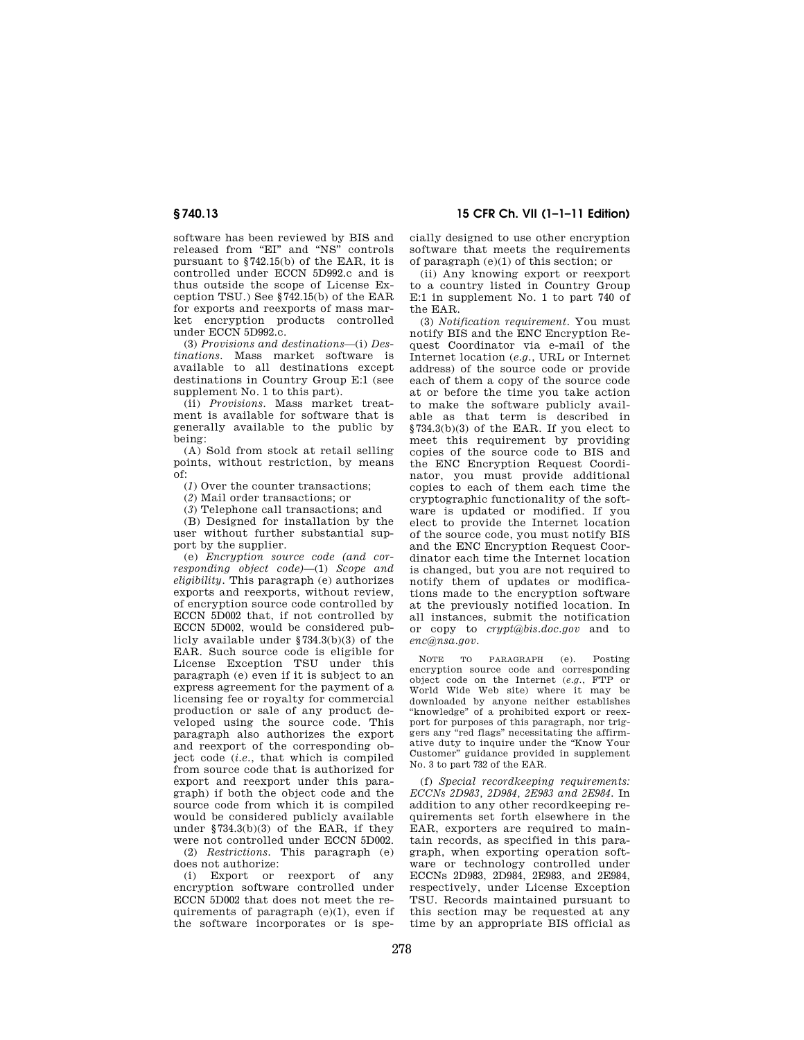software has been reviewed by BIS and released from "EI" and "NS" controls pursuant to §742.15(b) of the EAR, it is controlled under ECCN 5D992.c and is thus outside the scope of License Exception TSU.) See §742.15(b) of the EAR for exports and reexports of mass market encryption products controlled under ECCN 5D992.c.

(3) *Provisions and destinations*—(i) *Destinations.* Mass market software is available to all destinations except destinations in Country Group E:1 (see supplement No. 1 to this part).

(ii) *Provisions.* Mass market treatment is available for software that is generally available to the public by being:

(A) Sold from stock at retail selling points, without restriction, by means of:

(*1*) Over the counter transactions;

(*2*) Mail order transactions; or

(*3*) Telephone call transactions; and

(B) Designed for installation by the user without further substantial support by the supplier.

(e) *Encryption source code (and corresponding object code)*—(1) *Scope and eligibility.* This paragraph (e) authorizes exports and reexports, without review, of encryption source code controlled by ECCN 5D002 that, if not controlled by ECCN 5D002, would be considered publicly available under §734.3(b)(3) of the EAR. Such source code is eligible for License Exception TSU under this paragraph (e) even if it is subject to an express agreement for the payment of a licensing fee or royalty for commercial production or sale of any product developed using the source code. This paragraph also authorizes the export and reexport of the corresponding object code (*i.e.*, that which is compiled from source code that is authorized for export and reexport under this paragraph) if both the object code and the source code from which it is compiled would be considered publicly available under §734.3(b)(3) of the EAR, if they were not controlled under ECCN 5D002.

(2) *Restrictions.* This paragraph (e) does not authorize:

(i) Export or reexport of any encryption software controlled under ECCN 5D002 that does not meet the requirements of paragraph (e)(1), even if the software incorporates or is specially designed to use other encryption software that meets the requirements of paragraph (e)(1) of this section; or

(ii) Any knowing export or reexport to a country listed in Country Group E:1 in supplement No. 1 to part 740 of the EAR.

(3) *Notification requirement.* You must notify BIS and the ENC Encryption Request Coordinator via e-mail of the Internet location (*e.g.*, URL or Internet address) of the source code or provide each of them a copy of the source code at or before the time you take action to make the software publicly available as that term is described in §734.3(b)(3) of the EAR. If you elect to meet this requirement by providing copies of the source code to BIS and the ENC Encryption Request Coordinator, you must provide additional copies to each of them each time the cryptographic functionality of the software is updated or modified. If you elect to provide the Internet location of the source code, you must notify BIS and the ENC Encryption Request Coordinator each time the Internet location is changed, but you are not required to notify them of updates or modifications made to the encryption software at the previously notified location. In all instances, submit the notification or copy to *crypt@bis.doc.gov* and to *enc@nsa.gov*.

NOTE TO PARAGRAPH (e). Posting encryption source code and corresponding object code on the Internet (*e.g.*, FTP or World Wide Web site) where it may be downloaded by anyone neither establishes "knowledge" of a prohibited export or reexport for purposes of this paragraph, nor triggers any "red flags" necessitating the affirmative duty to inquire under the "Know Your Customer" guidance provided in supplement No. 3 to part 732 of the EAR.

(f) *Special recordkeeping requirements: ECCNs 2D983, 2D984, 2E983 and 2E984.* In addition to any other recordkeeping requirements set forth elsewhere in the EAR, exporters are required to maintain records, as specified in this paragraph, when exporting operation software or technology controlled under ECCNs 2D983, 2D984, 2E983, and 2E984, respectively, under License Exception TSU. Records maintained pursuant to this section may be requested at any time by an appropriate BIS official as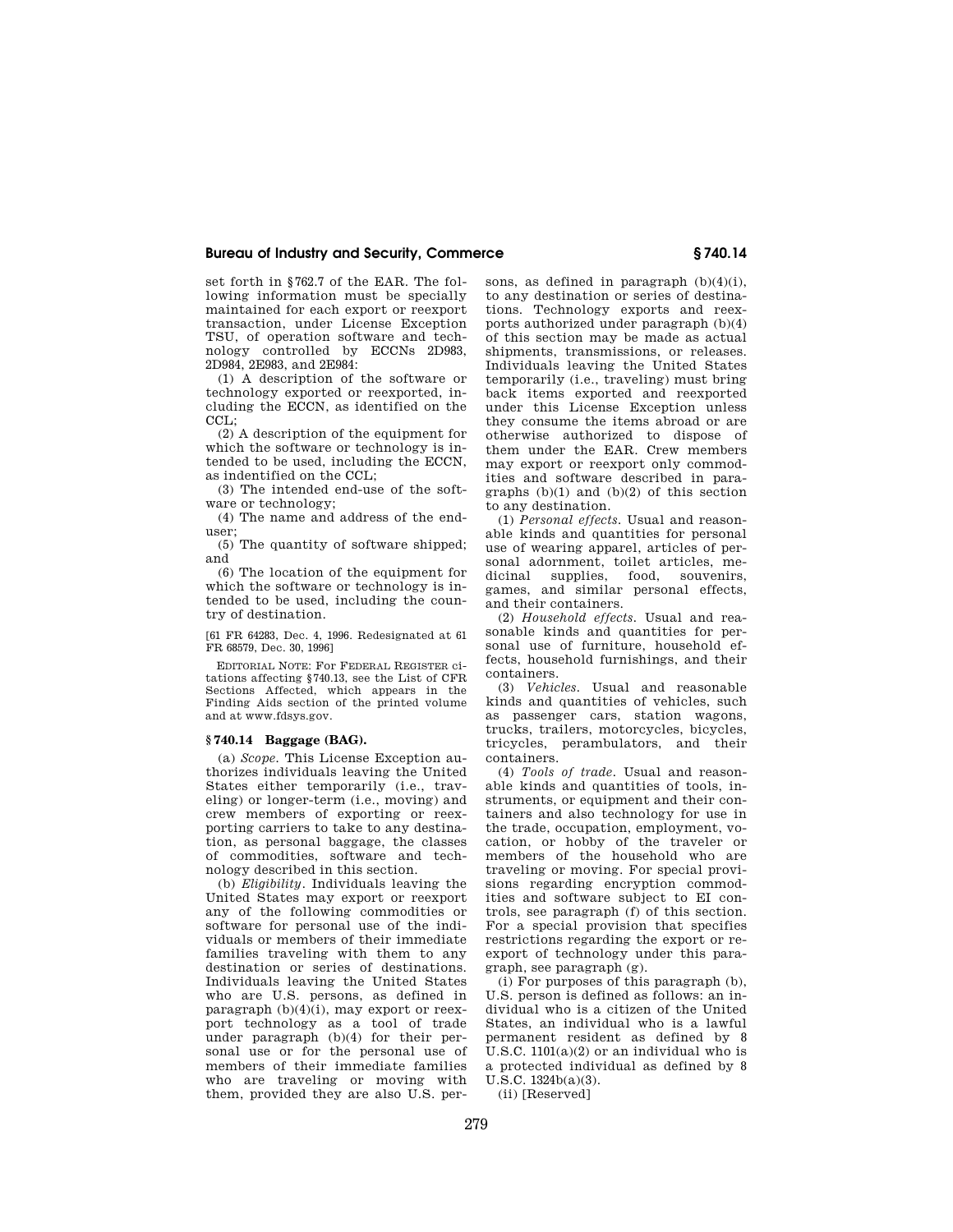set forth in §762.7 of the EAR. The following information must be specially maintained for each export or reexport transaction, under License Exception TSU, of operation software and technology controlled by ECCNs 2D983, 2D984, 2E983, and 2E984:

(1) A description of the software or technology exported or reexported, including the ECCN, as identified on the CCL;

(2) A description of the equipment for which the software or technology is intended to be used, including the ECCN, as indentified on the CCL;

(3) The intended end-use of the software or technology;

(4) The name and address of the end-user;

(5) The quantity of software shipped; and

(6) The location of the equipment for which the software or technology is intended to be used, including the country of destination.

[61 FR 64283, Dec. 4, 1996. Redesignated at 61 FR 68579, Dec. 30, 1996]

EDITORIAL NOTE: For FEDERAL REGISTER citations affecting §740.13, see the List of CFR Sections Affected, which appears in the Finding Aids section of the printed volume and at www.fdsys.gov.

## § 740.14 Baggage (BAG).

(a) *Scope*. This License Exception authorizes individuals leaving the United States either temporarily (i.e., traveling) or longer-term (i.e., moving) and crew members of exporting or reexporting carriers to take to any destination, as personal baggage, the classes of commodities, software and technology described in this section.

(b) *Eligibility*. Individuals leaving the United States may export or reexport any of the following commodities or software for personal use of the individuals or members of their immediate families traveling with them to any destination or series of destinations. Individuals leaving the United States who are U.S. persons, as defined in paragraph (b)(4)(i), may export or reexport technology as a tool of trade under paragraph (b)(4) for their personal use or for the personal use of members of their immediate families who are traveling or moving with them, provided they are also U.S. persons, as defined in paragraph (b)(4)(i), to any destination or series of destinations. Technology exports and reexports authorized under paragraph (b)(4) of this section may be made as actual shipments, transmissions, or releases. Individuals leaving the United States temporarily (i.e., traveling) must bring back items exported and reexported under this License Exception unless they consume the items abroad or are otherwise authorized to dispose of them under the EAR. Crew members may export or reexport only commodities and software described in paragraphs (b)(1) and (b)(2) of this section to any destination.

(1) *Personal effects*. Usual and reasonable kinds and quantities for personal use of wearing apparel, articles of personal adornment, toilet articles, medicinal supplies, food, souvenirs, games, and similar personal effects, and their containers.

(2) *Household effects*. Usual and reasonable kinds and quantities for personal use of furniture, household effects, household furnishings, and their containers.

(3) *Vehicles*. Usual and reasonable kinds and quantities of vehicles, such as passenger cars, station wagons, trucks, trailers, motorcycles, bicycles, tricycles, perambulators, and their containers.

(4) *Tools of trade*. Usual and reasonable kinds and quantities of tools, instruments, or equipment and their containers and also technology for use in the trade, occupation, employment, vocation, or hobby of the traveler or members of the household who are traveling or moving. For special provisions regarding encryption commodities and software subject to EI controls, see paragraph (f) of this section. For a special provision that specifies restrictions regarding the export or reexport of technology under this paragraph, see paragraph (g).

(i) For purposes of this paragraph (b), U.S. person is defined as follows: an individual who is a citizen of the United States, an individual who is a lawful permanent resident as defined by 8 U.S.C. 1101(a)(2) or an individual who is a protected individual as defined by 8 U.S.C. 1324b(a)(3).

(ii) [Reserved]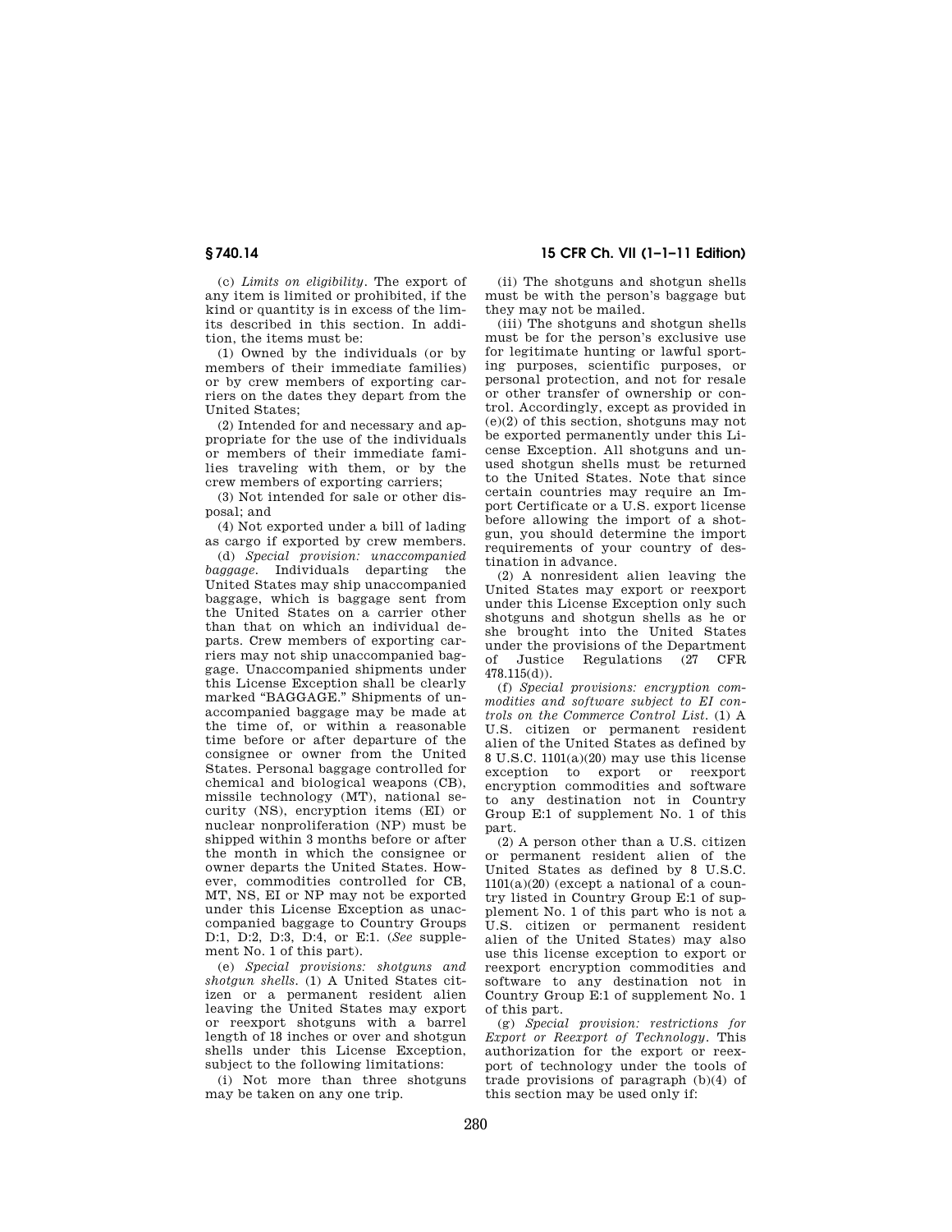(c) *Limits on eligibility*. The export of any item is limited or prohibited, if the kind or quantity is in excess of the limits described in this section. In addition, the items must be:

(1) Owned by the individuals (or by members of their immediate families) or by crew members of exporting carriers on the dates they depart from the United States;

(2) Intended for and necessary and appropriate for the use of the individuals or members of their immediate families traveling with them, or by the crew members of exporting carriers;

(3) Not intended for sale or other disposal; and

(4) Not exported under a bill of lading as cargo if exported by crew members.

(d) *Special provision: unaccompanied baggage*. Individuals departing the United States may ship unaccompanied baggage, which is baggage sent from the United States on a carrier other than that on which an individual departs. Crew members of exporting carriers may not ship unaccompanied baggage. Unaccompanied shipments under this License Exception shall be clearly marked "BAGGAGE." Shipments of unaccompanied baggage may be made at the time of, or within a reasonable time before or after departure of the consignee or owner from the United States. Personal baggage controlled for chemical and biological weapons (CB), missile technology (MT), national security (NS), encryption items (EI) or nuclear nonproliferation (NP) must be shipped within 3 months before or after the month in which the consignee or owner departs the United States. However, commodities controlled for CB, MT, NS, EI or NP may not be exported under this License Exception as unaccompanied baggage to Country Groups D:1, D:2, D:3, D:4, or E:1. (*See* supplement No. 1 of this part).

(e) *Special provisions: shotguns and shotgun shells*. (1) A United States citizen or a permanent resident alien leaving the United States may export or reexport shotguns with a barrel length of 18 inches or over and shotgun shells under this License Exception, subject to the following limitations:

(i) Not more than three shotguns may be taken on any one trip.

(ii) The shotguns and shotgun shells must be with the person's baggage but they may not be mailed.

(iii) The shotguns and shotgun shells must be for the person's exclusive use for legitimate hunting or lawful sporting purposes, scientific purposes, or personal protection, and not for resale or other transfer of ownership or control. Accordingly, except as provided in (e)(2) of this section, shotguns may not be exported permanently under this License Exception. All shotguns and unused shotgun shells must be returned to the United States. Note that since certain countries may require an Import Certificate or a U.S. export license before allowing the import of a shotgun, you should determine the import requirements of your country of destination in advance.

(2) A nonresident alien leaving the United States may export or reexport under this License Exception only such shotguns and shotgun shells as he or she brought into the United States under the provisions of the Department of Justice Regulations (27 CFR 478.115(d)).

(f) *Special provisions: encryption commodities and software subject to EI controls on the Commerce Control List*. (1) A U.S. citizen or permanent resident alien of the United States as defined by 8 U.S.C. 1101(a)(20) may use this license exception to export or reexport encryption commodities and software to any destination not in Country Group E:1 of supplement No. 1 of this part.

(2) A person other than a U.S. citizen or permanent resident alien of the United States as defined by 8 U.S.C. 1101(a)(20) (except a national of a country listed in Country Group E:1 of supplement No. 1 of this part who is not a U.S. citizen or permanent resident alien of the United States) may also use this license exception to export or reexport encryption commodities and software to any destination not in Country Group E:1 of supplement No. 1 of this part.

(g) *Special provision: restrictions for Export or Reexport of Technology*. This authorization for the export or reexport of technology under the tools of trade provisions of paragraph (b)(4) of this section may be used only if: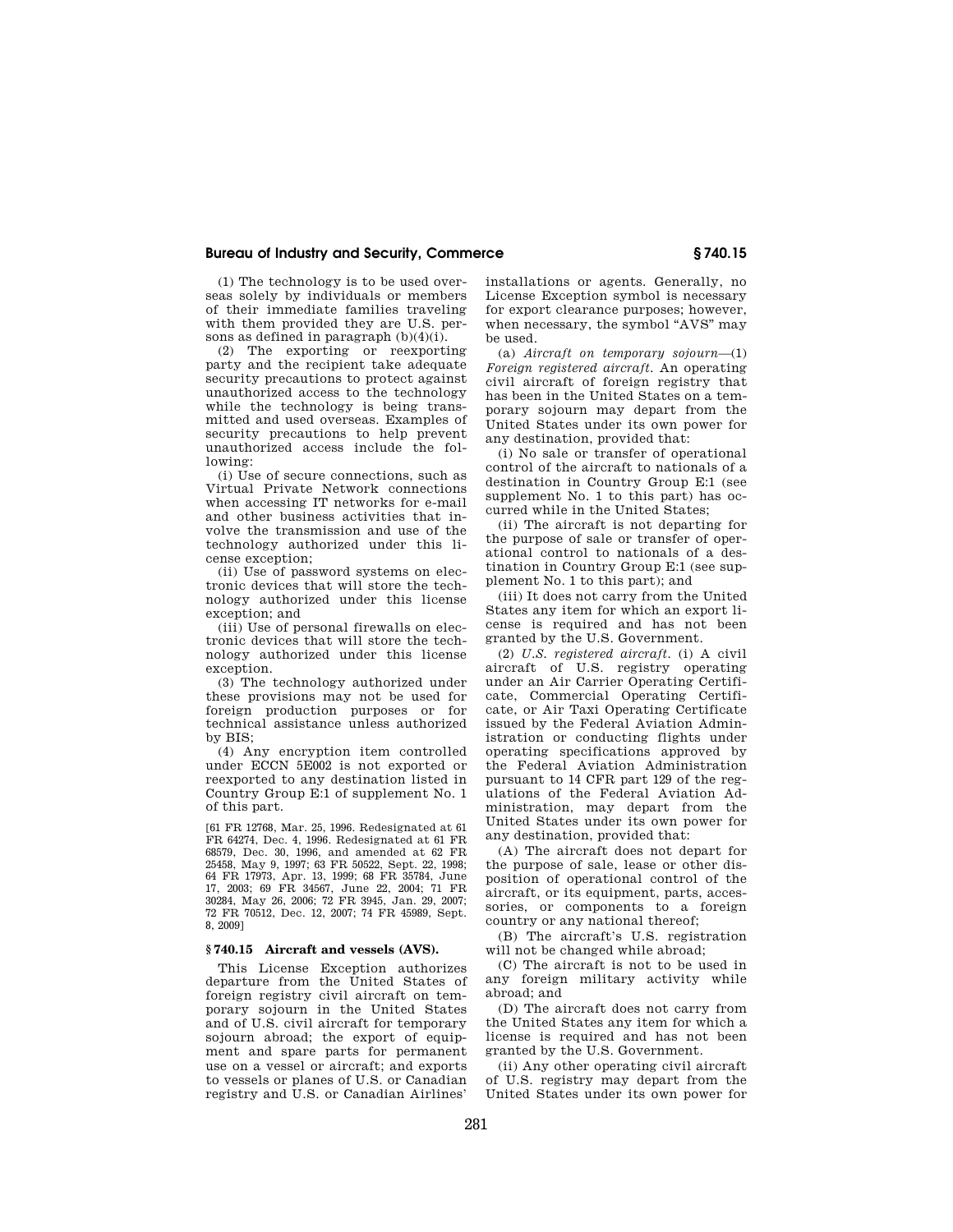(1) The technology is to be used overseas solely by individuals or members of their immediate families traveling with them provided they are U.S. persons as defined in paragraph (b)(4)(i).

(2) The exporting or reexporting party and the recipient take adequate security precautions to protect against unauthorized access to the technology while the technology is being transmitted and used overseas. Examples of security precautions to help prevent unauthorized access include the following:

(i) Use of secure connections, such as Virtual Private Network connections when accessing IT networks for e-mail and other business activities that involve the transmission and use of the technology authorized under this license exception;

(ii) Use of password systems on electronic devices that will store the technology authorized under this license exception; and

(iii) Use of personal firewalls on electronic devices that will store the technology authorized under this license exception.

(3) The technology authorized under these provisions may not be used for foreign production purposes or for technical assistance unless authorized by BIS;

(4) Any encryption item controlled under ECCN 5E002 is not exported or reexported to any destination listed in Country Group E:1 of supplement No. 1 of this part.

[61 FR 12768, Mar. 25, 1996. Redesignated at 61 FR 64274, Dec. 4, 1996. Redesignated at 61 FR 68579, Dec. 30, 1996, and amended at 62 FR 25458, May 9, 1997; 63 FR 50522, Sept. 22, 1998; 64 FR 17973, Apr. 13, 1999; 68 FR 35784, June 17, 2003; 69 FR 34567, June 22, 2004; 71 FR 30284, May 26, 2006; 72 FR 3945, Jan. 29, 2007; 72 FR 70512, Dec. 12, 2007; 74 FR 45989, Sept. 8, 2009]

## § 740.15 Aircraft and vessels (AVS).

This License Exception authorizes departure from the United States of foreign registry civil aircraft on temporary sojourn in the United States and of U.S. civil aircraft for temporary sojourn abroad; the export of equipment and spare parts for permanent use on a vessel or aircraft; and exports to vessels or planes of U.S. or Canadian registry and U.S. or Canadian Airlines' installations or agents. Generally, no License Exception symbol is necessary for export clearance purposes; however, when necessary, the symbol "AVS" may be used.

(a) *Aircraft on temporary sojourn*—(1) *Foreign registered aircraft.* An operating civil aircraft of foreign registry that has been in the United States on a temporary sojourn may depart from the United States under its own power for any destination, provided that:

(i) No sale or transfer of operational control of the aircraft to nationals of a destination in Country Group E:1 (see supplement No. 1 to this part) has occurred while in the United States;

(ii) The aircraft is not departing for the purpose of sale or transfer of operational control to nationals of a destination in Country Group E:1 (see supplement No. 1 to this part); and

(iii) It does not carry from the United States any item for which an export license is required and has not been granted by the U.S. Government.

(2) *U.S. registered aircraft.* (i) A civil aircraft of U.S. registry operating under an Air Carrier Operating Certificate, Commercial Operating Certificate, or Air Taxi Operating Certificate issued by the Federal Aviation Administration or conducting flights under operating specifications approved by the Federal Aviation Administration pursuant to 14 CFR part 129 of the regulations of the Federal Aviation Administration, may depart from the United States under its own power for any destination, provided that:

(A) The aircraft does not depart for the purpose of sale, lease or other disposition of operational control of the aircraft, or its equipment, parts, accessories, or components to a foreign country or any national thereof;

(B) The aircraft's U.S. registration will not be changed while abroad;

(C) The aircraft is not to be used in any foreign military activity while abroad; and

(D) The aircraft does not carry from the United States any item for which a license is required and has not been granted by the U.S. Government.

(ii) Any other operating civil aircraft of U.S. registry may depart from the United States under its own power for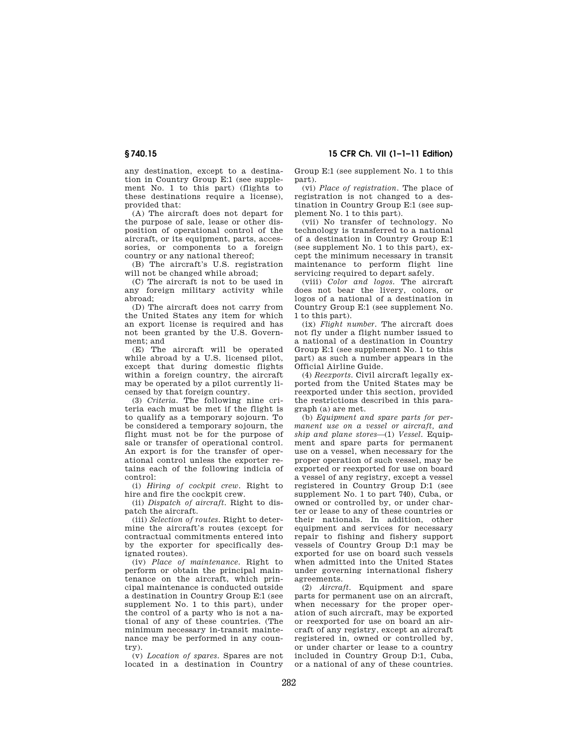any destination, except to a destination in Country Group E:1 (see supplement No. 1 to this part) (flights to these destinations require a license), provided that:

(A) The aircraft does not depart for the purpose of sale, lease or other disposition of operational control of the aircraft, or its equipment, parts, accessories, or components to a foreign country or any national thereof;

(B) The aircraft's U.S. registration will not be changed while abroad;

(C) The aircraft is not to be used in any foreign military activity while abroad;

(D) The aircraft does not carry from the United States any item for which an export license is required and has not been granted by the U.S. Government; and

(E) The aircraft will be operated while abroad by a U.S. licensed pilot, except that during domestic flights within a foreign country, the aircraft may be operated by a pilot currently licensed by that foreign country.

(3) *Criteria.* The following nine criteria each must be met if the flight is to qualify as a temporary sojourn. To be considered a temporary sojourn, the flight must not be for the purpose of sale or transfer of operational control. An export is for the transfer of operational control unless the exporter retains each of the following indicia of control:

(i) *Hiring of cockpit crew.* Right to hire and fire the cockpit crew.

(ii) *Dispatch of aircraft.* Right to dispatch the aircraft.

(iii) *Selection of routes.* Right to determine the aircraft's routes (except for contractual commitments entered into by the exporter for specifically designated routes).

(iv) *Place of maintenance.* Right to perform or obtain the principal maintenance on the aircraft, which principal maintenance is conducted outside a destination in Country Group E:1 (see supplement No. 1 to this part), under the control of a party who is not a national of any of these countries. (The minimum necessary in-transit maintenance may be performed in any country).

(v) *Location of spares.* Spares are not located in a destination in Country Group E:1 (see supplement No. 1 to this part).

(vi) *Place of registration.* The place of registration is not changed to a destination in Country Group E:1 (see supplement No. 1 to this part).

(vii) No transfer of technology. No technology is transferred to a national of a destination in Country Group E:1 (see supplement No. 1 to this part), except the minimum necessary in transit maintenance to perform flight line servicing required to depart safely.

(viii) *Color and logos.* The aircraft does not bear the livery, colors, or logos of a national of a destination in Country Group E:1 (see supplement No. 1 to this part).

(ix) *Flight number.* The aircraft does not fly under a flight number issued to a national of a destination in Country Group E:1 (see supplement No. 1 to this part) as such a number appears in the Official Airline Guide.

(4) *Reexports.* Civil aircraft legally exported from the United States may be reexported under this section, provided the restrictions described in this paragraph (a) are met.

(b) *Equipment and spare parts for permanent use on a vessel or aircraft, and ship and plane stores*—(1) *Vessel.* Equipment and spare parts for permanent use on a vessel, when necessary for the proper operation of such vessel, may be exported or reexported for use on board a vessel of any registry, except a vessel registered in Country Group D:1 (see supplement No. 1 to part 740), Cuba, or owned or controlled by, or under charter or lease to any of these countries or their nationals. In addition, other equipment and services for necessary repair to fishing and fishery support vessels of Country Group D:1 may be exported for use on board such vessels when admitted into the United States under governing international fishery agreements.

(2) *Aircraft.* Equipment and spare parts for permanent use on an aircraft, when necessary for the proper operation of such aircraft, may be exported or reexported for use on board an aircraft of any registry, except an aircraft registered in, owned or controlled by, or under charter or lease to a country included in Country Group D:1, Cuba, or a national of any of these countries.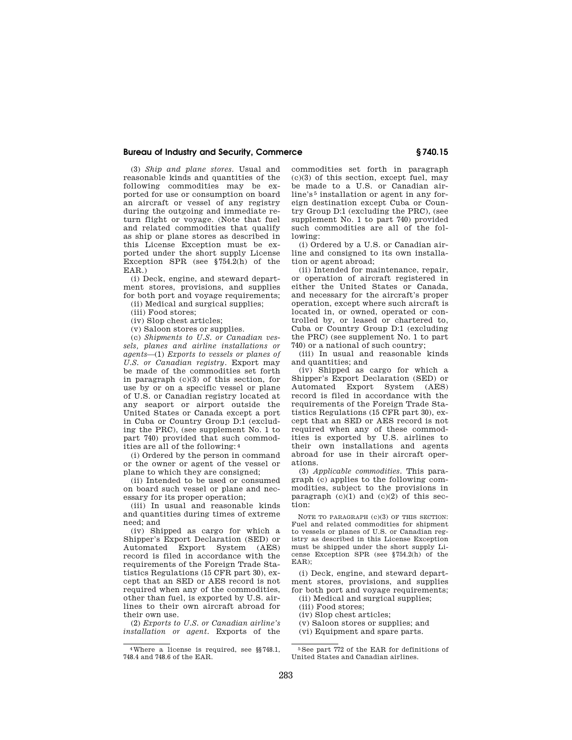(3) *Ship and plane stores.* Usual and reasonable kinds and quantities of the following commodities may be exported for use or consumption on board an aircraft or vessel of any registry during the outgoing and immediate return flight or voyage. (Note that fuel and related commodities that qualify as ship or plane stores as described in this License Exception must be exported under the short supply License Exception SPR (see §754.2(h) of the EAR.)

(i) Deck, engine, and steward department stores, provisions, and supplies for both port and voyage requirements;

(ii) Medical and surgical supplies;

(iii) Food stores;

(iv) Slop chest articles;

(v) Saloon stores or supplies.

(c) *Shipments to U.S. or Canadian vessels, planes and airline installations or agents*—(1) *Exports to vessels or planes of U.S. or Canadian registry.* Export may be made of the commodities set forth in paragraph (c)(3) of this section, for use by or on a specific vessel or plane of U.S. or Canadian registry located at any seaport or airport outside the United States or Canada except a port in Cuba or Country Group D:1 (excluding the PRC), (see supplement No. 1 to part 740) provided that such commodities are all of the following:[4]

(i) Ordered by the person in command or the owner or agent of the vessel or plane to which they are consigned;

(ii) Intended to be used or consumed on board such vessel or plane and necessary for its proper operation;

(iii) In usual and reasonable kinds and quantities during times of extreme need; and

(iv) Shipped as cargo for which a Shipper's Export Declaration (SED) or Automated Export System (AES) record is filed in accordance with the requirements of the Foreign Trade Statistics Regulations (15 CFR part 30), except that an SED or AES record is not required when any of the commodities, other than fuel, is exported by U.S. airlines to their own aircraft abroad for their own use.

(2) *Exports to U.S. or Canadian airline's installation or agent.* Exports of the commodities set forth in paragraph (c)(3) of this section, except fuel, may be made to a U.S. or Canadian airline's[5] installation or agent in any foreign destination except Cuba or Country Group D:1 (excluding the PRC), (see supplement No. 1 to part 740) provided such commodities are all of the following:

(i) Ordered by a U.S. or Canadian airline and consigned to its own installation or agent abroad;

(ii) Intended for maintenance, repair, or operation of aircraft registered in either the United States or Canada, and necessary for the aircraft's proper operation, except where such aircraft is located in, or owned, operated or controlled by, or leased or chartered to, Cuba or Country Group D:1 (excluding the PRC) (see supplement No. 1 to part 740) or a national of such country;

(iii) In usual and reasonable kinds and quantities; and

(iv) Shipped as cargo for which a Shipper's Export Declaration (SED) or Automated Export System (AES) record is filed in accordance with the requirements of the Foreign Trade Statistics Regulations (15 CFR part 30), except that an SED or AES record is not required when any of these commodities is exported by U.S. airlines to their own installations and agents abroad for use in their aircraft operations.

(3) *Applicable commodities.* This paragraph (c) applies to the following commodities, subject to the provisions in paragraph (c)(1) and (c)(2) of this section:

NOTE TO PARAGRAPH (c)(3) OF THIS SECTION: Fuel and related commodities for shipment to vessels or planes of U.S. or Canadian registry as described in this License Exception must be shipped under the short supply License Exception SPR (see §754.2(h) of the EAR);

(i) Deck, engine, and steward department stores, provisions, and supplies for both port and voyage requirements;

(ii) Medical and surgical supplies;

(iii) Food stores;

(iv) Slop chest articles;

(v) Saloon stores or supplies; and

(vi) Equipment and spare parts.

---

[4] Where a license is required, see §§748.1, 748.4 and 748.6 of the EAR.

[5] See part 772 of the EAR for definitions of United States and Canadian airlines.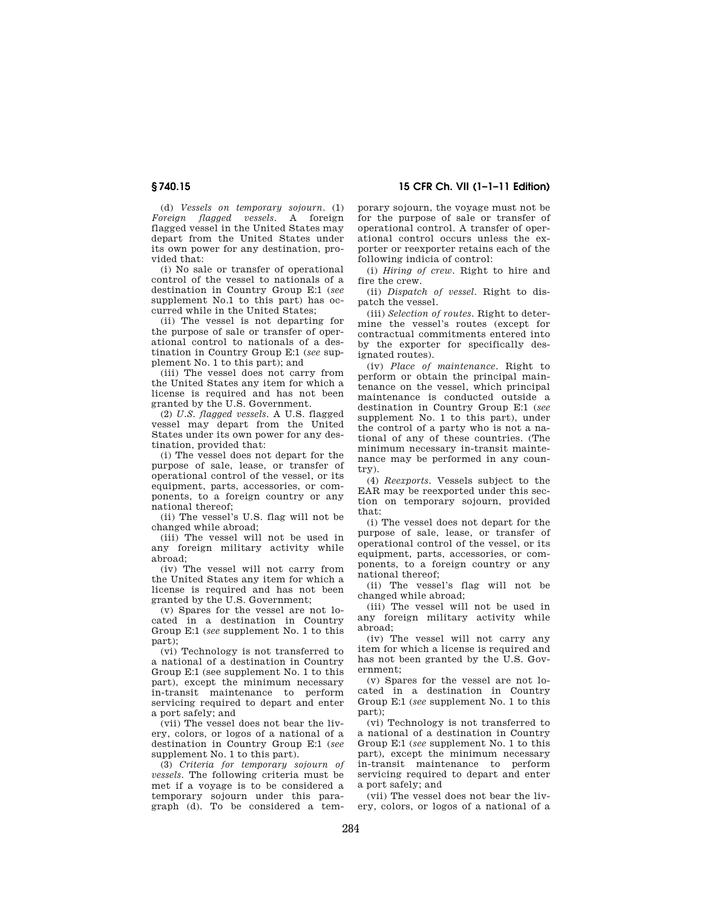(d) *Vessels on temporary sojourn.* (1) *Foreign flagged vessels.* A foreign flagged vessel in the United States may depart from the United States under its own power for any destination, provided that:

(i) No sale or transfer of operational control of the vessel to nationals of a destination in Country Group E:1 (*see* supplement No.1 to this part) has occurred while in the United States;

(ii) The vessel is not departing for the purpose of sale or transfer of operational control to nationals of a destination in Country Group E:1 (*see* supplement No. 1 to this part); and

(iii) The vessel does not carry from the United States any item for which a license is required and has not been granted by the U.S. Government.

(2) *U.S. flagged vessels.* A U.S. flagged vessel may depart from the United States under its own power for any destination, provided that:

(i) The vessel does not depart for the purpose of sale, lease, or transfer of operational control of the vessel, or its equipment, parts, accessories, or components, to a foreign country or any national thereof;

(ii) The vessel's U.S. flag will not be changed while abroad;

(iii) The vessel will not be used in any foreign military activity while abroad;

(iv) The vessel will not carry from the United States any item for which a license is required and has not been granted by the U.S. Government;

(v) Spares for the vessel are not located in a destination in Country Group E:1 (*see* supplement No. 1 to this part);

(vi) Technology is not transferred to a national of a destination in Country Group E:1 (see supplement No. 1 to this part), except the minimum necessary in-transit maintenance to perform servicing required to depart and enter a port safely; and

(vii) The vessel does not bear the livery, colors, or logos of a national of a destination in Country Group E:1 (*see* supplement No. 1 to this part).

(3) *Criteria for temporary sojourn of vessels.* The following criteria must be met if a voyage is to be considered a temporary sojourn under this paragraph (d). To be considered a temporary sojourn, the voyage must not be for the purpose of sale or transfer of operational control. A transfer of operational control occurs unless the exporter or reexporter retains each of the following indicia of control:

(i) *Hiring of crew.* Right to hire and fire the crew.

(ii) *Dispatch of vessel.* Right to dispatch the vessel.

(iii) *Selection of routes.* Right to determine the vessel's routes (except for contractual commitments entered into by the exporter for specifically designated routes).

(iv) *Place of maintenance.* Right to perform or obtain the principal maintenance on the vessel, which principal maintenance is conducted outside a destination in Country Group E:1 (*see* supplement No. 1 to this part), under the control of a party who is not a national of any of these countries. (The minimum necessary in-transit maintenance may be performed in any country).

(4) *Reexports.* Vessels subject to the EAR may be reexported under this section on temporary sojourn, provided that:

(i) The vessel does not depart for the purpose of sale, lease, or transfer of operational control of the vessel, or its equipment, parts, accessories, or components, to a foreign country or any national thereof;

(ii) The vessel's flag will not be changed while abroad;

(iii) The vessel will not be used in any foreign military activity while abroad;

(iv) The vessel will not carry any item for which a license is required and has not been granted by the U.S. Government;

(v) Spares for the vessel are not located in a destination in Country Group E:1 (*see* supplement No. 1 to this part);

(vi) Technology is not transferred to a national of a destination in Country Group E:1 (*see* supplement No. 1 to this part), except the minimum necessary in-transit maintenance to perform servicing required to depart and enter a port safely; and

(vii) The vessel does not bear the livery, colors, or logos of a national of a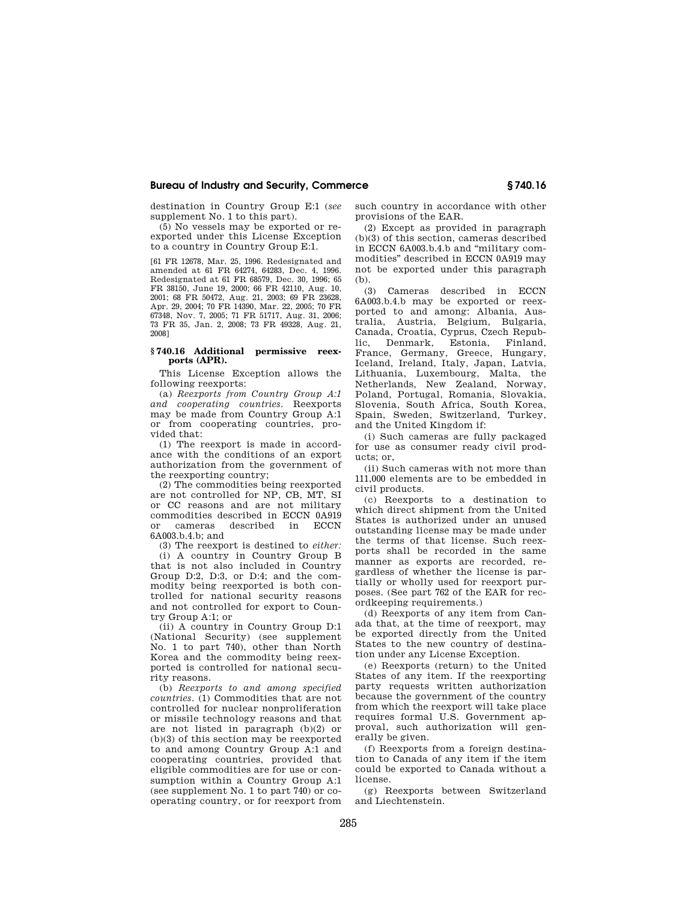destination in Country Group E:1 (*see* supplement No. 1 to this part).

(5) No vessels may be exported or reexported under this License Exception to a country in Country Group E:1.

[61 FR 12678, Mar. 25, 1996. Redesignated and amended at 61 FR 64274, 64283, Dec. 4, 1996. Redesignated at 61 FR 68579, Dec. 30, 1996; 65 FR 38150, June 19, 2000; 66 FR 42110, Aug. 10, 2001; 68 FR 50472, Aug. 21, 2003; 69 FR 23628, Apr. 29, 2004; 70 FR 14390, Mar. 22, 2005; 70 FR 67348, Nov. 7, 2005; 71 FR 51717, Aug. 31, 2006; 73 FR 35, Jan. 2, 2008; 73 FR 49328, Aug. 21, 2008]

## § 740.16 Additional permissive reexports (APR).

This License Exception allows the following reexports:

(a) *Reexports from Country Group A:1 and cooperating countries.* Reexports may be made from Country Group A:1 or from cooperating countries, provided that:

(1) The reexport is made in accordance with the conditions of an export authorization from the government of the reexporting country;

(2) The commodities being reexported are not controlled for NP, CB, MT, SI or CC reasons and are not military commodities described in ECCN 0A919 or cameras described in ECCN 6A003.b.4.b; and

(3) The reexport is destined to *either:*

(i) A country in Country Group B that is not also included in Country Group D:2, D:3, or D:4; and the commodity being reexported is both controlled for national security reasons and not controlled for export to Country Group A:1; or

(ii) A country in Country Group D:1 (National Security) (see supplement No. 1 to part 740), other than North Korea and the commodity being reexported is controlled for national security reasons.

(b) *Reexports to and among specified countries.* (1) Commodities that are not controlled for nuclear nonproliferation or missile technology reasons and that are not listed in paragraph (b)(2) or (b)(3) of this section may be reexported to and among Country Group A:1 and cooperating countries, provided that eligible commodities are for use or consumption within a Country Group A:1 (see supplement No. 1 to part 740) or cooperating country, or for reexport from such country in accordance with other provisions of the EAR.

(2) Except as provided in paragraph (b)(3) of this section, cameras described in ECCN 6A003.b.4.b and "military commodities" described in ECCN 0A919 may not be exported under this paragraph (b).

(3) Cameras described in ECCN 6A003.b.4.b may be exported or reexported to and among: Albania, Australia, Austria, Belgium, Bulgaria, Canada, Croatia, Cyprus, Czech Republic, Denmark, Estonia, Finland, France, Germany, Greece, Hungary, Iceland, Ireland, Italy, Japan, Latvia, Lithuania, Luxembourg, Malta, the Netherlands, New Zealand, Norway, Poland, Portugal, Romania, Slovakia, Slovenia, South Africa, South Korea, Spain, Sweden, Switzerland, Turkey, and the United Kingdom if:

(i) Such cameras are fully packaged for use as consumer ready civil products; or,

(ii) Such cameras with not more than 111,000 elements are to be embedded in civil products.

(c) Reexports to a destination to which direct shipment from the United States is authorized under an unused outstanding license may be made under the terms of that license. Such reexports shall be recorded in the same manner as exports are recorded, regardless of whether the license is partially or wholly used for reexport purposes. (See part 762 of the EAR for recordkeeping requirements.)

(d) Reexports of any item from Canada that, at the time of reexport, may be exported directly from the United States to the new country of destination under any License Exception.

(e) Reexports (return) to the United States of any item. If the reexporting party requests written authorization because the government of the country from which the reexport will take place requires formal U.S. Government approval, such authorization will generally be given.

(f) Reexports from a foreign destination to Canada of any item if the item could be exported to Canada without a license.

(g) Reexports between Switzerland and Liechtenstein.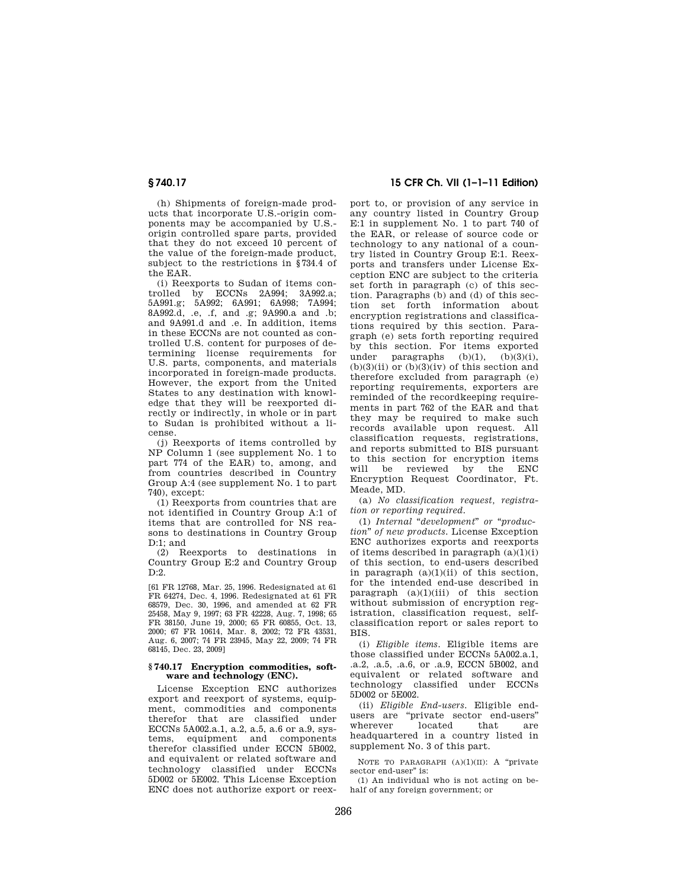(h) Shipments of foreign-made products that incorporate U.S.-origin components may be accompanied by U.S.-origin controlled spare parts, provided that they do not exceed 10 percent of the value of the foreign-made product, subject to the restrictions in §734.4 of the EAR.

(i) Reexports to Sudan of items controlled by ECCNs 2A994; 3A992.a; 5A991.g; 5A992; 6A991; 6A998; 7A994; 8A992.d, .e, .f, and .g; 9A990.a and .b; and 9A991.d and .e. In addition, items in these ECCNs are not counted as controlled U.S. content for purposes of determining license requirements for U.S. parts, components, and materials incorporated in foreign-made products. However, the export from the United States to any destination with knowledge that they will be reexported directly or indirectly, in whole or in part to Sudan is prohibited without a license.

(j) Reexports of items controlled by NP Column 1 (see supplement No. 1 to part 774 of the EAR) to, among, and from countries described in Country Group A:4 (see supplement No. 1 to part 740), except:

(1) Reexports from countries that are not identified in Country Group A:1 of items that are controlled for NS reasons to destinations in Country Group D:1; and

(2) Reexports to destinations in Country Group E:2 and Country Group D:2.

[61 FR 12768, Mar. 25, 1996. Redesignated at 61 FR 64274, Dec. 4, 1996. Redesignated at 61 FR 68579, Dec. 30, 1996, and amended at 62 FR 25458, May 9, 1997; 63 FR 42228, Aug. 7, 1998; 65 FR 38150, June 19, 2000; 65 FR 60855, Oct. 13, 2000; 67 FR 10614, Mar. 8, 2002; 72 FR 43531, Aug. 6, 2007; 74 FR 23945, May 22, 2009; 74 FR 68145, Dec. 23, 2009]

### §740.17 Encryption commodities, software and technology (ENC).

License Exception ENC authorizes export and reexport of systems, equipment, commodities and components therefor that are classified under ECCNs 5A002.a.1, a.2, a.5, a.6 or a.9, systems, equipment and components therefor classified under ECCN 5B002, and equivalent or related software and technology classified under ECCNs 5D002 or 5E002. This License Exception ENC does not authorize export or reexport to, or provision of any service in any country listed in Country Group E:1 in supplement No. 1 to part 740 of the EAR, or release of source code or technology to any national of a country listed in Country Group E:1. Reexports and transfers under License Exception ENC are subject to the criteria set forth in paragraph (c) of this section. Paragraphs (b) and (d) of this section set forth information about encryption registrations and classifications required by this section. Paragraph (e) sets forth reporting required by this section. For items exported under paragraphs (b)(1), (b)(3)(i), (b)(3)(ii) or (b)(3)(iv) of this section and therefore excluded from paragraph (e) reporting requirements, exporters are reminded of the recordkeeping requirements in part 762 of the EAR and that they may be required to make such records available upon request. All classification requests, registrations, and reports submitted to BIS pursuant to this section for encryption items will be reviewed by the ENC Encryption Request Coordinator, Ft. Meade, MD.

(a) *No classification request, registration or reporting required.*

(1) *Internal "development" or "production" of new products.* License Exception ENC authorizes exports and reexports of items described in paragraph (a)(1)(i) of this section, to end-users described in paragraph (a)(1)(ii) of this section, for the intended end-use described in paragraph (a)(1)(iii) of this section without submission of encryption registration, classification request, self-classification report or sales report to BIS.

(i) *Eligible items.* Eligible items are those classified under ECCNs 5A002.a.1, .a.2, .a.5, .a.6, or .a.9, ECCN 5B002, and equivalent or related software and technology classified under ECCNs 5D002 or 5E002.

(ii) *Eligible End-users.* Eligible end-users are "private sector end-users" wherever located that are headquartered in a country listed in supplement No. 3 of this part.

NOTE TO PARAGRAPH (A)(1)(II): A "private sector end-user" is:

(1) An individual who is not acting on behalf of any foreign government; or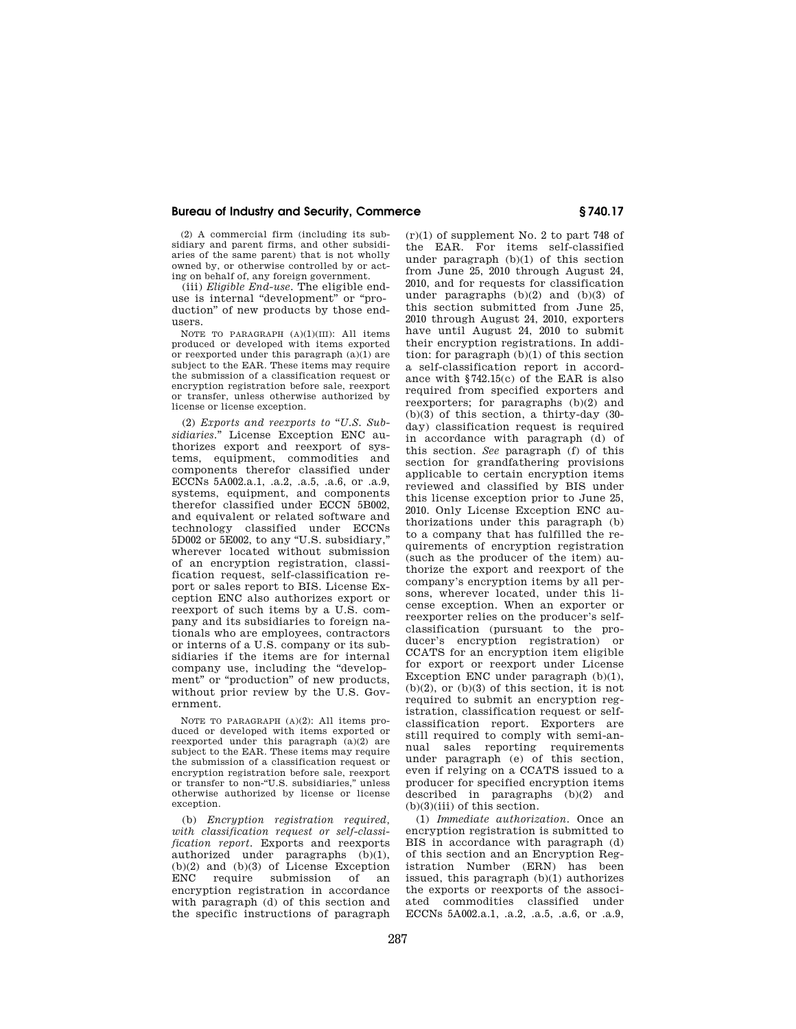(2) A commercial firm (including its subsidiary and parent firms, and other subsidiaries of the same parent) that is not wholly owned by, or otherwise controlled by or acting on behalf of, any foreign government.

(iii) *Eligible End-use.* The eligible end-use is internal "development" or "production" of new products by those end-users.

NOTE TO PARAGRAPH (A)(1)(III): All items produced or developed with items exported or reexported under this paragraph (a)(1) are subject to the EAR. These items may require the submission of a classification request or encryption registration before sale, reexport or transfer, unless otherwise authorized by license or license exception.

(2) *Exports and reexports to "U.S. Subsidiaries."* License Exception ENC authorizes export and reexport of systems, equipment, commodities and components therefor classified under ECCNs 5A002.a.1, .a.2, .a.5, .a.6, or .a.9, systems, equipment, and components therefor classified under ECCN 5B002, and equivalent or related software and technology classified under ECCNs 5D002 or 5E002, to any "U.S. subsidiary," wherever located without submission of an encryption registration, classification request, self-classification report or sales report to BIS. License Exception ENC also authorizes export or reexport of such items by a U.S. company and its subsidiaries to foreign nationals who are employees, contractors or interns of a U.S. company or its subsidiaries if the items are for internal company use, including the "development" or "production" of new products, without prior review by the U.S. Government.

NOTE TO PARAGRAPH (A)(2): All items produced or developed with items exported or reexported under this paragraph (a)(2) are subject to the EAR. These items may require the submission of a classification request or encryption registration before sale, reexport or transfer to non-"U.S. subsidiaries," unless otherwise authorized by license or license exception.

(b) *Encryption registration required, with classification request or self-classification report.* Exports and reexports authorized under paragraphs (b)(1), (b)(2) and (b)(3) of License Exception ENC require submission of an encryption registration in accordance with paragraph (d) of this section and the specific instructions of paragraph (r)(1) of supplement No. 2 to part 748 of the EAR. For items self-classified under paragraph (b)(1) of this section from June 25, 2010 through August 24, 2010, and for requests for classification under paragraphs (b)(2) and (b)(3) of this section submitted from June 25, 2010 through August 24, 2010, exporters have until August 24, 2010 to submit their encryption registrations. In addition: for paragraph (b)(1) of this section a self-classification report in accordance with §742.15(c) of the EAR is also required from specified exporters and reexporters; for paragraphs (b)(2) and (b)(3) of this section, a thirty-day (30-day) classification request is required in accordance with paragraph (d) of this section. *See* paragraph (f) of this section for grandfathering provisions applicable to certain encryption items reviewed and classified by BIS under this license exception prior to June 25, 2010. Only License Exception ENC authorizations under this paragraph (b) to a company that has fulfilled the requirements of encryption registration (such as the producer of the item) authorize the export and reexport of the company's encryption items by all persons, wherever located, under this license exception. When an exporter or reexporter relies on the producer's self-classification (pursuant to the producer's encryption registration) or CCATS for an encryption item eligible for export or reexport under License Exception ENC under paragraph (b)(1), (b)(2), or (b)(3) of this section, it is not required to submit an encryption registration, classification request or self-classification report. Exporters are still required to comply with semi-annual sales reporting requirements under paragraph (e) of this section, even if relying on a CCATS issued to a producer for specified encryption items described in paragraphs (b)(2) and (b)(3)(iii) of this section.

(1) *Immediate authorization.* Once an encryption registration is submitted to BIS in accordance with paragraph (d) of this section and an Encryption Registration Number (ERN) has been issued, this paragraph (b)(1) authorizes the exports or reexports of the associated commodities classified under ECCNs 5A002.a.1, .a.2, .a.5, .a.6, or .a.9,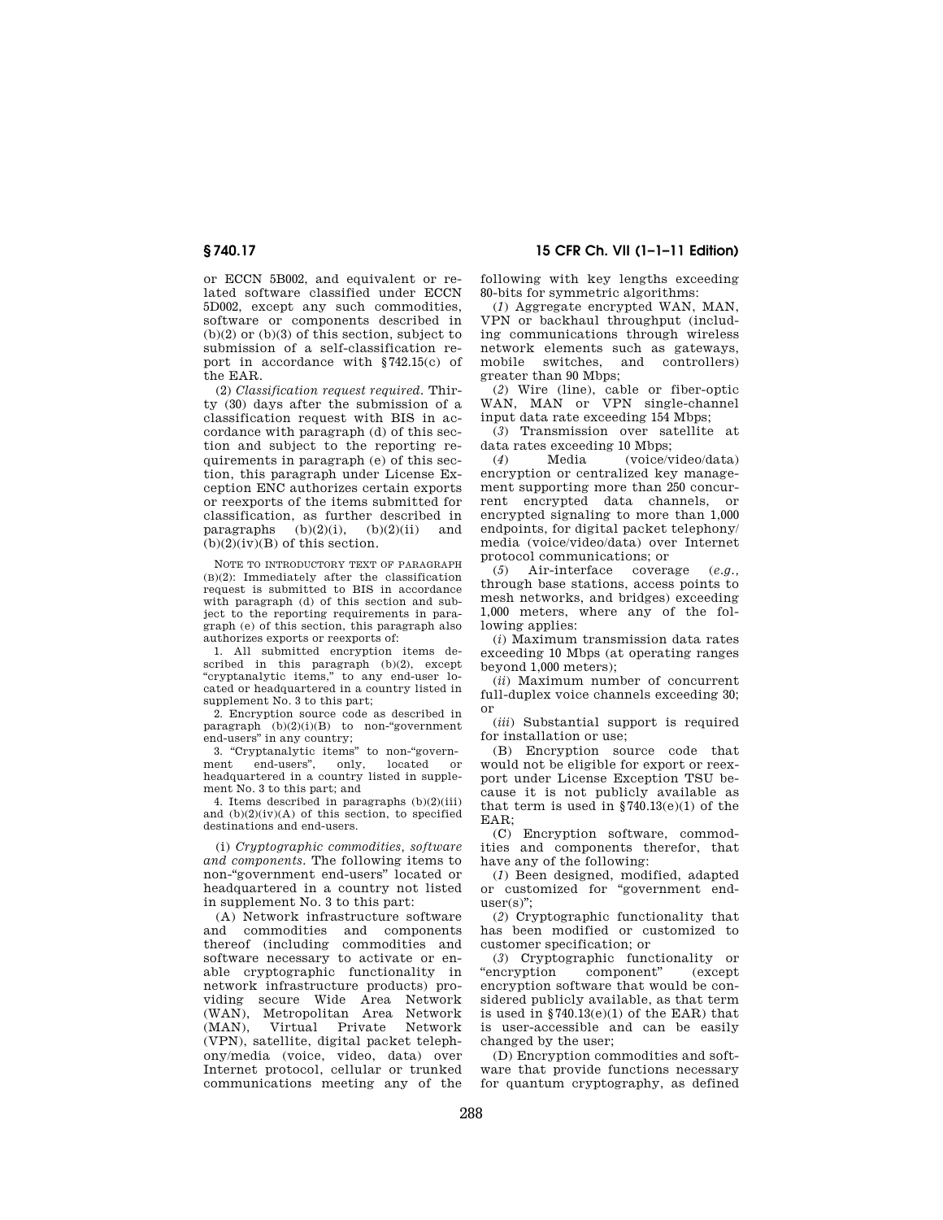or ECCN 5B002, and equivalent or related software classified under ECCN 5D002, except any such commodities, software or components described in (b)(2) or (b)(3) of this section, subject to submission of a self-classification report in accordance with §742.15(c) of the EAR.

(2) *Classification request required.* Thirty (30) days after the submission of a classification request with BIS in accordance with paragraph (d) of this section and subject to the reporting requirements in paragraph (e) of this section, this paragraph under License Exception ENC authorizes certain exports or reexports of the items submitted for classification, as further described in paragraphs (b)(2)(i), (b)(2)(ii) and (b)(2)(iv)(B) of this section.

NOTE TO INTRODUCTORY TEXT OF PARAGRAPH (B)(2): Immediately after the classification request is submitted to BIS in accordance with paragraph (d) of this section and subject to the reporting requirements in paragraph (e) of this section, this paragraph also authorizes exports or reexports of:

1. All submitted encryption items described in this paragraph (b)(2), except "cryptanalytic items," to any end-user located or headquartered in a country listed in supplement No. 3 to this part;

2. Encryption source code as described in paragraph (b)(2)(i)(B) to non-"government end-users" in any country;

3. "Cryptanalytic items" to non-"government end-users", only, located or headquartered in a country listed in supplement No. 3 to this part; and

4. Items described in paragraphs (b)(2)(iii) and (b)(2)(iv)(A) of this section, to specified destinations and end-users.

(i) *Cryptographic commodities, software and components.* The following items to non-"government end-users" located or headquartered in a country not listed in supplement No. 3 to this part:

(A) Network infrastructure software and commodities and components thereof (including commodities and software necessary to activate or enable cryptographic functionality in network infrastructure products) providing secure Wide Area Network (WAN), Metropolitan Area Network (MAN), Virtual Private Network (VPN), satellite, digital packet telephony/media (voice, video, data) over Internet protocol, cellular or trunked communications meeting any of the following with key lengths exceeding 80-bits for symmetric algorithms:

(*1*) Aggregate encrypted WAN, MAN, VPN or backhaul throughput (including communications through wireless network elements such as gateways, mobile switches, and controllers) greater than 90 Mbps;

(*2*) Wire (line), cable or fiber-optic WAN, MAN or VPN single-channel input data rate exceeding 154 Mbps;

(*3*) Transmission over satellite at data rates exceeding 10 Mbps;

(*4*) Media (voice/video/data) encryption or centralized key management supporting more than 250 concurrent encrypted data channels, or encrypted signaling to more than 1,000 endpoints, for digital packet telephony/media (voice/video/data) over Internet protocol communications; or

(*5*) Air-interface coverage (*e.g.*, through base stations, access points to mesh networks, and bridges) exceeding 1,000 meters, where any of the following applies:

(*i*) Maximum transmission data rates exceeding 10 Mbps (at operating ranges beyond 1,000 meters);

(*ii*) Maximum number of concurrent full-duplex voice channels exceeding 30; or

(*iii*) Substantial support is required for installation or use;

(B) Encryption source code that would not be eligible for export or reexport under License Exception TSU because it is not publicly available as that term is used in §740.13(e)(1) of the EAR;

(C) Encryption software, commodities and components therefor, that have any of the following:

(*1*) Been designed, modified, adapted or customized for "government end-user(s)";

(*2*) Cryptographic functionality that has been modified or customized to customer specification; or

(*3*) Cryptographic functionality or "encryption component" (except encryption software that would be considered publicly available, as that term is used in §740.13(e)(1) of the EAR) that is user-accessible and can be easily changed by the user;

(D) Encryption commodities and software that provide functions necessary for quantum cryptography, as defined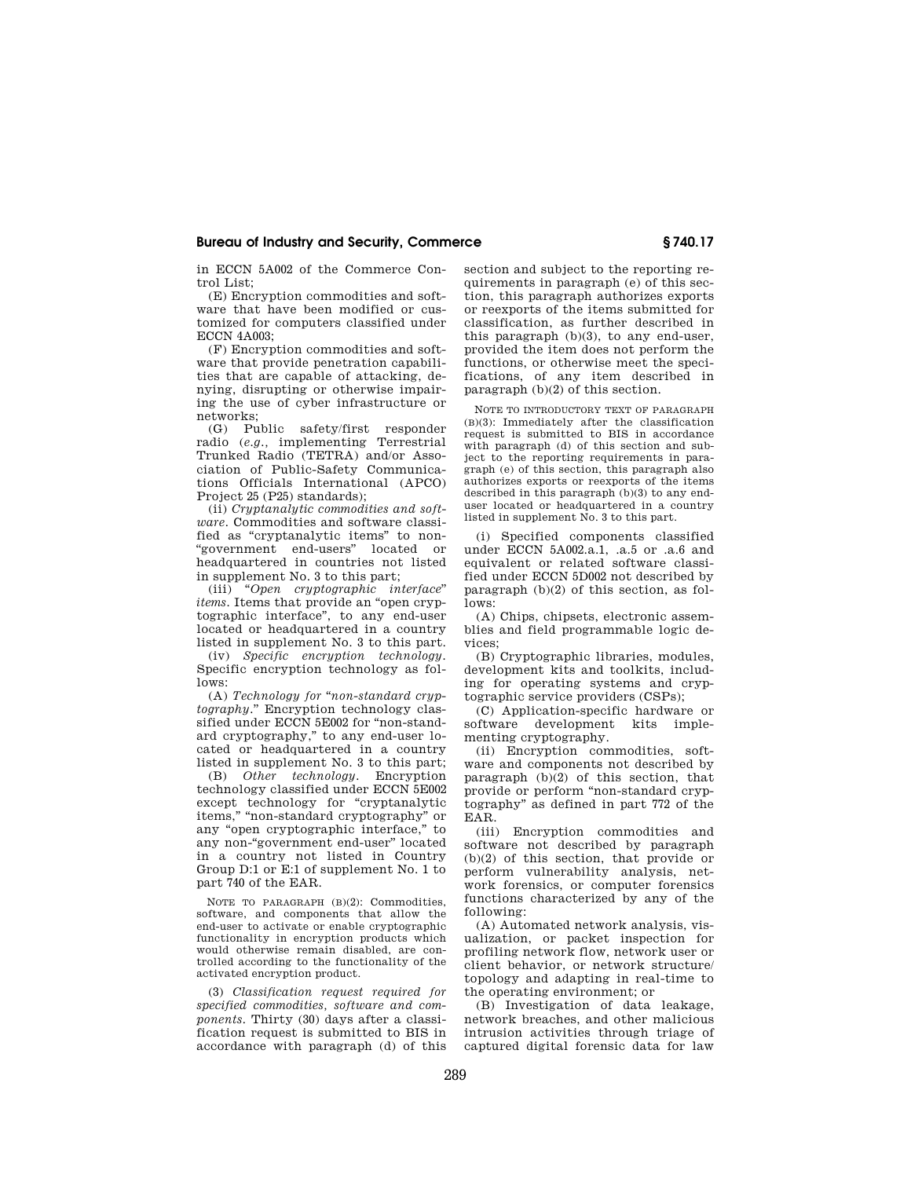in ECCN 5A002 of the Commerce Control List;

(E) Encryption commodities and software that have been modified or customized for computers classified under ECCN 4A003;

(F) Encryption commodities and software that provide penetration capabilities that are capable of attacking, denying, disrupting or otherwise impairing the use of cyber infrastructure or networks;

(G) Public safety/first responder radio (*e.g.*, implementing Terrestrial Trunked Radio (TETRA) and/or Association of Public-Safety Communications Officials International (APCO) Project 25 (P25) standards);

(ii) *Cryptanalytic commodities and software*. Commodities and software classified as "cryptanalytic items" to non-"government end-users" located or headquartered in countries not listed in supplement No. 3 to this part;

(iii) "*Open cryptographic interface*" *items*. Items that provide an "open cryptographic interface", to any end-user located or headquartered in a country listed in supplement No. 3 to this part.

(iv) *Specific encryption technology*. Specific encryption technology as follows:

(A) *Technology for* "*non-standard cryptography*." Encryption technology classified under ECCN 5E002 for "non-standard cryptography," to any end-user located or headquartered in a country listed in supplement No. 3 to this part;

(B) *Other technology*. Encryption technology classified under ECCN 5E002 except technology for "cryptanalytic items," "non-standard cryptography" or any "open cryptographic interface," to any non-"government end-user" located in a country not listed in Country Group D:1 or E:1 of supplement No. 1 to part 740 of the EAR.

NOTE TO PARAGRAPH (B)(2): Commodities, software, and components that allow the end-user to activate or enable cryptographic functionality in encryption products which would otherwise remain disabled, are controlled according to the functionality of the activated encryption product.

(3) *Classification request required for specified commodities, software and components*. Thirty (30) days after a classification request is submitted to BIS in accordance with paragraph (d) of this section and subject to the reporting requirements in paragraph (e) of this section, this paragraph authorizes exports or reexports of the items submitted for classification, as further described in this paragraph (b)(3), to any end-user, provided the item does not perform the functions, or otherwise meet the specifications, of any item described in paragraph (b)(2) of this section.

NOTE TO INTRODUCTORY TEXT OF PARAGRAPH (B)(3): Immediately after the classification request is submitted to BIS in accordance with paragraph (d) of this section and subject to the reporting requirements in paragraph (e) of this section, this paragraph also authorizes exports or reexports of the items described in this paragraph (b)(3) to any end-user located or headquartered in a country listed in supplement No. 3 to this part.

(i) Specified components classified under ECCN 5A002.a.1, .a.5 or .a.6 and equivalent or related software classified under ECCN 5D002 not described by paragraph (b)(2) of this section, as follows:

(A) Chips, chipsets, electronic assemblies and field programmable logic devices;

(B) Cryptographic libraries, modules, development kits and toolkits, including for operating systems and cryptographic service providers (CSPs);

(C) Application-specific hardware or software development kits implementing cryptography.

(ii) Encryption commodities, software and components not described by paragraph (b)(2) of this section, that provide or perform "non-standard cryptography" as defined in part 772 of the EAR.

(iii) Encryption commodities and software not described by paragraph (b)(2) of this section, that provide or perform vulnerability analysis, network forensics, or computer forensics functions characterized by any of the following:

(A) Automated network analysis, visualization, or packet inspection for profiling network flow, network user or client behavior, or network structure/topology and adapting in real-time to the operating environment; or

(B) Investigation of data leakage, network breaches, and other malicious intrusion activities through triage of captured digital forensic data for law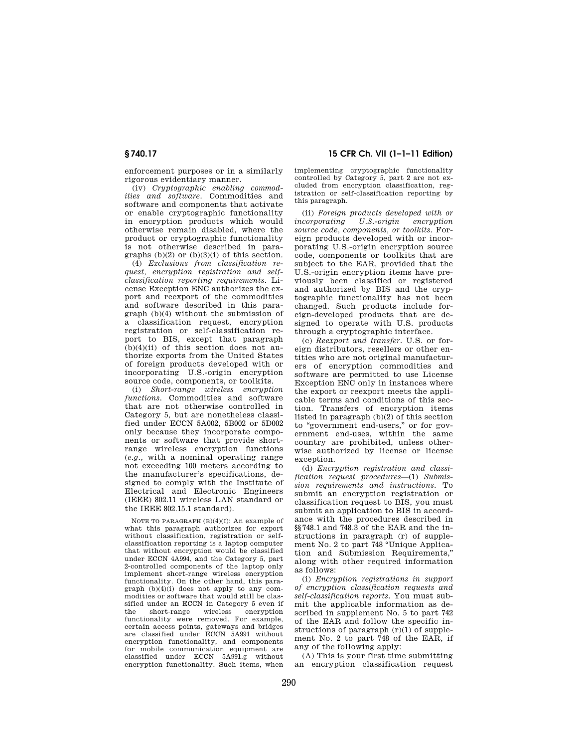enforcement purposes or in a similarly rigorous evidentiary manner.

(iv) *Cryptographic enabling commodities and software.* Commodities and software and components that activate or enable cryptographic functionality in encryption products which would otherwise remain disabled, where the product or cryptographic functionality is not otherwise described in paragraphs (b)(2) or (b)(3)(i) of this section.

(4) *Exclusions from classification request, encryption registration and self-classification reporting requirements.* License Exception ENC authorizes the export and reexport of the commodities and software described in this paragraph (b)(4) without the submission of a classification request, encryption registration or self-classification report to BIS, except that paragraph (b)(4)(ii) of this section does not authorize exports from the United States of foreign products developed with or incorporating U.S.-origin encryption source code, components, or toolkits.

(i) *Short-range wireless encryption functions.* Commodities and software that are not otherwise controlled in Category 5, but are nonetheless classified under ECCN 5A002, 5B002 or 5D002 only because they incorporate components or software that provide short-range wireless encryption functions (*e.g.*, with a nominal operating range not exceeding 100 meters according to the manufacturer's specifications, designed to comply with the Institute of Electrical and Electronic Engineers (IEEE) 802.11 wireless LAN standard or the IEEE 802.15.1 standard).

NOTE TO PARAGRAPH (B)(4)(I): An example of what this paragraph authorizes for export without classification, registration or self-classification reporting is a laptop computer that without encryption would be classified under ECCN 4A994, and the Category 5, part 2-controlled components of the laptop only implement short-range wireless encryption functionality. On the other hand, this paragraph (b)(4)(i) does not apply to any commodities or software that would still be classified under an ECCN in Category 5 even if the short-range wireless encryption functionality were removed. For example, certain access points, gateways and bridges are classified under ECCN 5A991 without encryption functionality, and components for mobile communication equipment are classified under ECCN 5A991.g without encryption functionality. Such items, when implementing cryptographic functionality controlled by Category 5, part 2 are not excluded from encryption classification, registration or self-classification reporting by this paragraph.

(ii) *Foreign products developed with or incorporating U.S.-origin encryption source code, components, or toolkits.* Foreign products developed with or incorporating U.S.-origin encryption source code, components or toolkits that are subject to the EAR, provided that the U.S.-origin encryption items have previously been classified or registered and authorized by BIS and the cryptographic functionality has not been changed. Such products include foreign-developed products that are designed to operate with U.S. products through a cryptographic interface.

(c) *Reexport and transfer.* U.S. or foreign distributors, resellers or other entities who are not original manufacturers of encryption commodities and software are permitted to use License Exception ENC only in instances where the export or reexport meets the applicable terms and conditions of this section. Transfers of encryption items listed in paragraph (b)(2) of this section to "government end-users," or for government end-uses, within the same country are prohibited, unless otherwise authorized by license or license exception.

(d) *Encryption registration and classification request procedures*—(1) *Submission requirements and instructions.* To submit an encryption registration or classification request to BIS, you must submit an application to BIS in accordance with the procedures described in §§748.1 and 748.3 of the EAR and the instructions in paragraph (r) of supplement No. 2 to part 748 "Unique Application and Submission Requirements," along with other required information as follows:

(i) *Encryption registrations in support of encryption classification requests and self-classification reports.* You must submit the applicable information as described in supplement No. 5 to part 742 of the EAR and follow the specific instructions of paragraph (r)(1) of supplement No. 2 to part 748 of the EAR, if any of the following apply:

(A) This is your first time submitting an encryption classification request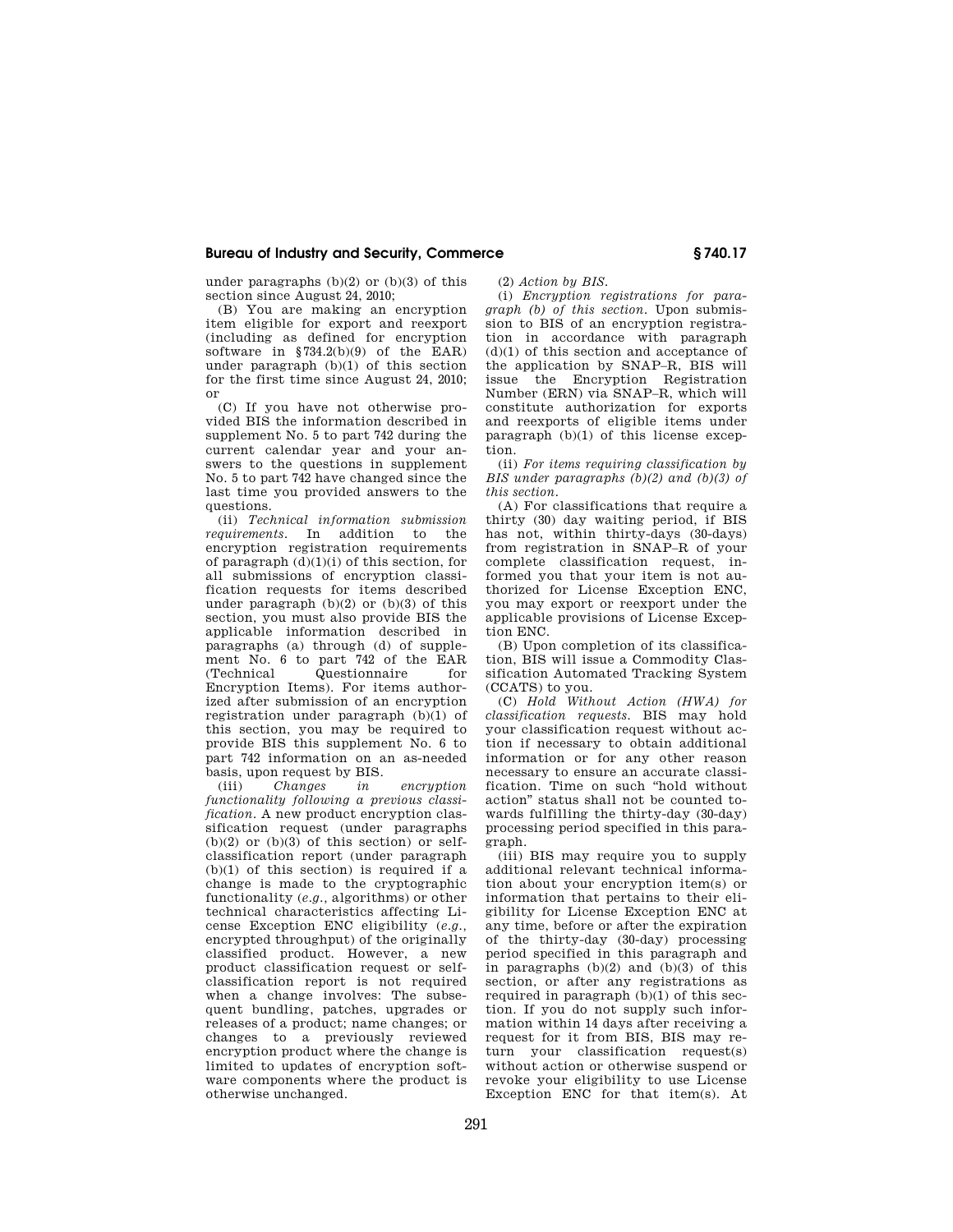under paragraphs (b)(2) or (b)(3) of this section since August 24, 2010;

(B) You are making an encryption item eligible for export and reexport (including as defined for encryption software in §734.2(b)(9) of the EAR) under paragraph (b)(1) of this section for the first time since August 24, 2010; or

(C) If you have not otherwise provided BIS the information described in supplement No. 5 to part 742 during the current calendar year and your answers to the questions in supplement No. 5 to part 742 have changed since the last time you provided answers to the questions.

(ii) *Technical information submission requirements.* In addition to the encryption registration requirements of paragraph (d)(1)(i) of this section, for all submissions of encryption classification requests for items described under paragraph (b)(2) or (b)(3) of this section, you must also provide BIS the applicable information described in paragraphs (a) through (d) of supplement No. 6 to part 742 of the EAR (Technical Questionnaire for Encryption Items). For items authorized after submission of an encryption registration under paragraph (b)(1) of this section, you may be required to provide BIS this supplement No. 6 to part 742 information on an as-needed basis, upon request by BIS.

(iii) *Changes in encryption functionality following a previous classification.* A new product encryption classification request (under paragraphs (b)(2) or (b)(3) of this section) or self-classification report (under paragraph (b)(1) of this section) is required if a change is made to the cryptographic functionality (*e.g.*, algorithms) or other technical characteristics affecting License Exception ENC eligibility (*e.g.*, encrypted throughput) of the originally classified product. However, a new product classification request or self-classification report is not required when a change involves: The subsequent bundling, patches, upgrades or releases of a product; name changes; or changes to a previously reviewed encryption product where the change is limited to updates of encryption software components where the product is otherwise unchanged.

(2) *Action by BIS.*

(i) *Encryption registrations for paragraph (b) of this section.* Upon submission to BIS of an encryption registration in accordance with paragraph (d)(1) of this section and acceptance of the application by SNAP–R, BIS will issue the Encryption Registration Number (ERN) via SNAP–R, which will constitute authorization for exports and reexports of eligible items under paragraph (b)(1) of this license exception.

(ii) *For items requiring classification by BIS under paragraphs (b)(2) and (b)(3) of this section.*

(A) For classifications that require a thirty (30) day waiting period, if BIS has not, within thirty-days (30-days) from registration in SNAP–R of your complete classification request, informed you that your item is not authorized for License Exception ENC, you may export or reexport under the applicable provisions of License Exception ENC.

(B) Upon completion of its classification, BIS will issue a Commodity Classification Automated Tracking System (CCATS) to you.

(C) *Hold Without Action (HWA) for classification requests.* BIS may hold your classification request without action if necessary to obtain additional information or for any other reason necessary to ensure an accurate classification. Time on such "hold without action" status shall not be counted towards fulfilling the thirty-day (30-day) processing period specified in this paragraph.

(iii) BIS may require you to supply additional relevant technical information about your encryption item(s) or information that pertains to their eligibility for License Exception ENC at any time, before or after the expiration of the thirty-day (30-day) processing period specified in this paragraph and in paragraphs (b)(2) and (b)(3) of this section, or after any registrations as required in paragraph (b)(1) of this section. If you do not supply such information within 14 days after receiving a request for it from BIS, BIS may return your classification request(s) without action or otherwise suspend or revoke your eligibility to use License Exception ENC for that item(s). At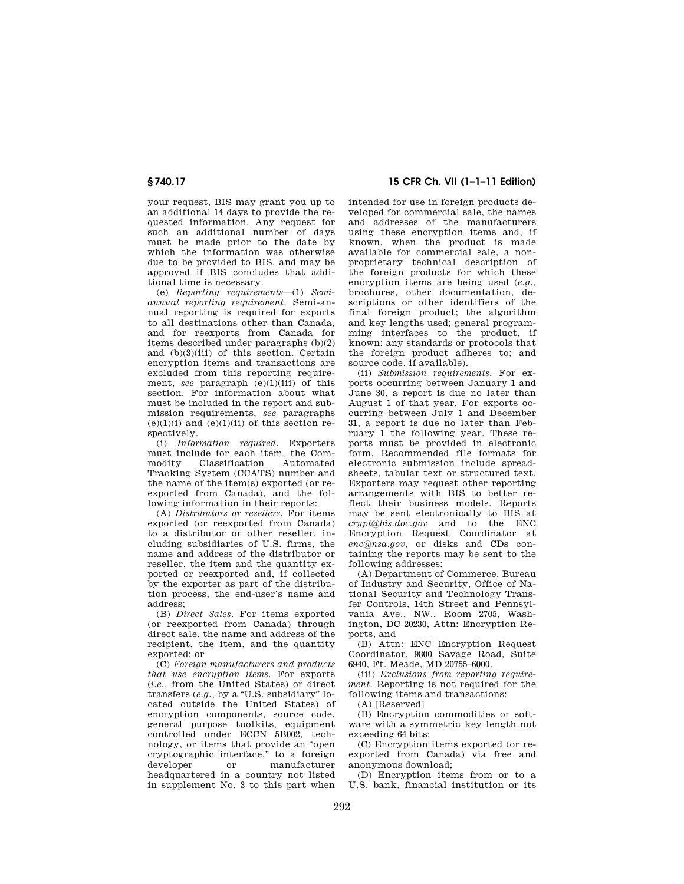your request, BIS may grant you up to an additional 14 days to provide the requested information. Any request for such an additional number of days must be made prior to the date by which the information was otherwise due to be provided to BIS, and may be approved if BIS concludes that additional time is necessary.

(e) *Reporting requirements*—(1) *Semi-annual reporting requirement.* Semi-annual reporting is required for exports to all destinations other than Canada, and for reexports from Canada for items described under paragraphs (b)(2) and (b)(3)(iii) of this section. Certain encryption items and transactions are excluded from this reporting requirement, *see* paragraph (e)(1)(iii) of this section. For information about what must be included in the report and submission requirements, *see* paragraphs (e)(1)(i) and (e)(1)(ii) of this section respectively.

(i) *Information required.* Exporters must include for each item, the Commodity Classification Automated Tracking System (CCATS) number and the name of the item(s) exported (or reexported from Canada), and the following information in their reports:

(A) *Distributors or resellers.* For items exported (or reexported from Canada) to a distributor or other reseller, including subsidiaries of U.S. firms, the name and address of the distributor or reseller, the item and the quantity exported or reexported and, if collected by the exporter as part of the distribution process, the end-user's name and address;

(B) *Direct Sales.* For items exported (or reexported from Canada) through direct sale, the name and address of the recipient, the item, and the quantity exported; or

(C) *Foreign manufacturers and products that use encryption items.* For exports (*i.e.*, from the United States) or direct transfers (*e.g.*, by a "U.S. subsidiary" located outside the United States) of encryption components, source code, general purpose toolkits, equipment controlled under ECCN 5B002, technology, or items that provide an "open cryptographic interface," to a foreign developer or manufacturer headquartered in a country not listed in supplement No. 3 to this part when intended for use in foreign products developed for commercial sale, the names and addresses of the manufacturers using these encryption items and, if known, when the product is made available for commercial sale, a non-proprietary technical description of the foreign products for which these encryption items are being used (*e.g.*, brochures, other documentation, descriptions or other identifiers of the final foreign product; the algorithm and key lengths used; general programming interfaces to the product, if known; any standards or protocols that the foreign product adheres to; and source code, if available).

(ii) *Submission requirements.* For exports occurring between January 1 and June 30, a report is due no later than August 1 of that year. For exports occurring between July 1 and December 31, a report is due no later than February 1 the following year. These reports must be provided in electronic form. Recommended file formats for electronic submission include spreadsheets, tabular text or structured text. Exporters may request other reporting arrangements with BIS to better reflect their business models. Reports may be sent electronically to BIS at *crypt@bis.doc.gov* and to the ENC Encryption Request Coordinator at *enc@nsa.gov*, or disks and CDs containing the reports may be sent to the following addresses:

(A) Department of Commerce, Bureau of Industry and Security, Office of National Security and Technology Transfer Controls, 14th Street and Pennsylvania Ave., NW., Room 2705, Washington, DC 20230, Attn: Encryption Reports, and

(B) Attn: ENC Encryption Request Coordinator, 9800 Savage Road, Suite 6940, Ft. Meade, MD 20755–6000.

(iii) *Exclusions from reporting requirement.* Reporting is not required for the following items and transactions:

(A) [Reserved]

(B) Encryption commodities or software with a symmetric key length not exceeding 64 bits;

(C) Encryption items exported (or reexported from Canada) via free and anonymous download;

(D) Encryption items from or to a U.S. bank, financial institution or its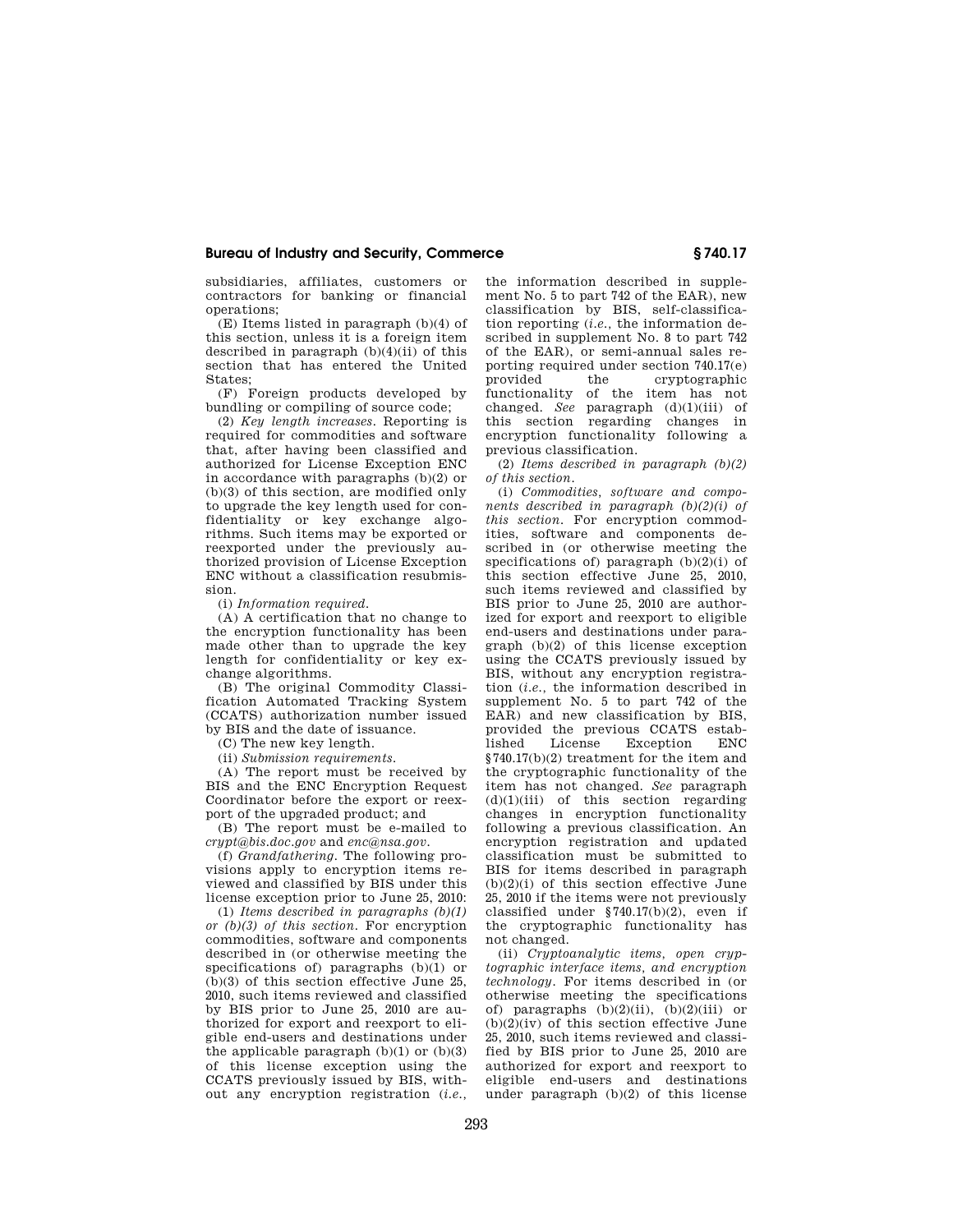subsidiaries, affiliates, customers or contractors for banking or financial operations;

(E) Items listed in paragraph (b)(4) of this section, unless it is a foreign item described in paragraph (b)(4)(ii) of this section that has entered the United States;

(F) Foreign products developed by bundling or compiling of source code;

(2) *Key length increases.* Reporting is required for commodities and software that, after having been classified and authorized for License Exception ENC in accordance with paragraphs (b)(2) or (b)(3) of this section, are modified only to upgrade the key length used for confidentiality or key exchange algorithms. Such items may be exported or reexported under the previously authorized provision of License Exception ENC without a classification resubmission.

(i) *Information required.*

(A) A certification that no change to the encryption functionality has been made other than to upgrade the key length for confidentiality or key exchange algorithms.

(B) The original Commodity Classification Automated Tracking System (CCATS) authorization number issued by BIS and the date of issuance.

(C) The new key length.

(ii) *Submission requirements.*

(A) The report must be received by BIS and the ENC Encryption Request Coordinator before the export or reexport of the upgraded product; and

(B) The report must be e-mailed to *crypt@bis.doc.gov* and *enc@nsa.gov*.

(f) *Grandfathering.* The following provisions apply to encryption items reviewed and classified by BIS under this license exception prior to June 25, 2010:

(1) *Items described in paragraphs (b)(1) or (b)(3) of this section.* For encryption commodities, software and components described in (or otherwise meeting the specifications of) paragraphs (b)(1) or (b)(3) of this section effective June 25, 2010, such items reviewed and classified by BIS prior to June 25, 2010 are authorized for export and reexport to eligible end-users and destinations under the applicable paragraph (b)(1) or (b)(3) of this license exception using the CCATS previously issued by BIS, without any encryption registration (*i.e.*, the information described in supplement No. 5 to part 742 of the EAR), new classification by BIS, self-classification reporting (*i.e.*, the information described in supplement No. 8 to part 742 of the EAR), or semi-annual sales reporting required under section 740.17(e) provided the cryptographic functionality of the item has not changed. *See* paragraph (d)(1)(iii) of this section regarding changes in encryption functionality following a previous classification.

(2) *Items described in paragraph (b)(2) of this section.*

(i) *Commodities, software and components described in paragraph (b)(2)(i) of this section.* For encryption commodities, software and components described in (or otherwise meeting the specifications of) paragraph (b)(2)(i) of this section effective June 25, 2010, such items reviewed and classified by BIS prior to June 25, 2010 are authorized for export and reexport to eligible end-users and destinations under paragraph (b)(2) of this license exception using the CCATS previously issued by BIS, without any encryption registration (*i.e.*, the information described in supplement No. 5 to part 742 of the EAR) and new classification by BIS, provided the previous CCATS established License Exception ENC §740.17(b)(2) treatment for the item and the cryptographic functionality of the item has not changed. *See* paragraph (d)(1)(iii) of this section regarding changes in encryption functionality following a previous classification. An encryption registration and updated classification must be submitted to BIS for items described in paragraph (b)(2)(i) of this section effective June 25, 2010 if the items were not previously classified under §740.17(b)(2), even if the cryptographic functionality has not changed.

(ii) *Cryptoanalytic items, open cryptographic interface items, and encryption technology.* For items described in (or otherwise meeting the specifications of) paragraphs (b)(2)(ii), (b)(2)(iii) or (b)(2)(iv) of this section effective June 25, 2010, such items reviewed and classified by BIS prior to June 25, 2010 are authorized for export and reexport to eligible end-users and destinations under paragraph (b)(2) of this license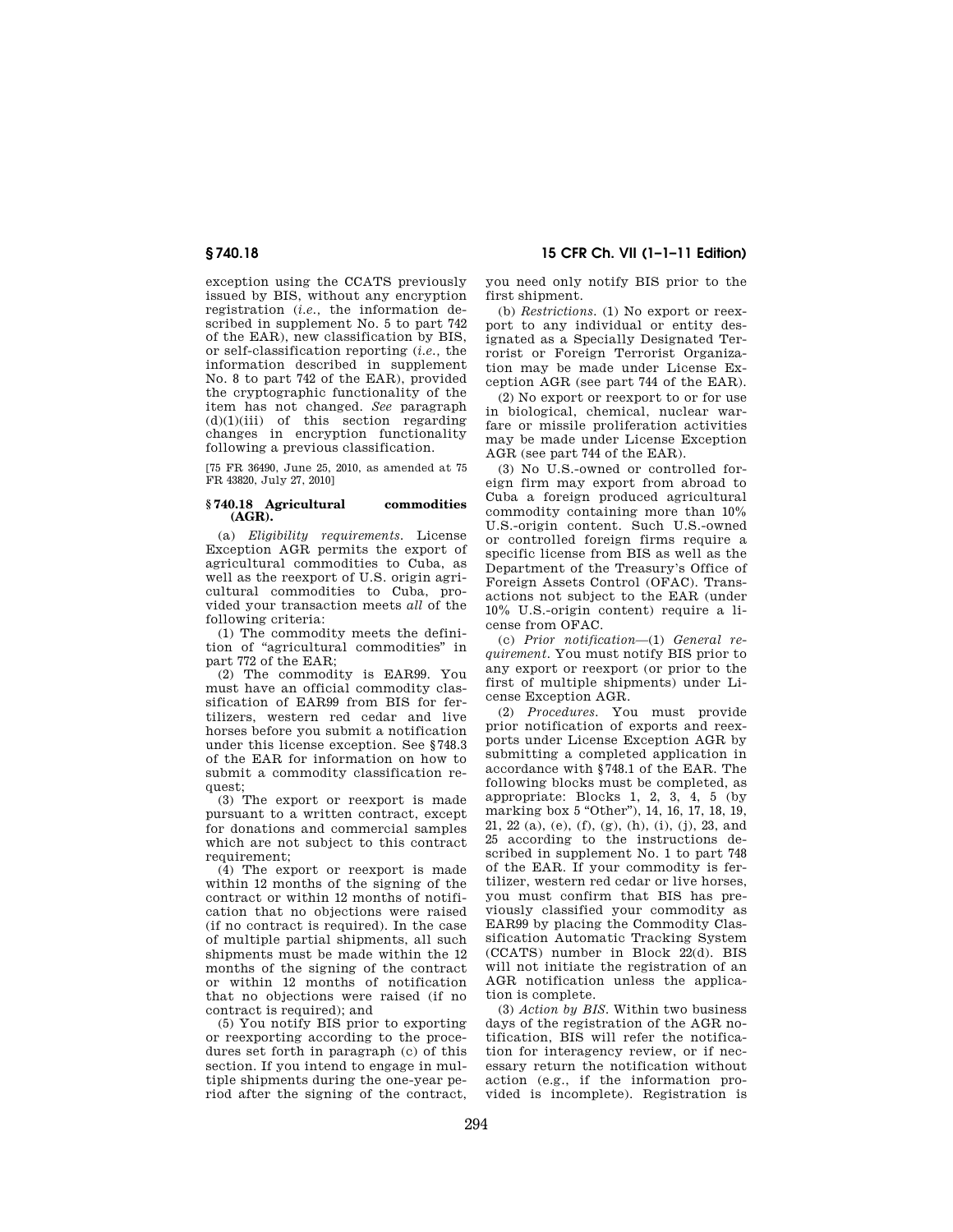exception using the CCATS previously issued by BIS, without any encryption registration (*i.e.*, the information described in supplement No. 5 to part 742 of the EAR), new classification by BIS, or self-classification reporting (*i.e.*, the information described in supplement No. 8 to part 742 of the EAR), provided the cryptographic functionality of the item has not changed. *See* paragraph (d)(1)(iii) of this section regarding changes in encryption functionality following a previous classification.

[75 FR 36490, June 25, 2010, as amended at 75 FR 43820, July 27, 2010]

### § 740.18 Agricultural commodities (AGR).

(a) *Eligibility requirements.* License Exception AGR permits the export of agricultural commodities to Cuba, as well as the reexport of U.S. origin agricultural commodities to Cuba, provided your transaction meets *all* of the following criteria:

(1) The commodity meets the definition of "agricultural commodities" in part 772 of the EAR;

(2) The commodity is EAR99. You must have an official commodity classification of EAR99 from BIS for fertilizers, western red cedar and live horses before you submit a notification under this license exception. See § 748.3 of the EAR for information on how to submit a commodity classification request;

(3) The export or reexport is made pursuant to a written contract, except for donations and commercial samples which are not subject to this contract requirement;

(4) The export or reexport is made within 12 months of the signing of the contract or within 12 months of notification that no objections were raised (if no contract is required). In the case of multiple partial shipments, all such shipments must be made within the 12 months of the signing of the contract or within 12 months of notification that no objections were raised (if no contract is required); and

(5) You notify BIS prior to exporting or reexporting according to the procedures set forth in paragraph (c) of this section. If you intend to engage in multiple shipments during the one-year period after the signing of the contract, you need only notify BIS prior to the first shipment.

(b) *Restrictions.* (1) No export or reexport to any individual or entity designated as a Specially Designated Terrorist or Foreign Terrorist Organization may be made under License Exception AGR (see part 744 of the EAR).

(2) No export or reexport to or for use in biological, chemical, nuclear warfare or missile proliferation activities may be made under License Exception AGR (see part 744 of the EAR).

(3) No U.S.-owned or controlled foreign firm may export from abroad to Cuba a foreign produced agricultural commodity containing more than 10% U.S.-origin content. Such U.S.-owned or controlled foreign firms require a specific license from BIS as well as the Department of the Treasury's Office of Foreign Assets Control (OFAC). Transactions not subject to the EAR (under 10% U.S.-origin content) require a license from OFAC.

(c) *Prior notification*—(1) *General requirement.* You must notify BIS prior to any export or reexport (or prior to the first of multiple shipments) under License Exception AGR.

(2) *Procedures.* You must provide prior notification of exports and reexports under License Exception AGR by submitting a completed application in accordance with § 748.1 of the EAR. The following blocks must be completed, as appropriate: Blocks 1, 2, 3, 4, 5 (by marking box 5 "Other"), 14, 16, 17, 18, 19, 21, 22 (a), (e), (f), (g), (h), (i), (j), 23, and 25 according to the instructions described in supplement No. 1 to part 748 of the EAR. If your commodity is fertilizer, western red cedar or live horses, you must confirm that BIS has previously classified your commodity as EAR99 by placing the Commodity Classification Automatic Tracking System (CCATS) number in Block 22(d). BIS will not initiate the registration of an AGR notification unless the application is complete.

(3) *Action by BIS.* Within two business days of the registration of the AGR notification, BIS will refer the notification for interagency review, or if necessary return the notification without action (e.g., if the information provided is incomplete). Registration is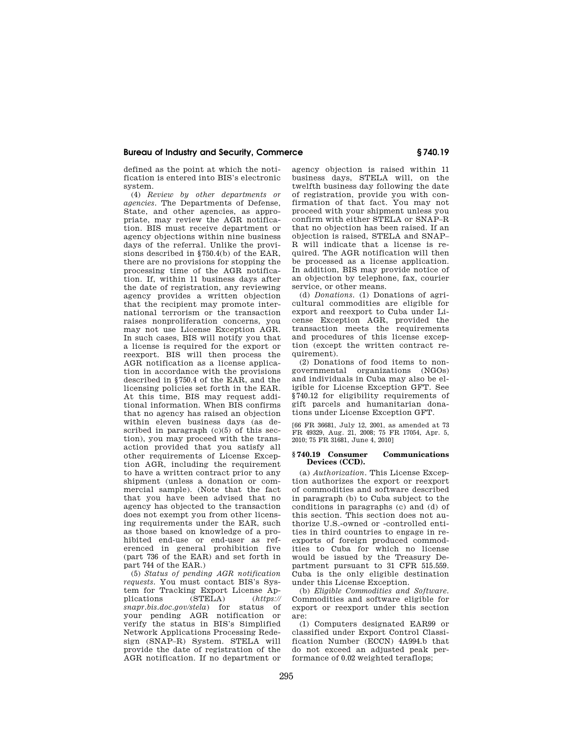defined as the point at which the notification is entered into BIS's electronic system.

(4) *Review by other departments or agencies.* The Departments of Defense, State, and other agencies, as appropriate, may review the AGR notification. BIS must receive department or agency objections within nine business days of the referral. Unlike the provisions described in §750.4(b) of the EAR, there are no provisions for stopping the processing time of the AGR notification. If, within 11 business days after the date of registration, any reviewing agency provides a written objection that the recipient may promote international terrorism or the transaction raises nonproliferation concerns, you may not use License Exception AGR. In such cases, BIS will notify you that a license is required for the export or reexport. BIS will then process the AGR notification as a license application in accordance with the provisions described in §750.4 of the EAR, and the licensing policies set forth in the EAR. At this time, BIS may request additional information. When BIS confirms that no agency has raised an objection within eleven business days (as described in paragraph (c)(5) of this section), you may proceed with the transaction provided that you satisfy all other requirements of License Exception AGR, including the requirement to have a written contract prior to any shipment (unless a donation or commercial sample). (Note that the fact that you have been advised that no agency has objected to the transaction does not exempt you from other licensing requirements under the EAR, such as those based on knowledge of a prohibited end-use or end-user as referenced in general prohibition five (part 736 of the EAR) and set forth in part 744 of the EAR.)

(5) *Status of pending AGR notification requests.* You must contact BIS's System for Tracking Export License Applications (STELA) (*https://snapr.bis.doc.gov/stela*) for status of your pending AGR notification or verify the status in BIS's Simplified Network Applications Processing Redesign (SNAP–R) System. STELA will provide the date of registration of the AGR notification. If no department or agency objection is raised within 11 business days, STELA will, on the twelfth business day following the date of registration, provide you with confirmation of that fact. You may not proceed with your shipment unless you confirm with either STELA or SNAP–R that no objection has been raised. If an objection is raised, STELA and SNAP–R will indicate that a license is required. The AGR notification will then be processed as a license application. In addition, BIS may provide notice of an objection by telephone, fax, courier service, or other means.

(d) *Donations.* (1) Donations of agricultural commodities are eligible for export and reexport to Cuba under License Exception AGR, provided the transaction meets the requirements and procedures of this license exception (except the written contract requirement).

(2) Donations of food items to nongovernmental organizations (NGOs) and individuals in Cuba may also be eligible for License Exception GFT. See §740.12 for eligibility requirements of gift parcels and humanitarian donations under License Exception GFT.

[66 FR 36681, July 12, 2001, as amended at 73 FR 49329, Aug. 21, 2008; 75 FR 17054, Apr. 5, 2010; 75 FR 31681, June 4, 2010]

## §740.19 Consumer Communications Devices (CCD).

(a) *Authorization.* This License Exception authorizes the export or reexport of commodities and software described in paragraph (b) to Cuba subject to the conditions in paragraphs (c) and (d) of this section. This section does not authorize U.S.-owned or -controlled entities in third countries to engage in reexports of foreign produced commodities to Cuba for which no license would be issued by the Treasury Department pursuant to 31 CFR 515.559. Cuba is the only eligible destination under this License Exception.

(b) *Eligible Commodities and Software.* Commodities and software eligible for export or reexport under this section are:

(1) Computers designated EAR99 or classified under Export Control Classification Number (ECCN) 4A994.b that do not exceed an adjusted peak performance of 0.02 weighted teraflops;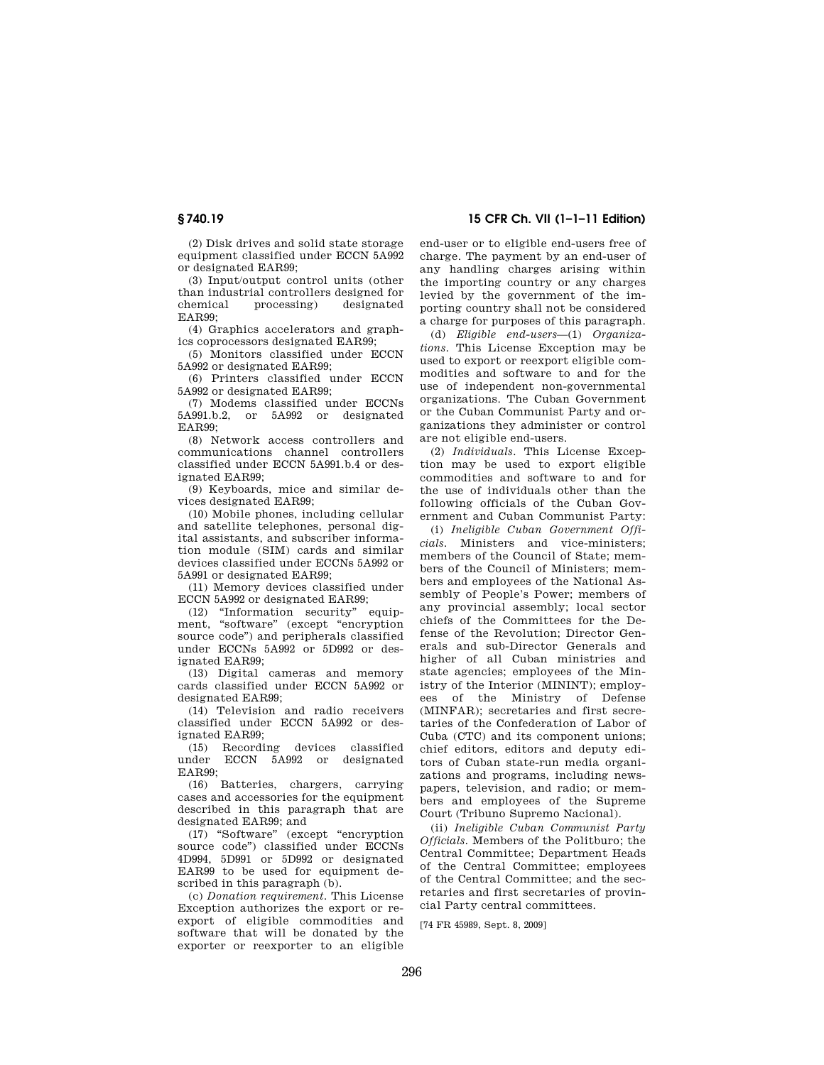(2) Disk drives and solid state storage equipment classified under ECCN 5A992 or designated EAR99;

(3) Input/output control units (other than industrial controllers designed for chemical processing) designated EAR99;

(4) Graphics accelerators and graphics coprocessors designated EAR99;

(5) Monitors classified under ECCN 5A992 or designated EAR99;

(6) Printers classified under ECCN 5A992 or designated EAR99;

(7) Modems classified under ECCNs 5A991.b.2, or 5A992 or designated EAR99;

(8) Network access controllers and communications channel controllers classified under ECCN 5A991.b.4 or designated EAR99;

(9) Keyboards, mice and similar devices designated EAR99;

(10) Mobile phones, including cellular and satellite telephones, personal digital assistants, and subscriber information module (SIM) cards and similar devices classified under ECCNs 5A992 or 5A991 or designated EAR99;

(11) Memory devices classified under ECCN 5A992 or designated EAR99;

(12) "Information security" equipment, "software" (except "encryption source code") and peripherals classified under ECCNs 5A992 or 5D992 or designated EAR99;

(13) Digital cameras and memory cards classified under ECCN 5A992 or designated EAR99;

(14) Television and radio receivers classified under ECCN 5A992 or designated EAR99;

(15) Recording devices classified under ECCN 5A992 or designated EAR99;

(16) Batteries, chargers, carrying cases and accessories for the equipment described in this paragraph that are designated EAR99; and

(17) "Software" (except "encryption source code") classified under ECCNs 4D994, 5D991 or 5D992 or designated EAR99 to be used for equipment described in this paragraph (b).

(c) *Donation requirement.* This License Exception authorizes the export or reexport of eligible commodities and software that will be donated by the exporter or reexporter to an eligible end-user or to eligible end-users free of charge. The payment by an end-user of any handling charges arising within the importing country or any charges levied by the government of the importing country shall not be considered a charge for purposes of this paragraph.

(d) *Eligible end-users*—(1) *Organizations.* This License Exception may be used to export or reexport eligible commodities and software to and for the use of independent non-governmental organizations. The Cuban Government or the Cuban Communist Party and organizations they administer or control are not eligible end-users.

(2) *Individuals.* This License Exception may be used to export eligible commodities and software to and for the use of individuals other than the following officials of the Cuban Government and Cuban Communist Party:

(i) *Ineligible Cuban Government Officials.* Ministers and vice-ministers; members of the Council of State; members of the Council of Ministers; members and employees of the National Assembly of People's Power; members of any provincial assembly; local sector chiefs of the Committees for the Defense of the Revolution; Director Generals and sub-Director Generals and higher of all Cuban ministries and state agencies; employees of the Ministry of the Interior (MININT); employees of the Ministry of Defense (MINFAR); secretaries and first secretaries of the Confederation of Labor of Cuba (CTC) and its component unions; chief editors, editors and deputy editors of Cuban state-run media organizations and programs, including newspapers, television, and radio; or members and employees of the Supreme Court (Tribuno Supremo Nacional).

(ii) *Ineligible Cuban Communist Party Officials.* Members of the Politburo; the Central Committee; Department Heads of the Central Committee; employees of the Central Committee; and the secretaries and first secretaries of provincial Party central committees.

[74 FR 45989, Sept. 8, 2009]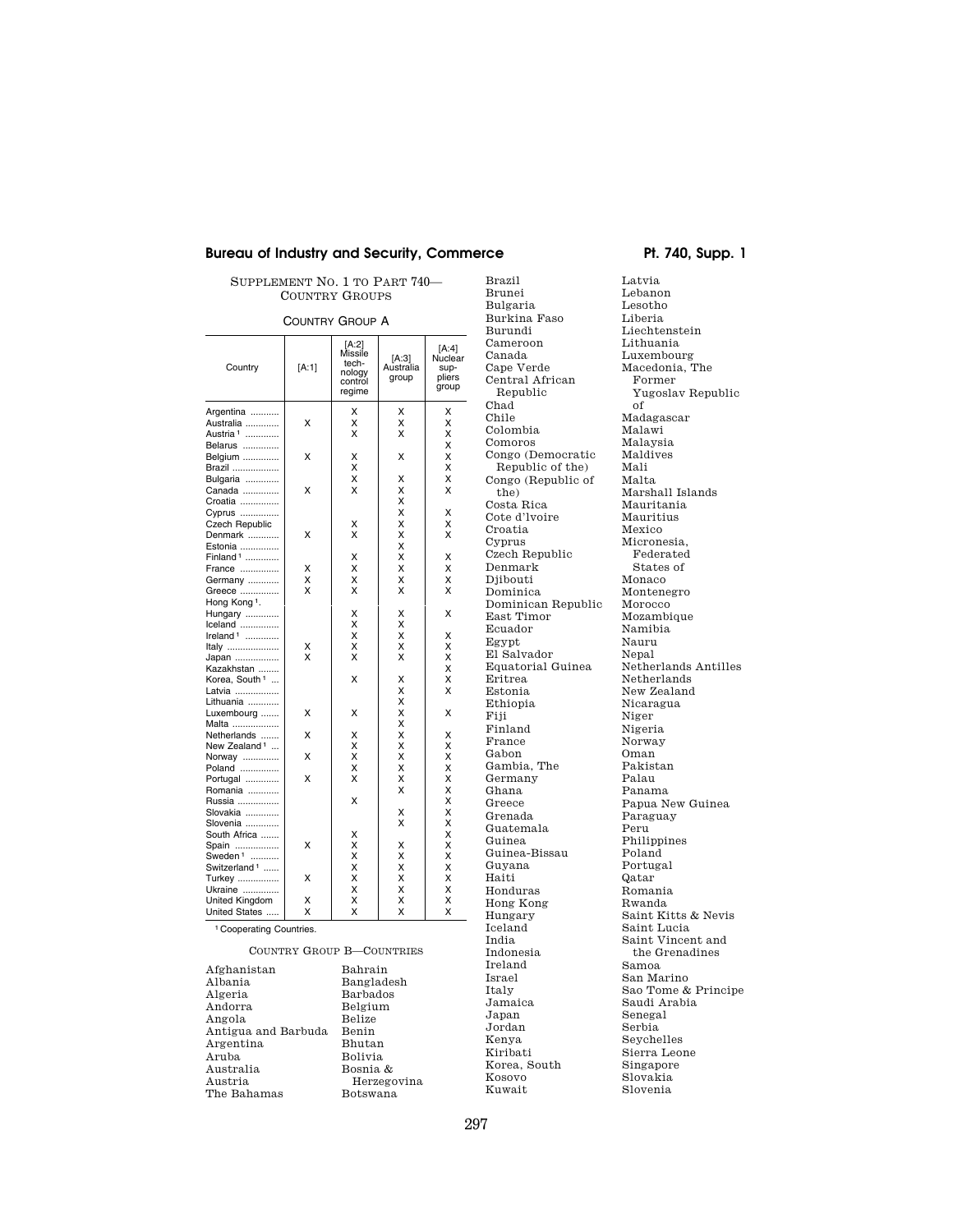SUPPLEMENT NO. 1 TO PART 740—COUNTRY GROUPS

COUNTRY GROUP A

| Country | [A:1] | [A:2] Missile technology control regime | [A:3] Australia group | [A:4] Nuclear suppliers group |
|---|---|---|---|---|
| Argentina | | X | X | X |
| Australia | X | X | X | X |
| Austria [1] | | X | X | X |
| Belarus | | | | X |
| Belgium | X | X | X | X |
| Brazil | | X | | X |
| Bulgaria | | X | X | X |
| Canada | X | X | X | X |
| Croatia | | | X | |
| Cyprus | | | X | X |
| Czech Republic | | X | X | X |
| Denmark | X | X | X | X |
| Estonia | | | X | |
| Finland [1] | | X | X | X |
| France | X | X | X | X |
| Germany | X | X | X | X |
| Greece | X | X | X | X |
| Hong Kong [1]. | | | | |
| Hungary | | X | X | X |
| Iceland | | X | X | |
| Ireland [1] | | X | X | X |
| Italy | X | X | X | X |
| Japan | X | X | X | X |
| Kazakhstan | | | | X |
| Korea, South [1] | | X | X | X |
| Latvia | | | X | X |
| Lithuania | | | X | |
| Luxembourg | X | X | X | X |
| Malta | | | X | |
| Netherlands | X | X | X | X |
| New Zealand [1] | | X | X | X |
| Norway | X | X | X | X |
| Poland | | X | X | X |
| Portugal | X | X | X | X |
| Romania | | | X | X |
| Russia | | X | | X |
| Slovakia | | | X | X |
| Slovenia | | | X | X |
| South Africa | | X | | X |
| Spain | X | X | X | X |
| Sweden [1] | | X | X | X |
| Switzerland [1] | | X | X | X |
| Turkey | X | X | X | X |
| Ukraine | | X | X | X |
| United Kingdom | X | X | X | X |
| United States | X | X | X | X |

[1] Cooperating Countries.

COUNTRY GROUP B—COUNTRIES

Afghanistan
Albania
Algeria
Andorra
Angola
Antigua and Barbuda
Argentina
Aruba
Australia
Austria
The Bahamas
Bahrain
Bangladesh
Barbados
Belgium
Belize
Benin
Bhutan
Bolivia
Bosnia & Herzegovina
Botswana
Brazil
Brunei
Bulgaria
Burkina Faso
Burundi
Cameroon
Canada
Cape Verde
Central African Republic
Chad
Chile
Colombia
Comoros
Congo (Democratic Republic of the)
Congo (Republic of the)
Costa Rica
Cote d'Ivoire
Croatia
Cyprus
Czech Republic
Denmark
Djibouti
Dominica
Dominican Republic
East Timor
Ecuador
Egypt
El Salvador
Equatorial Guinea
Eritrea
Estonia
Ethiopia
Fiji
Finland
France
Gabon
Gambia, The
Germany
Ghana
Greece
Grenada
Guatemala
Guinea
Guinea-Bissau
Guyana
Haiti
Honduras
Hong Kong
Hungary
Iceland
India
Indonesia
Ireland
Israel
Italy
Jamaica
Japan
Jordan
Kenya
Kiribati
Korea, South
Kosovo
Kuwait
Latvia
Lebanon
Lesotho
Liberia
Liechtenstein
Lithuania
Luxembourg
Macedonia, The Former Yugoslav Republic of
Madagascar
Malawi
Malaysia
Maldives
Mali
Malta
Marshall Islands
Mauritania
Mauritius
Mexico
Micronesia, Federated States of
Monaco
Montenegro
Morocco
Mozambique
Namibia
Nauru
Nepal
Netherlands Antilles
Netherlands
New Zealand
Nicaragua
Niger
Nigeria
Norway
Oman
Pakistan
Palau
Panama
Papua New Guinea
Paraguay
Peru
Philippines
Poland
Portugal
Qatar
Romania
Rwanda
Saint Kitts & Nevis
Saint Lucia
Saint Vincent and the Grenadines
Samoa
San Marino
Sao Tome & Principe
Saudi Arabia
Senegal
Serbia
Seychelles
Sierra Leone
Singapore
Slovakia
Slovenia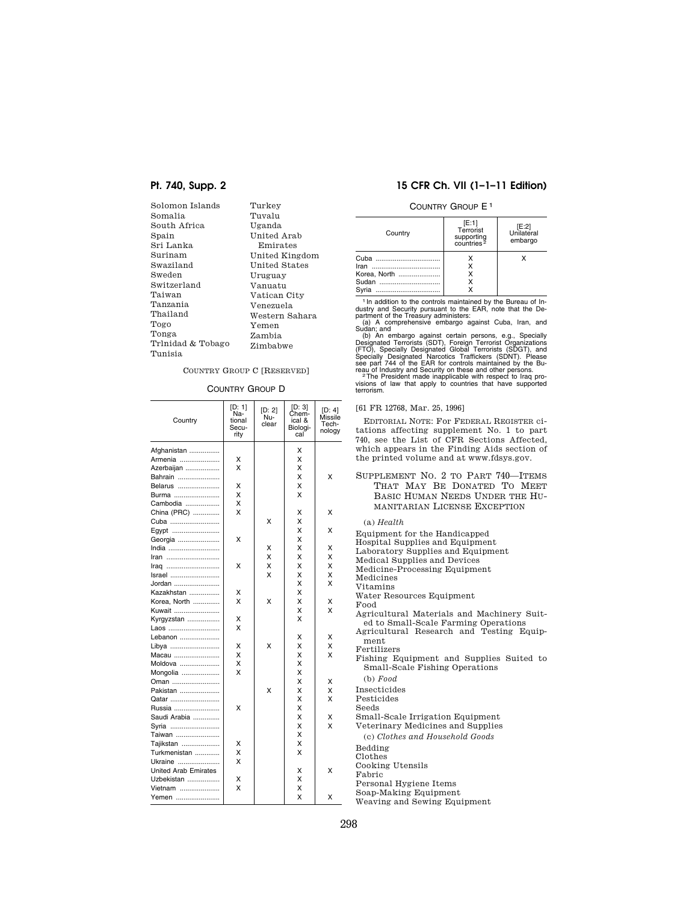Solomon Islands
Somalia
South Africa
Spain
Sri Lanka
Surinam
Swaziland
Sweden
Switzerland
Taiwan
Tanzania
Thailand
Togo
Tonga
Trlnidad & Tobago
Tunisia
Turkey
Tuvalu
Uganda
United Arab Emirates
United Kingdom
United States
Uruguay
Vanuatu
Vatican City
Venezuela
Western Sahara
Yemen
Zambia
Zimbabwe

COUNTRY GROUP C [RESERVED]

COUNTRY GROUP D

| Country | [D: 1] National Security | [D: 2] Nuclear | [D: 3] Chemical & Biological | [D: 4] Missile Technology |
|---|---|---|---|---|
| Afghanistan | | | X | |
| Armenia | X | | X | |
| Azerbaijan | X | | X | |
| Bahrain | | | X | X |
| Belarus | X | | X | |
| Burma | X | | X | |
| Cambodia | X | | | |
| China (PRC) | X | | X | X |
| Cuba | | X | X | |
| Egypt | | | X | X |
| Georgia | X | | X | |
| India | | X | X | X |
| Iran | | X | X | X |
| Iraq | X | X | X | X |
| Israel | | X | X | X |
| Jordan | | | X | X |
| Kazakhstan | X | | X | |
| Korea, North | X | X | X | X |
| Kuwait | | | X | X |
| Kyrgyzstan | X | | X | |
| Laos | X | | | |
| Lebanon | | | X | X |
| Libya | X | X | X | X |
| Macau | X | | X | X |
| Moldova | X | | X | |
| Mongolia | X | | X | |
| Oman | | | X | X |
| Pakistan | | X | X | X |
| Qatar | | | X | X |
| Russia | X | | X | |
| Saudi Arabia | | | X | X |
| Syria | | | X | X |
| Taiwan | | | X | |
| Tajikstan | X | | X | |
| Turkmenistan | X | | X | |
| Ukraine | X | | | |
| United Arab Emirates | | | X | X |
| Uzbekistan | X | | X | |
| Vietnam | X | | X | |
| Yemen | | | X | X |

COUNTRY GROUP E [1]

| Country | [E:1] Terrorist supporting countries [2] | [E:2] Unilateral embargo |
|---|---|---|
| Cuba | X | X |
| Iran | X | |
| Korea, North | X | |
| Sudan | X | |
| Syria | X | |

[1] In addition to the controls maintained by the Bureau of Industry and Security pursuant to the EAR, note that the Department of the Treasury administers:
(a) A comprehensive embargo against Cuba, Iran, and Sudan; and
(b) An embargo against certain persons, e.g., Specially Designated Terrorists (SDT), Foreign Terrorist Organizations (FTO), Specially Designated Global Terrorists (SDGT), and Specially Designated Narcotics Traffickers (SDNT). Please see part 744 of the EAR for controls maintained by the Bureau of Industry and Security on these and other persons.
[2] The President made inapplicable with respect to Iraq provisions of law that apply to countries that have supported terrorism.

[61 FR 12768, Mar. 25, 1996]

EDITORIAL NOTE: For FEDERAL REGISTER citations affecting supplement No. 1 to part 740, see the List of CFR Sections Affected, which appears in the Finding Aids section of the printed volume and at www.fdsys.gov.

## SUPPLEMENT NO. 2 TO PART 740—ITEMS THAT MAY BE DONATED TO MEET BASIC HUMAN NEEDS UNDER THE HUMANITARIAN LICENSE EXCEPTION

(a) *Health*

Equipment for the Handicapped
Hospital Supplies and Equipment
Laboratory Supplies and Equipment
Medical Supplies and Devices
Medicine-Processing Equipment
Medicines
Vitamins
Water Resources Equipment
Food
Agricultural Materials and Machinery Suited to Small-Scale Farming Operations
Agricultural Research and Testing Equipment
Fertilizers
Fishing Equipment and Supplies Suited to Small-Scale Fishing Operations

(b) *Food*

Insecticides
Pesticides
Seeds
Small-Scale Irrigation Equipment
Veterinary Medicines and Supplies

(c) *Clothes and Household Goods*

Bedding
Clothes
Cooking Utensils
Fabric
Personal Hygiene Items
Soap-Making Equipment
Weaving and Sewing Equipment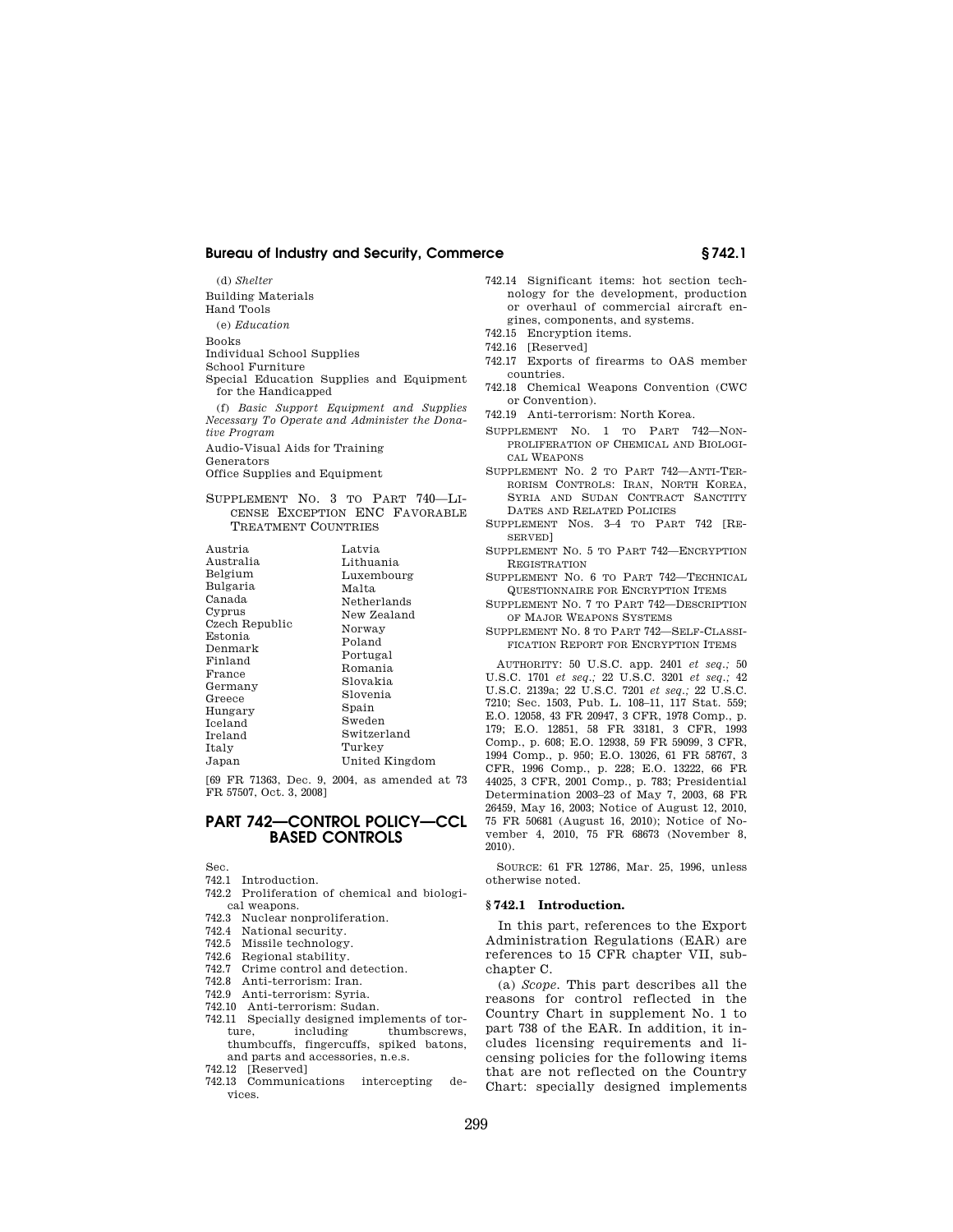(d) *Shelter*

Building Materials
Hand Tools

(e) *Education*

Books
Individual School Supplies
School Furniture
Special Education Supplies and Equipment for the Handicapped

(f) *Basic Support Equipment and Supplies Necessary To Operate and Administer the Donative Program*

Audio-Visual Aids for Training
Generators
Office Supplies and Equipment

SUPPLEMENT NO. 3 TO PART 740—LICENSE EXCEPTION ENC FAVORABLE TREATMENT COUNTRIES

| | |
|---|---|
| Austria | Latvia |
| Australia | Lithuania |
| Belgium | Luxembourg |
| Bulgaria | Malta |
| Canada | Netherlands |
| Cyprus | New Zealand |
| Czech Republic | Norway |
| Estonia | Poland |
| Denmark | Portugal |
| Finland | Romania |
| France | Slovakia |
| Germany | Slovenia |
| Greece | Spain |
| Hungary | Sweden |
| Iceland | Switzerland |
| Ireland | Turkey |
| Italy | United Kingdom |
| Japan | |

[69 FR 71363, Dec. 9, 2004, as amended at 73 FR 57507, Oct. 3, 2008]

## PART 742—CONTROL POLICY—CCL BASED CONTROLS

Sec.
742.1 Introduction.
742.2 Proliferation of chemical and biological weapons.
742.3 Nuclear nonproliferation.
742.4 National security.
742.5 Missile technology.
742.6 Regional stability.
742.7 Crime control and detection.
742.8 Anti-terrorism: Iran.
742.9 Anti-terrorism: Syria.
742.10 Anti-terrorism: Sudan.
742.11 Specially designed implements of torture, including thumbscrews, thumbcuffs, fingercuffs, spiked batons, and parts and accessories, n.e.s.
742.12 [Reserved]
742.13 Communications intercepting devices.
742.14 Significant items: hot section technology for the development, production or overhaul of commercial aircraft engines, components, and systems.
742.15 Encryption items.
742.16 [Reserved]
742.17 Exports of firearms to OAS member countries.
742.18 Chemical Weapons Convention (CWC or Convention).
742.19 Anti-terrorism: North Korea.

SUPPLEMENT NO. 1 TO PART 742—NONPROLIFERATION OF CHEMICAL AND BIOLOGICAL WEAPONS
SUPPLEMENT NO. 2 TO PART 742—ANTI-TERRORISM CONTROLS: IRAN, NORTH KOREA, SYRIA AND SUDAN CONTRACT SANCTITY DATES AND RELATED POLICIES
SUPPLEMENT NOS. 3–4 TO PART 742 [RESERVED]
SUPPLEMENT NO. 5 TO PART 742—ENCRYPTION REGISTRATION
SUPPLEMENT NO. 6 TO PART 742—TECHNICAL QUESTIONNAIRE FOR ENCRYPTION ITEMS
SUPPLEMENT NO. 7 TO PART 742—DESCRIPTION OF MAJOR WEAPONS SYSTEMS
SUPPLEMENT NO. 8 TO PART 742—SELF-CLASSIFICATION REPORT FOR ENCRYPTION ITEMS

AUTHORITY: 50 U.S.C. app. 2401 *et seq.;* 50 U.S.C. 1701 *et seq.;* 22 U.S.C. 3201 *et seq.;* 42 U.S.C. 2139a; 22 U.S.C. 7201 *et seq.;* 22 U.S.C. 7210; Sec. 1503, Pub. L. 108–11, 117 Stat. 559; E.O. 12058, 43 FR 20947, 3 CFR, 1978 Comp., p. 179; E.O. 12851, 58 FR 33181, 3 CFR, 1993 Comp., p. 608; E.O. 12938, 59 FR 59099, 3 CFR, 1994 Comp., p. 950; E.O. 13026, 61 FR 58767, 3 CFR, 1996 Comp., p. 228; E.O. 13222, 66 FR 44025, 3 CFR, 2001 Comp., p. 783; Presidential Determination 2003–23 of May 7, 2003, 68 FR 26459, May 16, 2003; Notice of August 12, 2010, 75 FR 50681 (August 16, 2010); Notice of November 4, 2010, 75 FR 68673 (November 8, 2010).

SOURCE: 61 FR 12786, Mar. 25, 1996, unless otherwise noted.

### § 742.1 Introduction.

In this part, references to the Export Administration Regulations (EAR) are references to 15 CFR chapter VII, subchapter C.

(a) *Scope.* This part describes all the reasons for control reflected in the Country Chart in supplement No. 1 to part 738 of the EAR. In addition, it includes licensing requirements and licensing policies for the following items that are not reflected on the Country Chart: specially designed implements